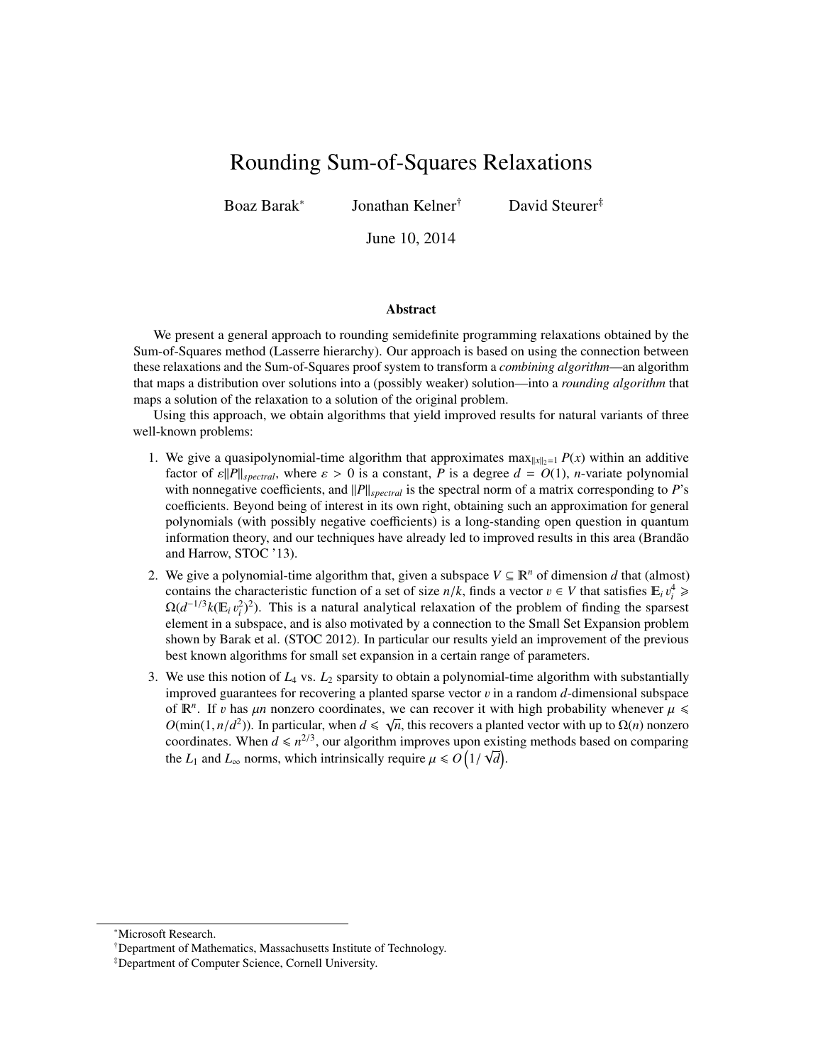# Rounding Sum-of-Squares Relaxations

Boaz Barak[*] Jonathan Kelner[†] David Steurer[‡]

June 10, 2014

## Abstract

We present a general approach to rounding semidefinite programming relaxations obtained by the Sum-of-Squares method (Lasserre hierarchy). Our approach is based on using the connection between these relaxations and the Sum-of-Squares proof system to transform a *combining algorithm*—an algorithm that maps a distribution over solutions into a (possibly weaker) solution—into a *rounding algorithm* that maps a solution of the relaxation to a solution of the original problem.

Using this approach, we obtain algorithms that yield improved results for natural variants of three well-known problems:

1. We give a quasipolynomial-time algorithm that approximates $\max_{\|x\|_2=1} P(x)$ within an additive factor of $\varepsilon\|P\|_{spectral}$, where $\varepsilon > 0$ is a constant, $P$ is a degree $d = O(1)$, $n$-variate polynomial with nonnegative coefficients, and $\|P\|_{spectral}$ is the spectral norm of a matrix corresponding to $P$'s coefficients. Beyond being of interest in its own right, obtaining such an approximation for general polynomials (with possibly negative coefficients) is a long-standing open question in quantum information theory, and our techniques have already led to improved results in this area (Brandão and Harrow, STOC '13).
2. We give a polynomial-time algorithm that, given a subspace $V \subseteq \mathbb{R}^n$ of dimension $d$ that (almost) contains the characteristic function of a set of size $n/k$, finds a vector $v \in V$ that satisfies $\mathbb{E}_i v_i^4 \geqslant \Omega(d^{-1/3} k (\mathbb{E}_i v_i^2)^2)$. This is a natural analytical relaxation of the problem of finding the sparsest element in a subspace, and is also motivated by a connection to the Small Set Expansion problem shown by Barak et al. (STOC 2012). In particular our results yield an improvement of the previous best known algorithms for small set expansion in a certain range of parameters.
3. We use this notion of $L_4$ vs. $L_2$ sparsity to obtain a polynomial-time algorithm with substantially improved guarantees for recovering a planted sparse vector $v$ in a random $d$-dimensional subspace of $\mathbb{R}^n$. If $v$ has $\mu n$ nonzero coordinates, we can recover it with high probability whenever $\mu \leqslant O(\min(1, n/d^2))$. In particular, when $d \leqslant \sqrt{n}$, this recovers a planted vector with up to $\Omega(n)$ nonzero coordinates. When $d \leqslant n^{2/3}$, our algorithm improves upon existing methods based on comparing the $L_1$ and $L_\infty$ norms, which intrinsically require $\mu \leqslant O\left(1/\sqrt{d}\right)$.

[*] Microsoft Research.

[†] Department of Mathematics, Massachusetts Institute of Technology.

[‡] Department of Computer Science, Cornell University.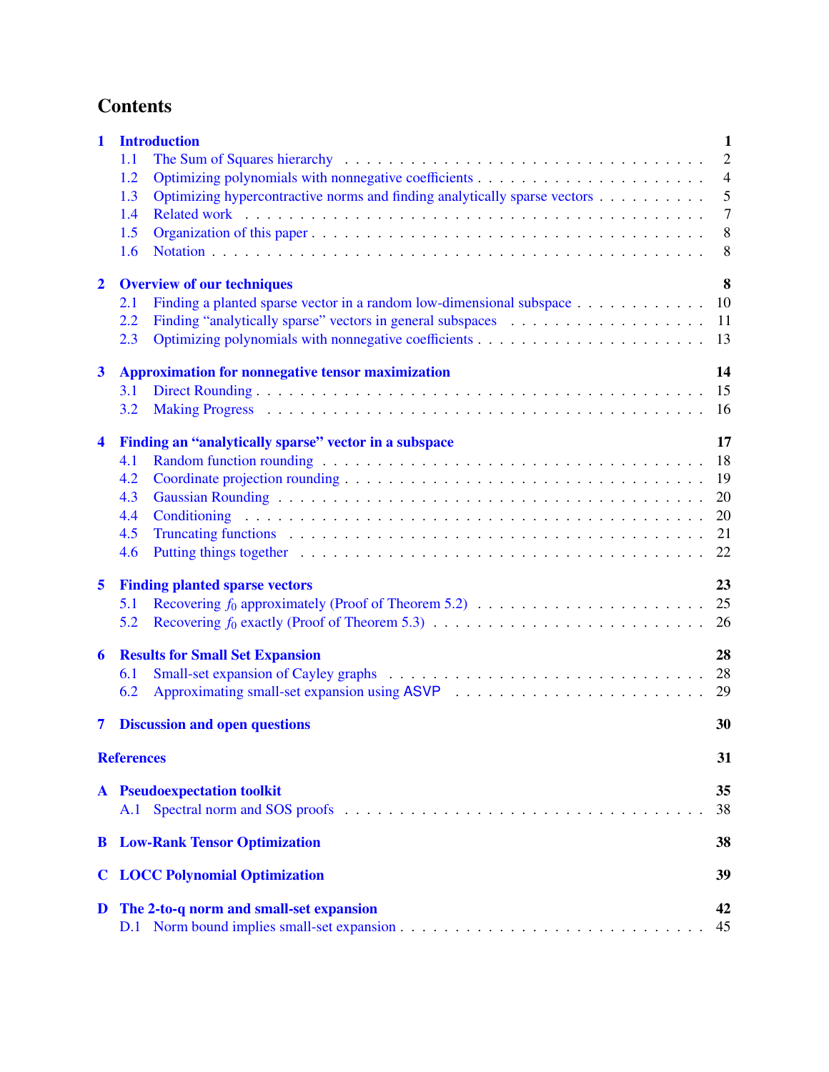# Contents

**1 Introduction** — 1
- 1.1 The Sum of Squares hierarchy — 2
- 1.2 Optimizing polynomials with nonnegative coefficients — 4
- 1.3 Optimizing hypercontractive norms and finding analytically sparse vectors — 5
- 1.4 Related work — 7
- 1.5 Organization of this paper — 8
- 1.6 Notation — 8

**2 Overview of our techniques** — 8
- 2.1 Finding a planted sparse vector in a random low-dimensional subspace — 10
- 2.2 Finding "analytically sparse" vectors in general subspaces — 11
- 2.3 Optimizing polynomials with nonnegative coefficients — 13

**3 Approximation for nonnegative tensor maximization** — 14
- 3.1 Direct Rounding — 15
- 3.2 Making Progress — 16

**4 Finding an "analytically sparse" vector in a subspace** — 17
- 4.1 Random function rounding — 18
- 4.2 Coordinate projection rounding — 19
- 4.3 Gaussian Rounding — 20
- 4.4 Conditioning — 20
- 4.5 Truncating functions — 21
- 4.6 Putting things together — 22

**5 Finding planted sparse vectors** — 23
- 5.1 Recovering $f_0$ approximately (Proof of Theorem 5.2) — 25
- 5.2 Recovering $f_0$ exactly (Proof of Theorem 5.3) — 26

**6 Results for Small Set Expansion** — 28
- 6.1 Small-set expansion of Cayley graphs — 28
- 6.2 Approximating small-set expansion using ASVP — 29

**7 Discussion and open questions** — 30

**References** — 31

**A Pseudoexpectation toolkit** — 35
- A.1 Spectral norm and SOS proofs — 38

**B Low-Rank Tensor Optimization** — 38

**C LOCC Polynomial Optimization** — 39

**D The 2-to-q norm and small-set expansion** — 42
- D.1 Norm bound implies small-set expansion — 45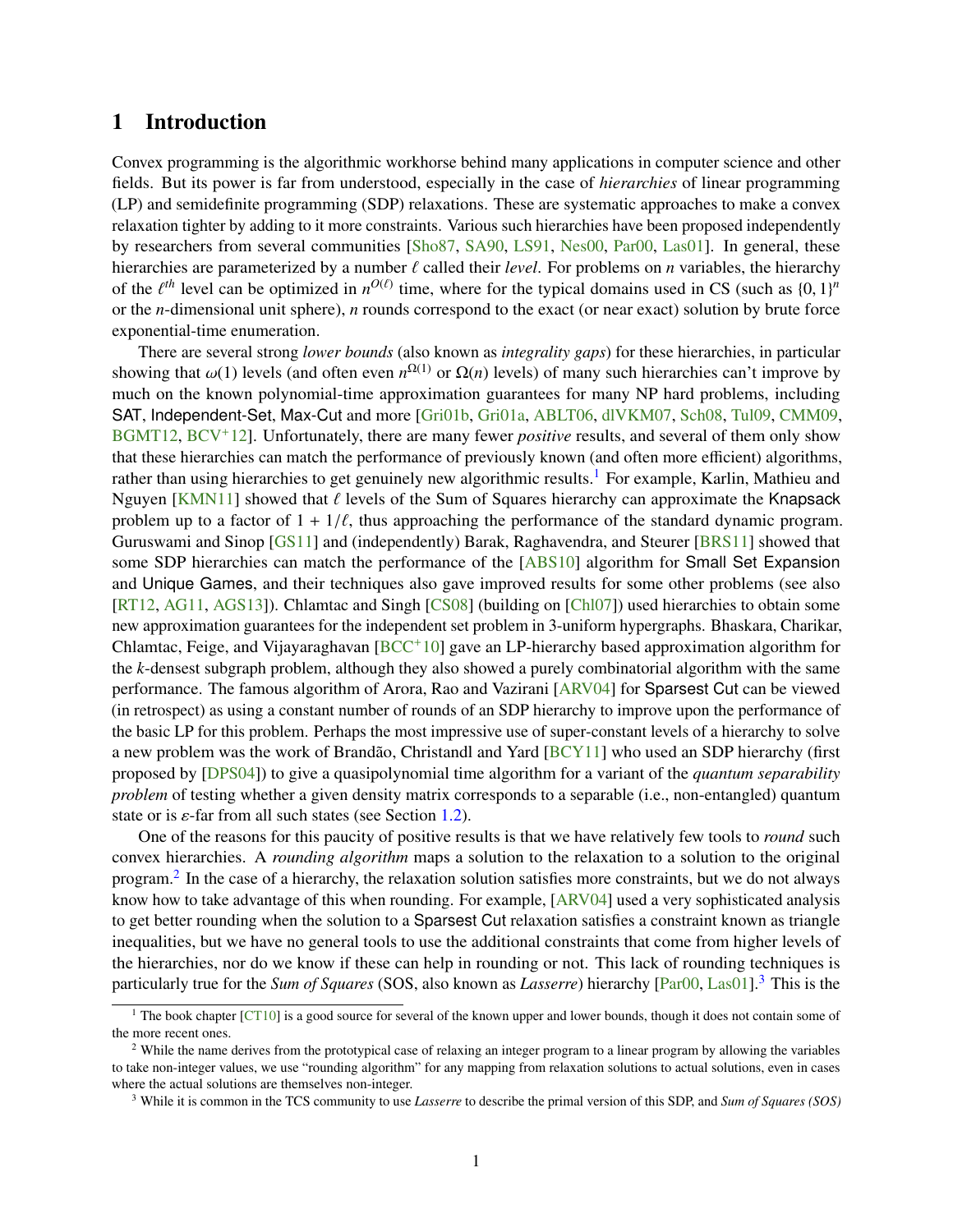# 1 Introduction

Convex programming is the algorithmic workhorse behind many applications in computer science and other fields. But its power is far from understood, especially in the case of *hierarchies* of linear programming (LP) and semidefinite programming (SDP) relaxations. These are systematic approaches to make a convex relaxation tighter by adding to it more constraints. Various such hierarchies have been proposed independently by researchers from several communities [Sho87, SA90, LS91, Nes00, Par00, Las01]. In general, these hierarchies are parameterized by a number $\ell$ called their *level*. For problems on $n$ variables, the hierarchy of the $\ell^{th}$ level can be optimized in $n^{O(\ell)}$ time, where for the typical domains used in CS (such as $\{0,1\}^n$ or the $n$-dimensional unit sphere), $n$ rounds correspond to the exact (or near exact) solution by brute force exponential-time enumeration.

There are several strong *lower bounds* (also known as *integrality gaps*) for these hierarchies, in particular showing that $\omega(1)$ levels (and often even $n^{\Omega(1)}$ or $\Omega(n)$ levels) of many such hierarchies can't improve by much on the known polynomial-time approximation guarantees for many NP hard problems, including SAT, Independent-Set, Max-Cut and more [Gri01b, Gri01a, ABLT06, dlVKM07, Sch08, Tul09, CMM09, BGMT12, BCV+12]. Unfortunately, there are many fewer *positive* results, and several of them only show that these hierarchies can match the performance of previously known (and often more efficient) algorithms, rather than using hierarchies to get genuinely new algorithmic results.[1] For example, Karlin, Mathieu and Nguyen [KMN11] showed that $\ell$ levels of the Sum of Squares hierarchy can approximate the Knapsack problem up to a factor of $1 + 1/\ell$, thus approaching the performance of the standard dynamic program. Guruswami and Sinop [GS11] and (independently) Barak, Raghavendra, and Steurer [BRS11] showed that some SDP hierarchies can match the performance of the [ABS10] algorithm for Small Set Expansion and Unique Games, and their techniques also gave improved results for some other problems (see also [RT12, AG11, AGS13]). Chlamtac and Singh [CS08] (building on [Chl07]) used hierarchies to obtain some new approximation guarantees for the independent set problem in 3-uniform hypergraphs. Bhaskara, Charikar, Chlamtac, Feige, and Vijayaraghavan [BCC+10] gave an LP-hierarchy based approximation algorithm for the $k$-densest subgraph problem, although they also showed a purely combinatorial algorithm with the same performance. The famous algorithm of Arora, Rao and Vazirani [ARV04] for Sparsest Cut can be viewed (in retrospect) as using a constant number of rounds of an SDP hierarchy to improve upon the performance of the basic LP for this problem. Perhaps the most impressive use of super-constant levels of a hierarchy to solve a new problem was the work of Brandão, Christandl and Yard [BCY11] who used an SDP hierarchy (first proposed by [DPS04]) to give a quasipolynomial time algorithm for a variant of the *quantum separability problem* of testing whether a given density matrix corresponds to a separable (i.e., non-entangled) quantum state or is $\varepsilon$-far from all such states (see Section 1.2).

One of the reasons for this paucity of positive results is that we have relatively few tools to *round* such convex hierarchies. A *rounding algorithm* maps a solution to the relaxation to a solution to the original program.[2] In the case of a hierarchy, the relaxation solution satisfies more constraints, but we do not always know how to take advantage of this when rounding. For example, [ARV04] used a very sophisticated analysis to get better rounding when the solution to a Sparsest Cut relaxation satisfies a constraint known as triangle inequalities, but we have no general tools to use the additional constraints that come from higher levels of the hierarchies, nor do we know if these can help in rounding or not. This lack of rounding techniques is particularly true for the *Sum of Squares* (SOS, also known as *Lasserre*) hierarchy [Par00, Las01].[3] This is the

---

[1] The book chapter [CT10] is a good source for several of the known upper and lower bounds, though it does not contain some of the more recent ones.

[2] While the name derives from the prototypical case of relaxing an integer program to a linear program by allowing the variables to take non-integer values, we use "rounding algorithm" for any mapping from relaxation solutions to actual solutions, even in cases where the actual solutions are themselves non-integer.

[3] While it is common in the TCS community to use *Lasserre* to describe the primal version of this SDP, and *Sum of Squares (SOS)*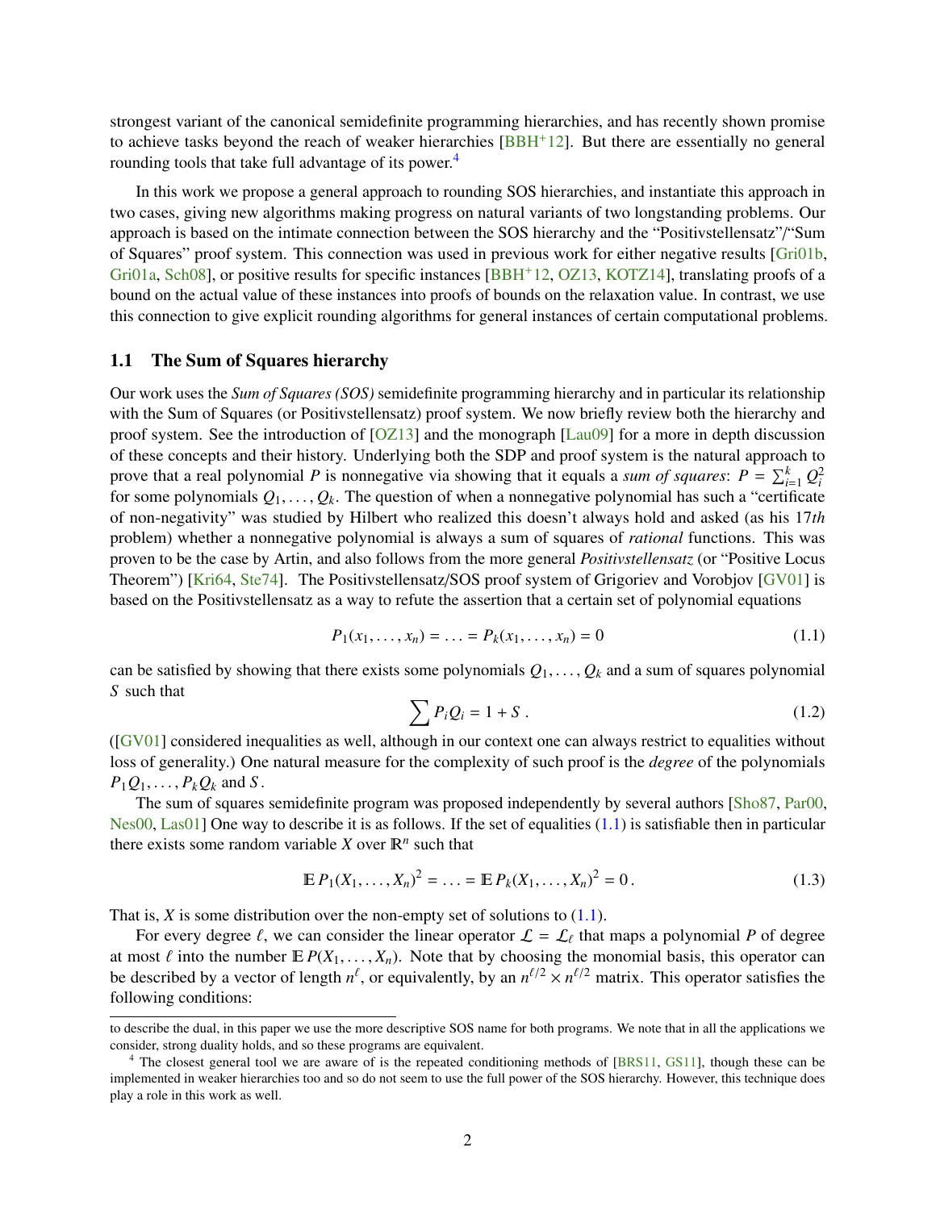strongest variant of the canonical semidefinite programming hierarchies, and has recently shown promise to achieve tasks beyond the reach of weaker hierarchies [BBH+12]. But there are essentially no general rounding tools that take full advantage of its power.[4]

In this work we propose a general approach to rounding SOS hierarchies, and instantiate this approach in two cases, giving new algorithms making progress on natural variants of two longstanding problems. Our approach is based on the intimate connection between the SOS hierarchy and the "Positivstellensatz"/"Sum of Squares" proof system. This connection was used in previous work for either negative results [Gri01b, Gri01a, Sch08], or positive results for specific instances [BBH+12, OZ13, KOTZ14], translating proofs of a bound on the actual value of these instances into proofs of bounds on the relaxation value. In contrast, we use this connection to give explicit rounding algorithms for general instances of certain computational problems.

## 1.1 The Sum of Squares hierarchy

Our work uses the *Sum of Squares (SOS)* semidefinite programming hierarchy and in particular its relationship with the Sum of Squares (or Positivstellensatz) proof system. We now briefly review both the hierarchy and proof system. See the introduction of [OZ13] and the monograph [Lau09] for a more in depth discussion of these concepts and their history. Underlying both the SDP and proof system is the natural approach to prove that a real polynomial $P$ is nonnegative via showing that it equals a *sum of squares*: $P = \sum_{i=1}^{k} Q_i^2$ for some polynomials $Q_1, \ldots, Q_k$. The question of when a nonnegative polynomial has such a "certificate of non-negativity" was studied by Hilbert who realized this doesn't always hold and asked (as his 17*th* problem) whether a nonnegative polynomial is always a sum of squares of *rational* functions. This was proven to be the case by Artin, and also follows from the more general *Positivstellensatz* (or "Positive Locus Theorem") [Kri64, Ste74]. The Positivstellensatz/SOS proof system of Grigoriev and Vorobjov [GV01] is based on the Positivstellensatz as a way to refute the assertion that a certain set of polynomial equations

$$P_1(x_1, \ldots, x_n) = \ldots = P_k(x_1, \ldots, x_n) = 0 \tag{1.1}$$

can be satisfied by showing that there exists some polynomials $Q_1, \ldots, Q_k$ and a sum of squares polynomial $S$ such that

$$\sum P_i Q_i = 1 + S\,. \tag{1.2}$$

([GV01] considered inequalities as well, although in our context one can always restrict to equalities without loss of generality.) One natural measure for the complexity of such proof is the *degree* of the polynomials $P_1 Q_1, \ldots, P_k Q_k$ and $S$.

The sum of squares semidefinite program was proposed independently by several authors [Sho87, Par00, Nes00, Las01] One way to describe it is as follows. If the set of equalities (1.1) is satisfiable then in particular there exists some random variable $X$ over $\mathbb{R}^n$ such that

$$\mathbb{E}\, P_1(X_1, \ldots, X_n)^2 = \ldots = \mathbb{E}\, P_k(X_1, \ldots, X_n)^2 = 0\,. \tag{1.3}$$

That is, $X$ is some distribution over the non-empty set of solutions to (1.1).

For every degree $\ell$, we can consider the linear operator $\mathcal{L} = \mathcal{L}_\ell$ that maps a polynomial $P$ of degree at most $\ell$ into the number $\mathbb{E}\, P(X_1, \ldots, X_n)$. Note that by choosing the monomial basis, this operator can be described by a vector of length $n^\ell$, or equivalently, by an $n^{\ell/2} \times n^{\ell/2}$ matrix. This operator satisfies the following conditions:

---

to describe the dual, in this paper we use the more descriptive SOS name for both programs. We note that in all the applications we consider, strong duality holds, and so these programs are equivalent.

[4] The closest general tool we are aware of is the repeated conditioning methods of [BRS11, GS11], though these can be implemented in weaker hierarchies too and so do not seem to use the full power of the SOS hierarchy. However, this technique does play a role in this work as well.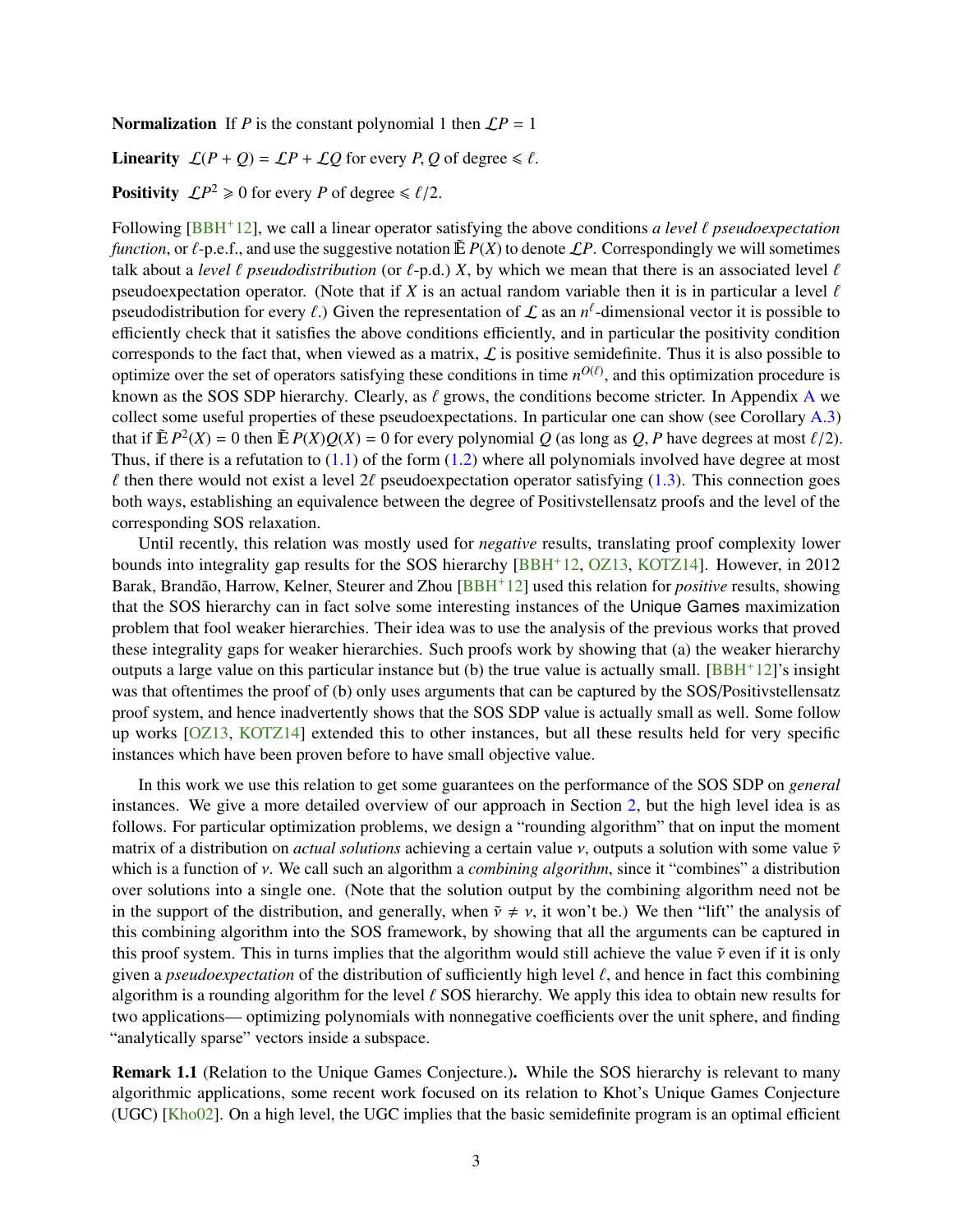**Normalization** If $P$ is the constant polynomial 1 then $\mathcal{L}P = 1$

**Linearity** $\mathcal{L}(P + Q) = \mathcal{L}P + \mathcal{L}Q$ for every $P, Q$ of degree $\leqslant \ell$.

**Positivity** $\mathcal{L}P^2 \geqslant 0$ for every $P$ of degree $\leqslant \ell/2$.

Following [BBH+12], we call a linear operator satisfying the above conditions *a level $\ell$ pseudoexpectation function*, or $\ell$-p.e.f., and use the suggestive notation $\tilde{\mathbb{E}}\, P(X)$ to denote $\mathcal{L}P$. Correspondingly we will sometimes talk about a *level $\ell$ pseudodistribution* (or $\ell$-p.d.) $X$, by which we mean that there is an associated level $\ell$ pseudoexpectation operator. (Note that if $X$ is an actual random variable then it is in particular a level $\ell$ pseudodistribution for every $\ell$.) Given the representation of $\mathcal{L}$ as an $n^\ell$-dimensional vector it is possible to efficiently check that it satisfies the above conditions efficiently, and in particular the positivity condition corresponds to the fact that, when viewed as a matrix, $\mathcal{L}$ is positive semidefinite. Thus it is also possible to optimize over the set of operators satisfying these conditions in time $n^{O(\ell)}$, and this optimization procedure is known as the SOS SDP hierarchy. Clearly, as $\ell$ grows, the conditions become stricter. In Appendix A we collect some useful properties of these pseudoexpectations. In particular one can show (see Corollary A.3) that if $\tilde{\mathbb{E}}\, P^2(X) = 0$ then $\tilde{\mathbb{E}}\, P(X)Q(X) = 0$ for every polynomial $Q$ (as long as $Q, P$ have degrees at most $\ell/2$). Thus, if there is a refutation to (1.1) of the form (1.2) where all polynomials involved have degree at most $\ell$ then there would not exist a level $2\ell$ pseudoexpectation operator satisfying (1.3). This connection goes both ways, establishing an equivalence between the degree of Positivstellensatz proofs and the level of the corresponding SOS relaxation.

Until recently, this relation was mostly used for *negative* results, translating proof complexity lower bounds into integrality gap results for the SOS hierarchy [BBH+12, OZ13, KOTZ14]. However, in 2012 Barak, Brandão, Harrow, Kelner, Steurer and Zhou [BBH+12] used this relation for *positive* results, showing that the SOS hierarchy can in fact solve some interesting instances of the Unique Games maximization problem that fool weaker hierarchies. Their idea was to use the analysis of the previous works that proved these integrality gaps for weaker hierarchies. Such proofs work by showing that (a) the weaker hierarchy outputs a large value on this particular instance but (b) the true value is actually small. [BBH+12]'s insight was that oftentimes the proof of (b) only uses arguments that can be captured by the SOS/Positivstellensatz proof system, and hence inadvertently shows that the SOS SDP value is actually small as well. Some follow up works [OZ13, KOTZ14] extended this to other instances, but all these results held for very specific instances which have been proven before to have small objective value.

In this work we use this relation to get some guarantees on the performance of the SOS SDP on *general* instances. We give a more detailed overview of our approach in Section 2, but the high level idea is as follows. For particular optimization problems, we design a "rounding algorithm" that on input the moment matrix of a distribution on *actual solutions* achieving a certain value $v$, outputs a solution with some value $\tilde{v}$ which is a function of $v$. We call such an algorithm a *combining algorithm*, since it "combines" a distribution over solutions into a single one. (Note that the solution output by the combining algorithm need not be in the support of the distribution, and generally, when $\tilde{v} \neq v$, it won't be.) We then "lift" the analysis of this combining algorithm into the SOS framework, by showing that all the arguments can be captured in this proof system. This in turns implies that the algorithm would still achieve the value $\tilde{v}$ even if it is only given a *pseudoexpectation* of the distribution of sufficiently high level $\ell$, and hence in fact this combining algorithm is a rounding algorithm for the level $\ell$ SOS hierarchy. We apply this idea to obtain new results for two applications— optimizing polynomials with nonnegative coefficients over the unit sphere, and finding "analytically sparse" vectors inside a subspace.

**Remark 1.1** (Relation to the Unique Games Conjecture.)**.** While the SOS hierarchy is relevant to many algorithmic applications, some recent work focused on its relation to Khot's Unique Games Conjecture (UGC) [Kho02]. On a high level, the UGC implies that the basic semidefinite program is an optimal efficient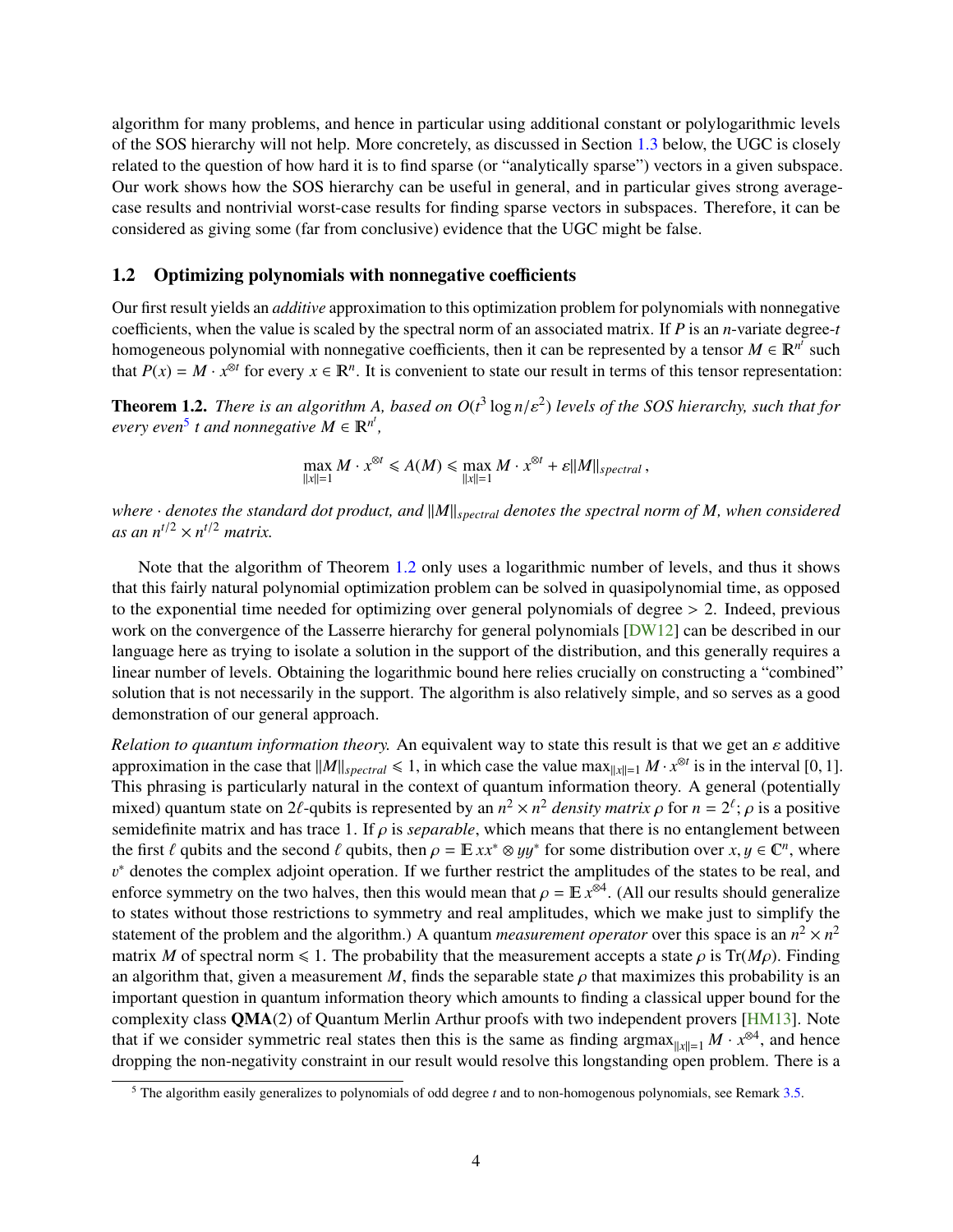algorithm for many problems, and hence in particular using additional constant or polylogarithmic levels of the SOS hierarchy will not help. More concretely, as discussed in Section 1.3 below, the UGC is closely related to the question of how hard it is to find sparse (or "analytically sparse") vectors in a given subspace. Our work shows how the SOS hierarchy can be useful in general, and in particular gives strong average-case results and nontrivial worst-case results for finding sparse vectors in subspaces. Therefore, it can be considered as giving some (far from conclusive) evidence that the UGC might be false.

## 1.2 Optimizing polynomials with nonnegative coefficients

Our first result yields an *additive* approximation to this optimization problem for polynomials with nonnegative coefficients, when the value is scaled by the spectral norm of an associated matrix. If $P$ is an $n$-variate degree-$t$ homogeneous polynomial with nonnegative coefficients, then it can be represented by a tensor $M \in \mathbb{R}^{n^t}$ such that $P(x) = M \cdot x^{\otimes t}$ for every $x \in \mathbb{R}^n$. It is convenient to state our result in terms of this tensor representation:

**Theorem 1.2.** *There is an algorithm $A$, based on $O(t^3 \log n/\varepsilon^2)$ levels of the SOS hierarchy, such that for every even[5] $t$ and nonnegative $M \in \mathbb{R}^{n^t}$,*

$$\max_{\|x\|=1} M \cdot x^{\otimes t} \leqslant A(M) \leqslant \max_{\|x\|=1} M \cdot x^{\otimes t} + \varepsilon \|M\|_{spectral}\,,$$

*where $\cdot$ denotes the standard dot product, and $\|M\|_{spectral}$ denotes the spectral norm of $M$, when considered as an $n^{t/2} \times n^{t/2}$ matrix.*

Note that the algorithm of Theorem 1.2 only uses a logarithmic number of levels, and thus it shows that this fairly natural polynomial optimization problem can be solved in quasipolynomial time, as opposed to the exponential time needed for optimizing over general polynomials of degree $> 2$. Indeed, previous work on the convergence of the Lasserre hierarchy for general polynomials [DW12] can be described in our language here as trying to isolate a solution in the support of the distribution, and this generally requires a linear number of levels. Obtaining the logarithmic bound here relies crucially on constructing a "combined" solution that is not necessarily in the support. The algorithm is also relatively simple, and so serves as a good demonstration of our general approach.

*Relation to quantum information theory.* An equivalent way to state this result is that we get an $\varepsilon$ additive approximation in the case that $\|M\|_{spectral} \leqslant 1$, in which case the value $\max_{\|x\|=1} M \cdot x^{\otimes t}$ is in the interval $[0, 1]$. This phrasing is particularly natural in the context of quantum information theory. A general (potentially mixed) quantum state on $2\ell$-qubits is represented by an $n^2 \times n^2$ *density matrix* $\rho$ for $n = 2^\ell$; $\rho$ is a positive semidefinite matrix and has trace 1. If $\rho$ is *separable*, which means that there is no entanglement between the first $\ell$ qubits and the second $\ell$ qubits, then $\rho = \mathbb{E}\, xx^* \otimes yy^*$ for some distribution over $x, y \in \mathbb{C}^n$, where $v^*$ denotes the complex adjoint operation. If we further restrict the amplitudes of the states to be real, and enforce symmetry on the two halves, then this would mean that $\rho = \mathbb{E}\, x^{\otimes 4}$. (All our results should generalize to states without those restrictions to symmetry and real amplitudes, which we make just to simplify the statement of the problem and the algorithm.) A quantum *measurement operator* over this space is an $n^2 \times n^2$ matrix $M$ of spectral norm $\leqslant 1$. The probability that the measurement accepts a state $\rho$ is $\mathrm{Tr}(M\rho)$. Finding an algorithm that, given a measurement $M$, finds the separable state $\rho$ that maximizes this probability is an important question in quantum information theory which amounts to finding a classical upper bound for the complexity class **QMA**(2) of Quantum Merlin Arthur proofs with two independent provers [HM13]. Note that if we consider symmetric real states then this is the same as finding $\operatorname{argmax}_{\|x\|=1} M \cdot x^{\otimes 4}$, and hence dropping the non-negativity constraint in our result would resolve this longstanding open problem. There is a

[5] The algorithm easily generalizes to polynomials of odd degree $t$ and to non-homogenous polynomials, see Remark 3.5.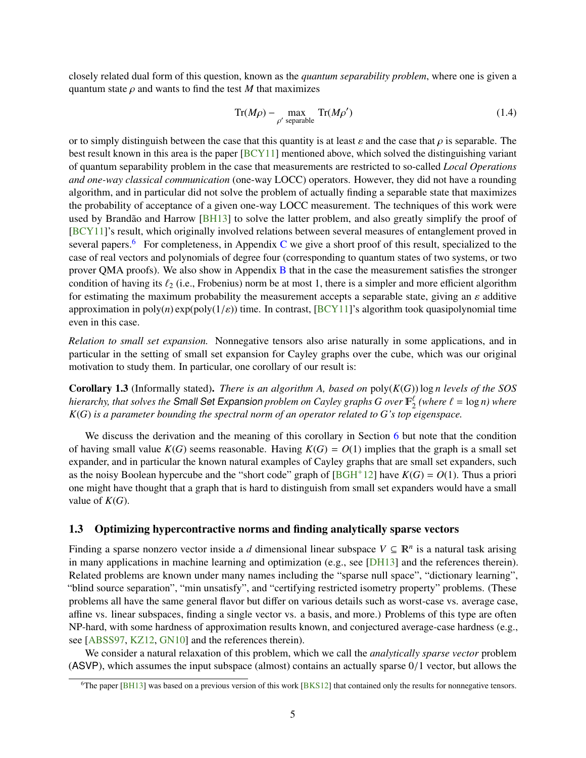closely related dual form of this question, known as the *quantum separability problem*, where one is given a quantum state $\rho$ and wants to find the test $M$ that maximizes

$$\mathrm{Tr}(M\rho) - \max_{\rho' \text{ separable}} \mathrm{Tr}(M\rho') \tag{1.4}$$

or to simply distinguish between the case that this quantity is at least $\varepsilon$ and the case that $\rho$ is separable. The best result known in this area is the paper [BCY11] mentioned above, which solved the distinguishing variant of quantum separability problem in the case that measurements are restricted to so-called *Local Operations and one-way classical communication* (one-way LOCC) operators. However, they did not have a rounding algorithm, and in particular did not solve the problem of actually finding a separable state that maximizes the probability of acceptance of a given one-way LOCC measurement. The techniques of this work were used by Brandão and Harrow [BH13] to solve the latter problem, and also greatly simplify the proof of [BCY11]'s result, which originally involved relations between several measures of entanglement proved in several papers.[6] For completeness, in Appendix C we give a short proof of this result, specialized to the case of real vectors and polynomials of degree four (corresponding to quantum states of two systems, or two prover QMA proofs). We also show in Appendix B that in the case the measurement satisfies the stronger condition of having its $\ell_2$ (i.e., Frobenius) norm be at most 1, there is a simpler and more efficient algorithm for estimating the maximum probability the measurement accepts a separable state, giving an $\varepsilon$ additive approximation in $\mathrm{poly}(n)\exp(\mathrm{poly}(1/\varepsilon))$ time. In contrast, [BCY11]'s algorithm took quasipolynomial time even in this case.

*Relation to small set expansion.* Nonnegative tensors also arise naturally in some applications, and in particular in the setting of small set expansion for Cayley graphs over the cube, which was our original motivation to study them. In particular, one corollary of our result is:

**Corollary 1.3** (Informally stated)**.** *There is an algorithm A, based on* $\mathrm{poly}(K(G))\log n$ *levels of the SOS hierarchy, that solves the* Small Set Expansion *problem on Cayley graphs $G$ over $\mathbb{F}_2^\ell$ (where $\ell = \log n$) where $K(G)$ is a parameter bounding the spectral norm of an operator related to $G$'s top eigenspace.*

We discuss the derivation and the meaning of this corollary in Section 6 but note that the condition of having small value $K(G)$ seems reasonable. Having $K(G) = O(1)$ implies that the graph is a small set expander, and in particular the known natural examples of Cayley graphs that are small set expanders, such as the noisy Boolean hypercube and the "short code" graph of [BGH+12] have $K(G) = O(1)$. Thus a priori one might have thought that a graph that is hard to distinguish from small set expanders would have a small value of $K(G)$.

### 1.3 Optimizing hypercontractive norms and finding analytically sparse vectors

Finding a sparse nonzero vector inside a $d$ dimensional linear subspace $V \subseteq \mathbb{R}^n$ is a natural task arising in many applications in machine learning and optimization (e.g., see [DH13] and the references therein). Related problems are known under many names including the "sparse null space", "dictionary learning", "blind source separation", "min unsatisfy", and "certifying restricted isometry property" problems. (These problems all have the same general flavor but differ on various details such as worst-case vs. average case, affine vs. linear subspaces, finding a single vector vs. a basis, and more.) Problems of this type are often NP-hard, with some hardness of approximation results known, and conjectured average-case hardness (e.g., see [ABSS97, KZ12, GN10] and the references therein).

We consider a natural relaxation of this problem, which we call the *analytically sparse vector* problem (ASVP), which assumes the input subspace (almost) contains an actually sparse 0/1 vector, but allows the

[6] The paper [BH13] was based on a previous version of this work [BKS12] that contained only the results for nonnegative tensors.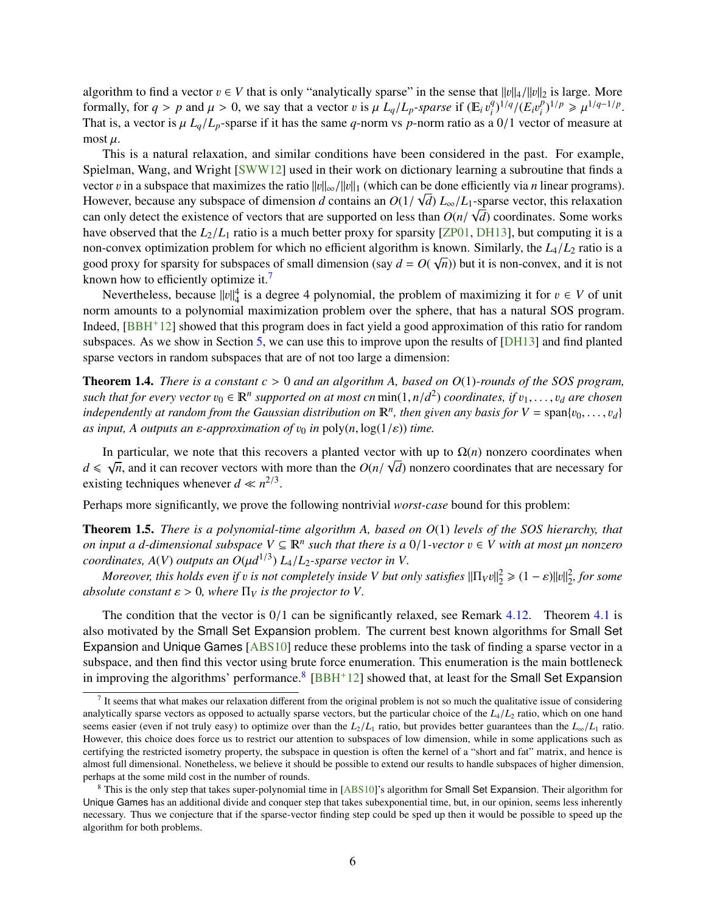algorithm to find a vector $v \in V$ that is only "analytically sparse" in the sense that $\|v\|_4/\|v\|_2$ is large. More formally, for $q > p$ and $\mu > 0$, we say that a vector $v$ is $\mu$ $L_q/L_p$*-sparse* if $(\mathbb{E}_i v_i^q)^{1/q}/(E_i v_i^p)^{1/p} \geqslant \mu^{1/q-1/p}$. That is, a vector is $\mu$ $L_q/L_p$-sparse if it has the same $q$-norm vs $p$-norm ratio as a $0/1$ vector of measure at most $\mu$.

This is a natural relaxation, and similar conditions have been considered in the past. For example, Spielman, Wang, and Wright [SWW12] used in their work on dictionary learning a subroutine that finds a vector $v$ in a subspace that maximizes the ratio $\|v\|_\infty/\|v\|_1$ (which can be done efficiently via $n$ linear programs). However, because any subspace of dimension $d$ contains an $O(1/\sqrt{d})$ $L_\infty/L_1$-sparse vector, this relaxation can only detect the existence of vectors that are supported on less than $O(n/\sqrt{d})$ coordinates. Some works have observed that the $L_2/L_1$ ratio is a much better proxy for sparsity [ZP01, DH13], but computing it is a non-convex optimization problem for which no efficient algorithm is known. Similarly, the $L_4/L_2$ ratio is a good proxy for sparsity for subspaces of small dimension (say $d = O(\sqrt{n})$) but it is non-convex, and it is not known how to efficiently optimize it.[7]

Nevertheless, because $\|v\|_4^4$ is a degree 4 polynomial, the problem of maximizing it for $v \in V$ of unit norm amounts to a polynomial maximization problem over the sphere, that has a natural SOS program. Indeed, [BBH+12] showed that this program does in fact yield a good approximation of this ratio for random subspaces. As we show in Section 5, we can use this to improve upon the results of [DH13] and find planted sparse vectors in random subspaces that are of not too large a dimension:

**Theorem 1.4.** *There is a constant $c > 0$ and an algorithm $A$, based on $O(1)$-rounds of the SOS program, such that for every vector $v_0 \in \mathbb{R}^n$ supported on at most $cn\min(1, n/d^2)$ coordinates, if $v_1, \ldots, v_d$ are chosen independently at random from the Gaussian distribution on $\mathbb{R}^n$, then given any basis for $V = \operatorname{span}\{v_0, \ldots, v_d\}$ as input, $A$ outputs an $\varepsilon$-approximation of $v_0$ in $\operatorname{poly}(n, \log(1/\varepsilon))$ time.*

In particular, we note that this recovers a planted vector with up to $\Omega(n)$ nonzero coordinates when $d \leqslant \sqrt{n}$, and it can recover vectors with more than the $O(n/\sqrt{d})$ nonzero coordinates that are necessary for existing techniques whenever $d \ll n^{2/3}$.

Perhaps more significantly, we prove the following nontrivial *worst-case* bound for this problem:

**Theorem 1.5.** *There is a polynomial-time algorithm $A$, based on $O(1)$ levels of the SOS hierarchy, that on input a $d$-dimensional subspace $V \subseteq \mathbb{R}^n$ such that there is a $0/1$-vector $v \in V$ with at most $\mu n$ nonzero coordinates, $A(V)$ outputs an $O(\mu d^{1/3})$ $L_4/L_2$-sparse vector in $V$.*

*Moreover, this holds even if $v$ is not completely inside $V$ but only satisfies $\|\Pi_V v\|_2^2 \geqslant (1-\varepsilon)\|v\|_2^2$, for some absolute constant $\varepsilon > 0$, where $\Pi_V$ is the projector to $V$.*

The condition that the vector is $0/1$ can be significantly relaxed, see Remark 4.12. Theorem 4.1 is also motivated by the Small Set Expansion problem. The current best known algorithms for Small Set Expansion and Unique Games [ABS10] reduce these problems into the task of finding a sparse vector in a subspace, and then find this vector using brute force enumeration. This enumeration is the main bottleneck in improving the algorithms' performance.[8] [BBH+12] showed that, at least for the Small Set Expansion

---

[7] It seems that what makes our relaxation different from the original problem is not so much the qualitative issue of considering analytically sparse vectors as opposed to actually sparse vectors, but the particular choice of the $L_4/L_2$ ratio, which on one hand seems easier (even if not truly easy) to optimize over than the $L_2/L_1$ ratio, but provides better guarantees than the $L_\infty/L_1$ ratio. However, this choice does force us to restrict our attention to subspaces of low dimension, while in some applications such as certifying the restricted isometry property, the subspace in question is often the kernel of a "short and fat" matrix, and hence is almost full dimensional. Nonetheless, we believe it should be possible to extend our results to handle subspaces of higher dimension, perhaps at the some mild cost in the number of rounds.

[8] This is the only step that takes super-polynomial time in [ABS10]'s algorithm for Small Set Expansion. Their algorithm for Unique Games has an additional divide and conquer step that takes subexponential time, but, in our opinion, seems less inherently necessary. Thus we conjecture that if the sparse-vector finding step could be sped up then it would be possible to speed up the algorithm for both problems.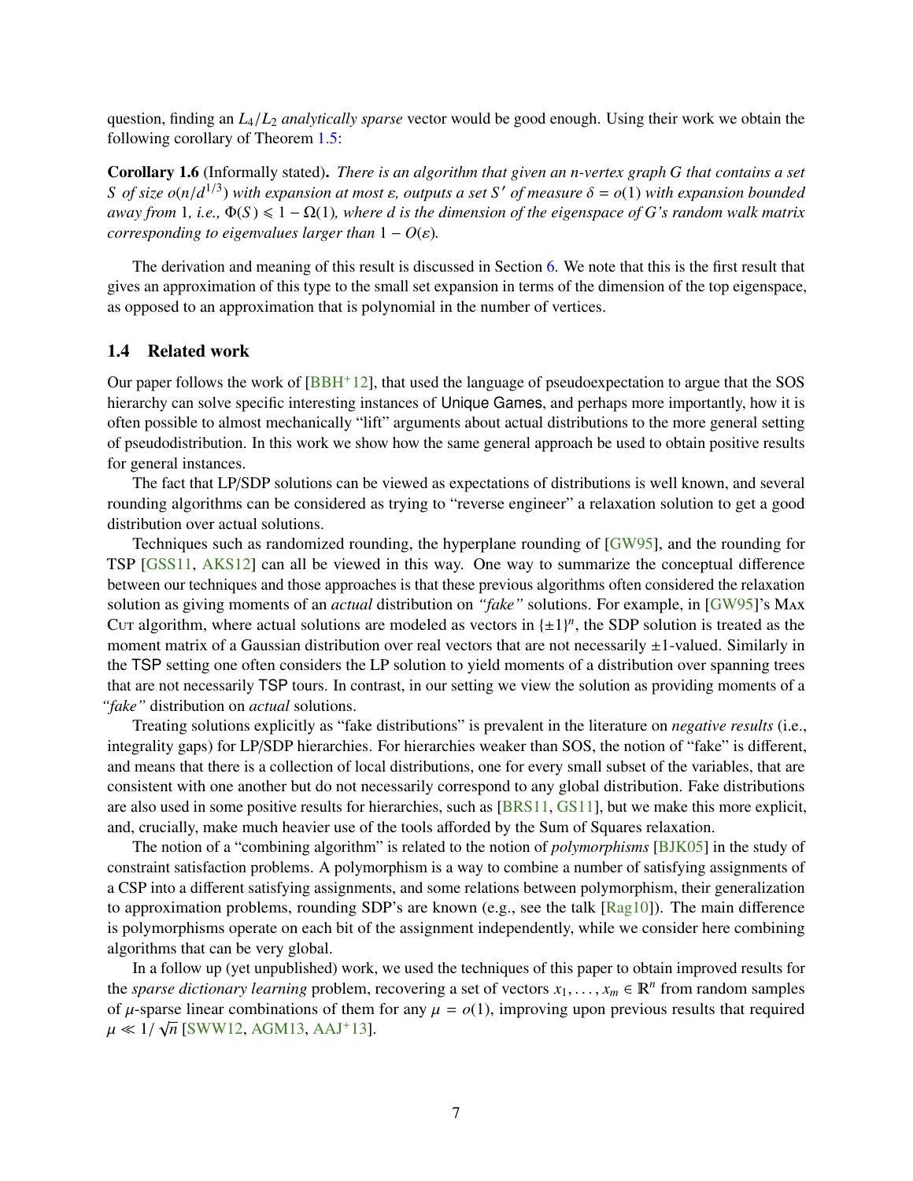question, finding an $L_4/L_2$ *analytically sparse* vector would be good enough. Using their work we obtain the following corollary of Theorem 1.5:

**Corollary 1.6** (Informally stated)**.** *There is an algorithm that given an $n$-vertex graph $G$ that contains a set $S$ of size $o(n/d^{1/3})$ with expansion at most $\varepsilon$, outputs a set $S'$ of measure $\delta = o(1)$ with expansion bounded away from* 1*, i.e.,* $\Phi(S) \leqslant 1 - \Omega(1)$*, where $d$ is the dimension of the eigenspace of $G$'s random walk matrix corresponding to eigenvalues larger than* $1 - O(\varepsilon)$*.*

The derivation and meaning of this result is discussed in Section 6. We note that this is the first result that gives an approximation of this type to the small set expansion in terms of the dimension of the top eigenspace, as opposed to an approximation that is polynomial in the number of vertices.

### 1.4 Related work

Our paper follows the work of [BBH+12], that used the language of pseudoexpectation to argue that the SOS hierarchy can solve specific interesting instances of Unique Games, and perhaps more importantly, how it is often possible to almost mechanically "lift" arguments about actual distributions to the more general setting of pseudodistribution. In this work we show how the same general approach be used to obtain positive results for general instances.

The fact that LP/SDP solutions can be viewed as expectations of distributions is well known, and several rounding algorithms can be considered as trying to "reverse engineer" a relaxation solution to get a good distribution over actual solutions.

Techniques such as randomized rounding, the hyperplane rounding of [GW95], and the rounding for TSP [GSS11, AKS12] can all be viewed in this way. One way to summarize the conceptual difference between our techniques and those approaches is that these previous algorithms often considered the relaxation solution as giving moments of an *actual* distribution on *"fake"* solutions. For example, in [GW95]'s Max Cut algorithm, where actual solutions are modeled as vectors in $\{\pm 1\}^n$, the SDP solution is treated as the moment matrix of a Gaussian distribution over real vectors that are not necessarily $\pm 1$-valued. Similarly in the TSP setting one often considers the LP solution to yield moments of a distribution over spanning trees that are not necessarily TSP tours. In contrast, in our setting we view the solution as providing moments of a *"fake"* distribution on *actual* solutions.

Treating solutions explicitly as "fake distributions" is prevalent in the literature on *negative results* (i.e., integrality gaps) for LP/SDP hierarchies. For hierarchies weaker than SOS, the notion of "fake" is different, and means that there is a collection of local distributions, one for every small subset of the variables, that are consistent with one another but do not necessarily correspond to any global distribution. Fake distributions are also used in some positive results for hierarchies, such as [BRS11, GS11], but we make this more explicit, and, crucially, make much heavier use of the tools afforded by the Sum of Squares relaxation.

The notion of a "combining algorithm" is related to the notion of *polymorphisms* [BJK05] in the study of constraint satisfaction problems. A polymorphism is a way to combine a number of satisfying assignments of a CSP into a different satisfying assignments, and some relations between polymorphism, their generalization to approximation problems, rounding SDP's are known (e.g., see the talk [Rag10]). The main difference is polymorphisms operate on each bit of the assignment independently, while we consider here combining algorithms that can be very global.

In a follow up (yet unpublished) work, we used the techniques of this paper to obtain improved results for the *sparse dictionary learning* problem, recovering a set of vectors $x_1, \ldots, x_m \in \mathbb{R}^n$ from random samples of $\mu$-sparse linear combinations of them for any $\mu = o(1)$, improving upon previous results that required $\mu \ll 1/\sqrt{n}$ [SWW12, AGM13, AAJ+13].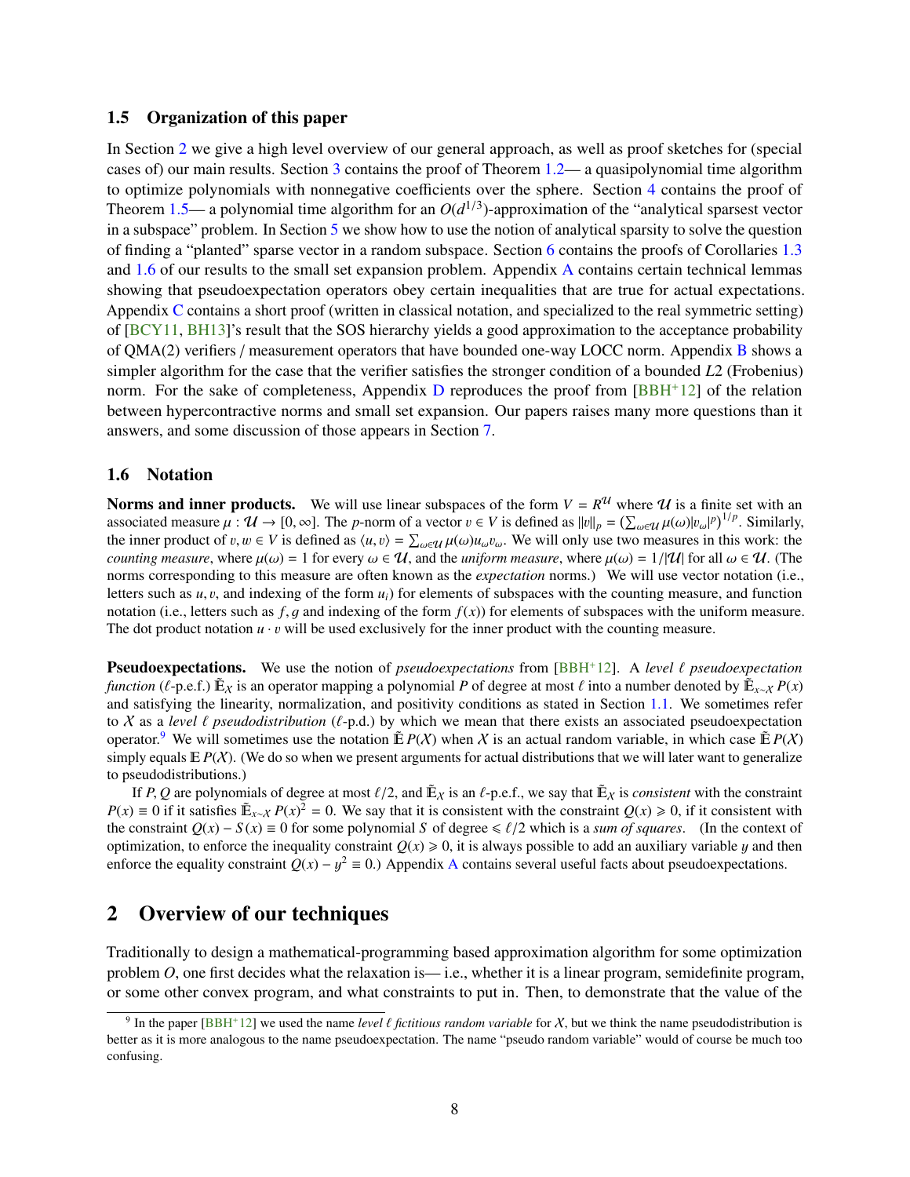### 1.5 Organization of this paper

In Section 2 we give a high level overview of our general approach, as well as proof sketches for (special cases of) our main results. Section 3 contains the proof of Theorem 1.2— a quasipolynomial time algorithm to optimize polynomials with nonnegative coefficients over the sphere. Section 4 contains the proof of Theorem 1.5— a polynomial time algorithm for an $O(d^{1/3})$-approximation of the "analytical sparsest vector in a subspace" problem. In Section 5 we show how to use the notion of analytical sparsity to solve the question of finding a "planted" sparse vector in a random subspace. Section 6 contains the proofs of Corollaries 1.3 and 1.6 of our results to the small set expansion problem. Appendix A contains certain technical lemmas showing that pseudoexpectation operators obey certain inequalities that are true for actual expectations. Appendix C contains a short proof (written in classical notation, and specialized to the real symmetric setting) of [BCY11, BH13]'s result that the SOS hierarchy yields a good approximation to the acceptance probability of QMA(2) verifiers / measurement operators that have bounded one-way LOCC norm. Appendix B shows a simpler algorithm for the case that the verifier satisfies the stronger condition of a bounded $L2$ (Frobenius) norm. For the sake of completeness, Appendix D reproduces the proof from [BBH+12] of the relation between hypercontractive norms and small set expansion. Our papers raises many more questions than it answers, and some discussion of those appears in Section 7.

### 1.6 Notation

**Norms and inner products.** We will use linear subspaces of the form $V = R^{\mathcal{U}}$ where $\mathcal{U}$ is a finite set with an associated measure $\mu : \mathcal{U} \to [0, \infty]$. The $p$-norm of a vector $v \in V$ is defined as $\|v\|_p = \left(\sum_{\omega \in \mathcal{U}} \mu(\omega)|v_\omega|^p\right)^{1/p}$. Similarly, the inner product of $v, w \in V$ is defined as $\langle u, v\rangle = \sum_{\omega\in\mathcal{U}} \mu(\omega) u_\omega v_\omega$. We will only use two measures in this work: the *counting measure*, where $\mu(\omega) = 1$ for every $\omega \in \mathcal{U}$, and the *uniform measure*, where $\mu(\omega) = 1/|\mathcal{U}|$ for all $\omega \in \mathcal{U}$. (The norms corresponding to this measure are often known as the *expectation* norms.) We will use vector notation (i.e., letters such as $u, v$, and indexing of the form $u_i$) for elements of subspaces with the counting measure, and function notation (i.e., letters such as $f, g$ and indexing of the form $f(x)$) for elements of subspaces with the uniform measure. The dot product notation $u \cdot v$ will be used exclusively for the inner product with the counting measure.

**Pseudoexpectations.** We use the notion of *pseudoexpectations* from [BBH+12]. A *level $\ell$ pseudoexpectation function* ($\ell$-p.e.f.) $\tilde{\mathbb{E}}_{\mathcal{X}}$ is an operator mapping a polynomial $P$ of degree at most $\ell$ into a number denoted by $\tilde{\mathbb{E}}_{x\sim\mathcal{X}} P(x)$ and satisfying the linearity, normalization, and positivity conditions as stated in Section 1.1. We sometimes refer to $\mathcal{X}$ as a *level $\ell$ pseudodistribution* ($\ell$-p.d.) by which we mean that there exists an associated pseudoexpectation operator.[9] We will sometimes use the notation $\tilde{\mathbb{E}}\, P(\mathcal{X})$ when $\mathcal{X}$ is an actual random variable, in which case $\tilde{\mathbb{E}}\, P(\mathcal{X})$ simply equals $\mathbb{E}\, P(\mathcal{X})$. (We do so when we present arguments for actual distributions that we will later want to generalize to pseudodistributions.)

If $P, Q$ are polynomials of degree at most $\ell/2$, and $\tilde{\mathbb{E}}_{\mathcal{X}}$ is an $\ell$-p.e.f., we say that $\tilde{\mathbb{E}}_{\mathcal{X}}$ is *consistent* with the constraint $P(x) \equiv 0$ if it satisfies $\tilde{\mathbb{E}}_{x\sim\mathcal{X}} P(x)^2 = 0$. We say that it is consistent with the constraint $Q(x) \geqslant 0$, if it consistent with the constraint $Q(x) - S(x) \equiv 0$ for some polynomial $S$ of degree $\leqslant \ell/2$ which is a *sum of squares*. (In the context of optimization, to enforce the inequality constraint $Q(x) \geqslant 0$, it is always possible to add an auxiliary variable $y$ and then enforce the equality constraint $Q(x) - y^2 \equiv 0$.) Appendix A contains several useful facts about pseudoexpectations.

## 2 Overview of our techniques

Traditionally to design a mathematical-programming based approximation algorithm for some optimization problem $O$, one first decides what the relaxation is— i.e., whether it is a linear program, semidefinite program, or some other convex program, and what constraints to put in. Then, to demonstrate that the value of the

[9] In the paper [BBH+12] we used the name *level $\ell$ fictitious random variable* for $\mathcal{X}$, but we think the name pseudodistribution is better as it is more analogous to the name pseudoexpectation. The name "pseudo random variable" would of course be much too confusing.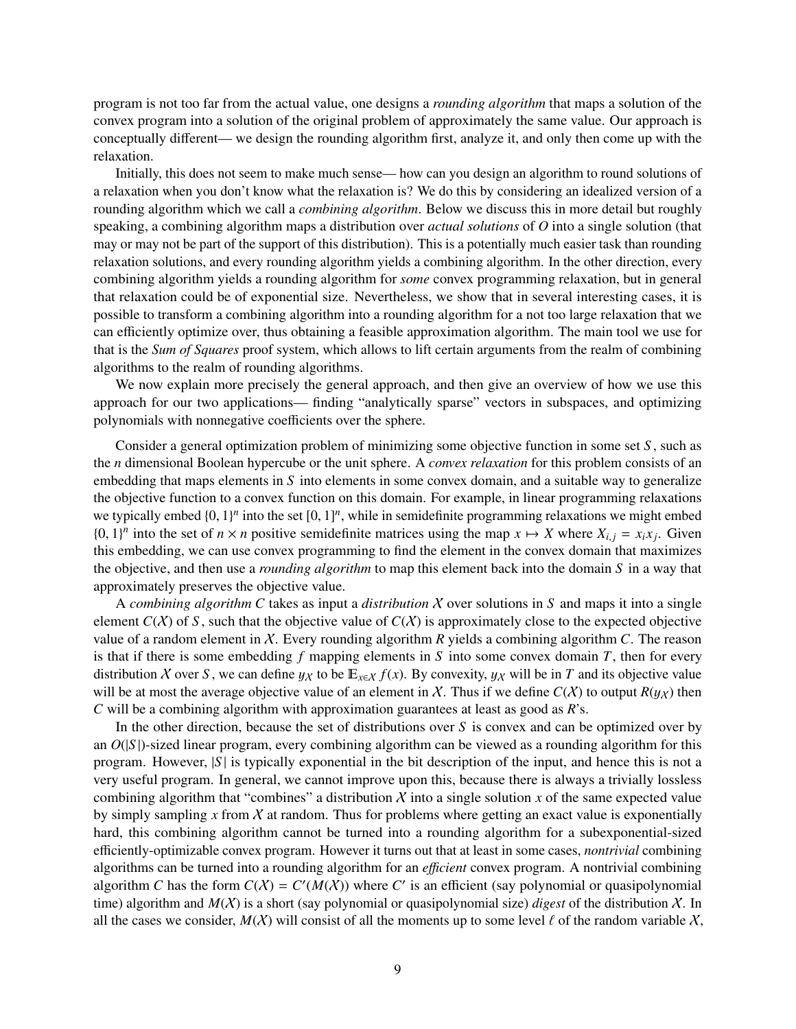program is not too far from the actual value, one designs a *rounding algorithm* that maps a solution of the convex program into a solution of the original problem of approximately the same value. Our approach is conceptually different— we design the rounding algorithm first, analyze it, and only then come up with the relaxation.

Initially, this does not seem to make much sense— how can you design an algorithm to round solutions of a relaxation when you don't know what the relaxation is? We do this by considering an idealized version of a rounding algorithm which we call a *combining algorithm*. Below we discuss this in more detail but roughly speaking, a combining algorithm maps a distribution over *actual solutions* of $O$ into a single solution (that may or may not be part of the support of this distribution). This is a potentially much easier task than rounding relaxation solutions, and every rounding algorithm yields a combining algorithm. In the other direction, every combining algorithm yields a rounding algorithm for *some* convex programming relaxation, but in general that relaxation could be of exponential size. Nevertheless, we show that in several interesting cases, it is possible to transform a combining algorithm into a rounding algorithm for a not too large relaxation that we can efficiently optimize over, thus obtaining a feasible approximation algorithm. The main tool we use for that is the *Sum of Squares* proof system, which allows to lift certain arguments from the realm of combining algorithms to the realm of rounding algorithms.

We now explain more precisely the general approach, and then give an overview of how we use this approach for our two applications— finding "analytically sparse" vectors in subspaces, and optimizing polynomials with nonnegative coefficients over the sphere.

Consider a general optimization problem of minimizing some objective function in some set $S$, such as the $n$ dimensional Boolean hypercube or the unit sphere. A *convex relaxation* for this problem consists of an embedding that maps elements in $S$ into elements in some convex domain, and a suitable way to generalize the objective function to a convex function on this domain. For example, in linear programming relaxations we typically embed $\{0,1\}^n$ into the set $[0,1]^n$, while in semidefinite programming relaxations we might embed $\{0,1\}^n$ into the set of $n \times n$ positive semidefinite matrices using the map $x \mapsto X$ where $X_{i,j} = x_i x_j$. Given this embedding, we can use convex programming to find the element in the convex domain that maximizes the objective, and then use a *rounding algorithm* to map this element back into the domain $S$ in a way that approximately preserves the objective value.

A *combining algorithm* $C$ takes as input a *distribution* $\mathcal{X}$ over solutions in $S$ and maps it into a single element $C(\mathcal{X})$ of $S$, such that the objective value of $C(\mathcal{X})$ is approximately close to the expected objective value of a random element in $\mathcal{X}$. Every rounding algorithm $R$ yields a combining algorithm $C$. The reason is that if there is some embedding $f$ mapping elements in $S$ into some convex domain $T$, then for every distribution $\mathcal{X}$ over $S$, we can define $y_{\mathcal{X}}$ to be $\mathbb{E}_{x \in \mathcal{X}} f(x)$. By convexity, $y_{\mathcal{X}}$ will be in $T$ and its objective value will be at most the average objective value of an element in $\mathcal{X}$. Thus if we define $C(\mathcal{X})$ to output $R(y_{\mathcal{X}})$ then $C$ will be a combining algorithm with approximation guarantees at least as good as $R$'s.

In the other direction, because the set of distributions over $S$ is convex and can be optimized over by an $O(|S|)$-sized linear program, every combining algorithm can be viewed as a rounding algorithm for this program. However, $|S|$ is typically exponential in the bit description of the input, and hence this is not a very useful program. In general, we cannot improve upon this, because there is always a trivially lossless combining algorithm that "combines" a distribution $\mathcal{X}$ into a single solution $x$ of the same expected value by simply sampling $x$ from $\mathcal{X}$ at random. Thus for problems where getting an exact value is exponentially hard, this combining algorithm cannot be turned into a rounding algorithm for a subexponential-sized efficiently-optimizable convex program. However it turns out that at least in some cases, *nontrivial* combining algorithms can be turned into a rounding algorithm for an *efficient* convex program. A nontrivial combining algorithm $C$ has the form $C(\mathcal{X}) = C'(M(\mathcal{X}))$ where $C'$ is an efficient (say polynomial or quasipolynomial time) algorithm and $M(\mathcal{X})$ is a short (say polynomial or quasipolynomial size) *digest* of the distribution $\mathcal{X}$. In all the cases we consider, $M(\mathcal{X})$ will consist of all the moments up to some level $\ell$ of the random variable $\mathcal{X}$,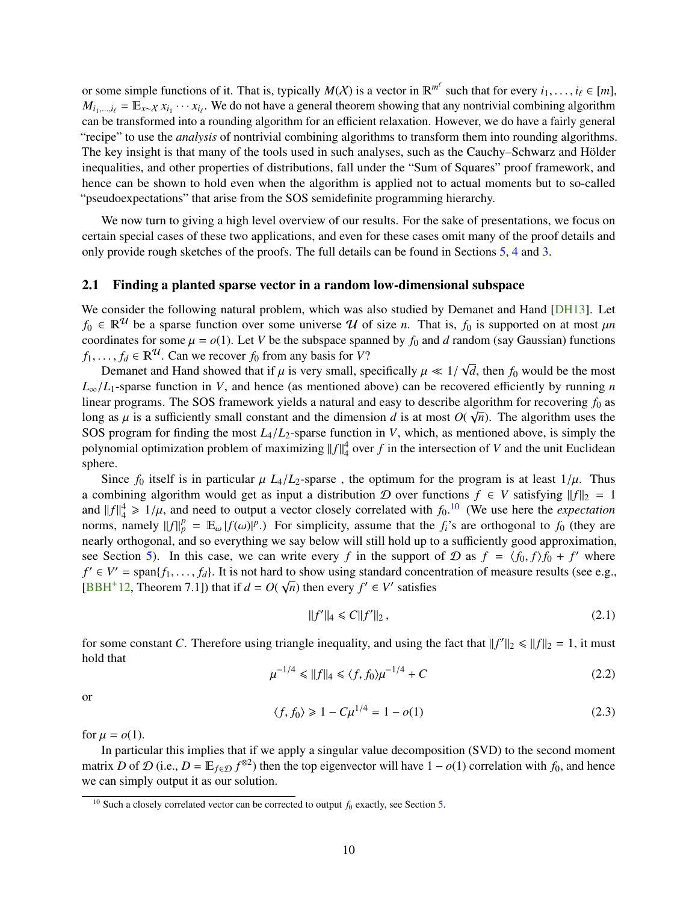or some simple functions of it. That is, typically $M(\mathcal{X})$ is a vector in $\mathbb{R}^{m^\ell}$ such that for every $i_1, \ldots, i_\ell \in [m]$, $M_{i_1,\ldots,i_\ell} = \mathbb{E}_{x\sim\mathcal{X}}\, x_{i_1} \cdots x_{i_\ell}$. We do not have a general theorem showing that any nontrivial combining algorithm can be transformed into a rounding algorithm for an efficient relaxation. However, we do have a fairly general "recipe" to use the *analysis* of nontrivial combining algorithms to transform them into rounding algorithms. The key insight is that many of the tools used in such analyses, such as the Cauchy–Schwarz and Hölder inequalities, and other properties of distributions, fall under the "Sum of Squares" proof framework, and hence can be shown to hold even when the algorithm is applied not to actual moments but to so-called "pseudoexpectations" that arise from the SOS semidefinite programming hierarchy.

We now turn to giving a high level overview of our results. For the sake of presentations, we focus on certain special cases of these two applications, and even for these cases omit many of the proof details and only provide rough sketches of the proofs. The full details can be found in Sections 5, 4 and 3.

## 2.1 Finding a planted sparse vector in a random low-dimensional subspace

We consider the following natural problem, which was also studied by Demanet and Hand [DH13]. Let $f_0 \in \mathbb{R}^{\mathcal{U}}$ be a sparse function over some universe $\mathcal{U}$ of size $n$. That is, $f_0$ is supported on at most $\mu n$ coordinates for some $\mu = o(1)$. Let $V$ be the subspace spanned by $f_0$ and $d$ random (say Gaussian) functions $f_1, \ldots, f_d \in \mathbb{R}^{\mathcal{U}}$. Can we recover $f_0$ from any basis for $V$?

Demanet and Hand showed that if $\mu$ is very small, specifically $\mu \ll 1/\sqrt{d}$, then $f_0$ would be the most $L_\infty/L_1$-sparse function in $V$, and hence (as mentioned above) can be recovered efficiently by running $n$ linear programs. The SOS framework yields a natural and easy to describe algorithm for recovering $f_0$ as long as $\mu$ is a sufficiently small constant and the dimension $d$ is at most $O(\sqrt{n})$. The algorithm uses the SOS program for finding the most $L_4/L_2$-sparse function in $V$, which, as mentioned above, is simply the polynomial optimization problem of maximizing $\|f\|_4^4$ over $f$ in the intersection of $V$ and the unit Euclidean sphere.

Since $f_0$ itself is in particular $\mu$ $L_4/L_2$-sparse , the optimum for the program is at least $1/\mu$. Thus a combining algorithm would get as input a distribution $\mathcal{D}$ over functions $f \in V$ satisfying $\|f\|_2 = 1$ and $\|f\|_4^4 \geqslant 1/\mu$, and need to output a vector closely correlated with $f_0$.[10] (We use here the *expectation* norms, namely $\|f\|_p^p = \mathbb{E}_\omega |f(\omega)|^p$.) For simplicity, assume that the $f_i$'s are orthogonal to $f_0$ (they are nearly orthogonal, and so everything we say below will still hold up to a sufficiently good approximation, see Section 5). In this case, we can write every $f$ in the support of $\mathcal{D}$ as $f = \langle f_0, f\rangle f_0 + f'$ where $f' \in V' = \operatorname{span}\{f_1, \ldots, f_d\}$. It is not hard to show using standard concentration of measure results (see e.g., [BBH+12, Theorem 7.1]) that if $d = O(\sqrt{n})$ then every $f' \in V'$ satisfies

$$\|f'\|_4 \leqslant C\|f'\|_2\,, \tag{2.1}$$

for some constant $C$. Therefore using triangle inequality, and using the fact that $\|f'\|_2 \leqslant \|f\|_2 = 1$, it must hold that

$$\mu^{-1/4} \leqslant \|f\|_4 \leqslant \langle f, f_0\rangle \mu^{-1/4} + C \tag{2.2}$$

or

$$\langle f, f_0\rangle \geqslant 1 - C\mu^{1/4} = 1 - o(1) \tag{2.3}$$

for $\mu = o(1)$.

In particular this implies that if we apply a singular value decomposition (SVD) to the second moment matrix $D$ of $\mathcal{D}$ (i.e., $D = \mathbb{E}_{f\in\mathcal{D}} f^{\otimes 2}$) then the top eigenvector will have $1 - o(1)$ correlation with $f_0$, and hence we can simply output it as our solution.

[10] Such a closely correlated vector can be corrected to output $f_0$ exactly, see Section 5.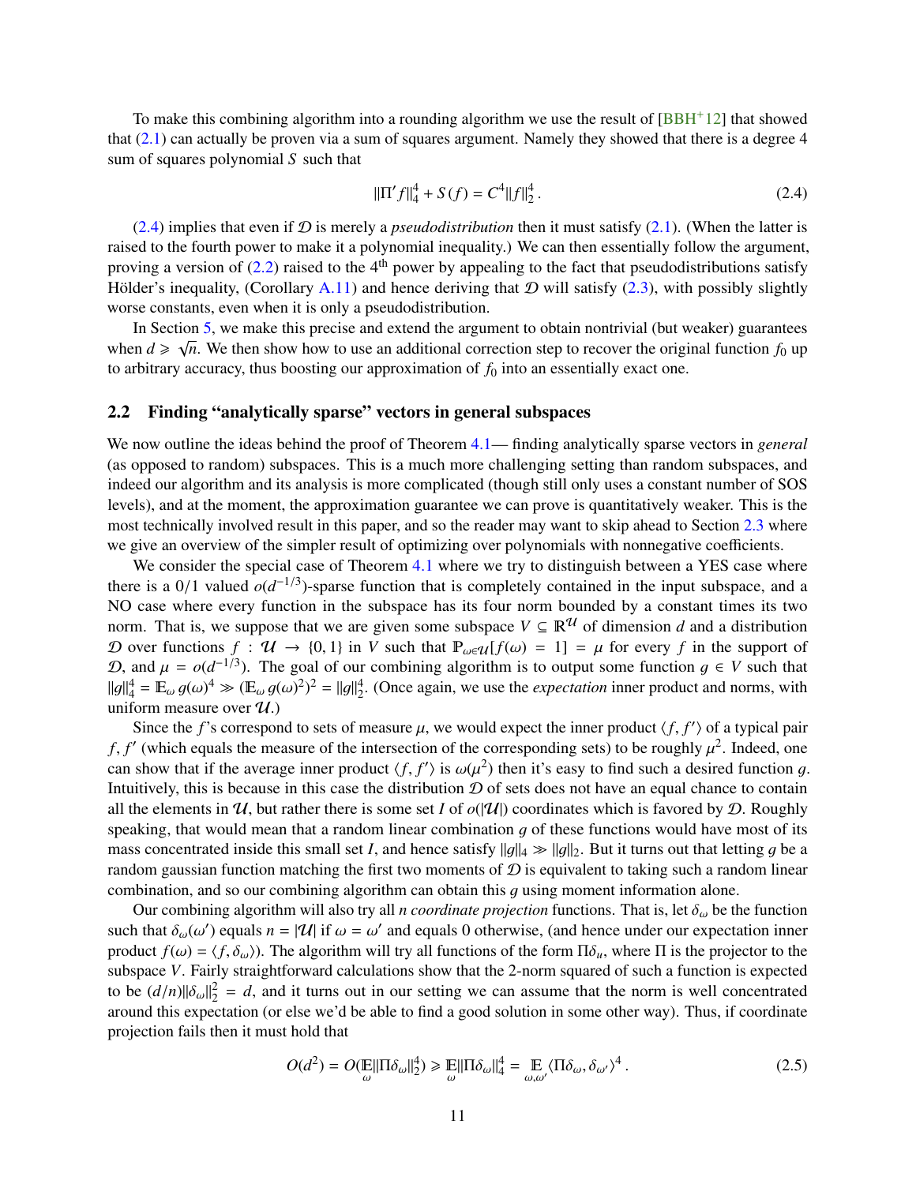To make this combining algorithm into a rounding algorithm we use the result of [BBH+12] that showed that (2.1) can actually be proven via a sum of squares argument. Namely they showed that there is a degree 4 sum of squares polynomial $S$ such that

$$\|\Pi' f\|_4^4 + S(f) = C^4 \|f\|_2^4 \,. \tag{2.4}$$

(2.4) implies that even if $\mathcal{D}$ is merely a *pseudodistribution* then it must satisfy (2.1). (When the latter is raised to the fourth power to make it a polynomial inequality.) We can then essentially follow the argument, proving a version of (2.2) raised to the 4th power by appealing to the fact that pseudodistributions satisfy Hölder's inequality, (Corollary A.11) and hence deriving that $\mathcal{D}$ will satisfy (2.3), with possibly slightly worse constants, even when it is only a pseudodistribution.

In Section 5, we make this precise and extend the argument to obtain nontrivial (but weaker) guarantees when $d \geqslant \sqrt{n}$. We then show how to use an additional correction step to recover the original function $f_0$ up to arbitrary accuracy, thus boosting our approximation of $f_0$ into an essentially exact one.

## 2.2 Finding "analytically sparse" vectors in general subspaces

We now outline the ideas behind the proof of Theorem 4.1— finding analytically sparse vectors in *general* (as opposed to random) subspaces. This is a much more challenging setting than random subspaces, and indeed our algorithm and its analysis is more complicated (though still only uses a constant number of SOS levels), and at the moment, the approximation guarantee we can prove is quantitatively weaker. This is the most technically involved result in this paper, and so the reader may want to skip ahead to Section 2.3 where we give an overview of the simpler result of optimizing over polynomials with nonnegative coefficients.

We consider the special case of Theorem 4.1 where we try to distinguish between a YES case where there is a $0/1$ valued $o(d^{-1/3})$-sparse function that is completely contained in the input subspace, and a NO case where every function in the subspace has its four norm bounded by a constant times its two norm. That is, we suppose that we are given some subspace $V \subseteq \mathbb{R}^{\mathcal{U}}$ of dimension $d$ and a distribution $\mathcal{D}$ over functions $f : \mathcal{U} \to \{0, 1\}$ in $V$ such that $\mathbb{P}_{\omega \in \mathcal{U}}[f(\omega) = 1] = \mu$ for every $f$ in the support of $\mathcal{D}$, and $\mu = o(d^{-1/3})$. The goal of our combining algorithm is to output some function $g \in V$ such that $\|g\|_4^4 = \mathbb{E}_\omega g(\omega)^4 \gg (\mathbb{E}_\omega g(\omega)^2)^2 = \|g\|_2^4$. (Once again, we use the *expectation* inner product and norms, with uniform measure over $\mathcal{U}$.)

Since the $f$'s correspond to sets of measure $\mu$, we would expect the inner product $\langle f, f' \rangle$ of a typical pair $f, f'$ (which equals the measure of the intersection of the corresponding sets) to be roughly $\mu^2$. Indeed, one can show that if the average inner product $\langle f, f' \rangle$ is $\omega(\mu^2)$ then it's easy to find such a desired function $g$. Intuitively, this is because in this case the distribution $\mathcal{D}$ of sets does not have an equal chance to contain all the elements in $\mathcal{U}$, but rather there is some set $I$ of $o(|\mathcal{U}|)$ coordinates which is favored by $\mathcal{D}$. Roughly speaking, that would mean that a random linear combination $g$ of these functions would have most of its mass concentrated inside this small set $I$, and hence satisfy $\|g\|_4 \gg \|g\|_2$. But it turns out that letting $g$ be a random gaussian function matching the first two moments of $\mathcal{D}$ is equivalent to taking such a random linear combination, and so our combining algorithm can obtain this $g$ using moment information alone.

Our combining algorithm will also try all $n$ *coordinate projection* functions. That is, let $\delta_\omega$ be the function such that $\delta_\omega(\omega')$ equals $n = |\mathcal{U}|$ if $\omega = \omega'$ and equals 0 otherwise, (and hence under our expectation inner product $f(\omega) = \langle f, \delta_\omega \rangle$). The algorithm will try all functions of the form $\Pi \delta_u$, where $\Pi$ is the projector to the subspace $V$. Fairly straightforward calculations show that the 2-norm squared of such a function is expected to be $(d/n)\|\delta_\omega\|_2^2 = d$, and it turns out in our setting we can assume that the norm is well concentrated around this expectation (or else we'd be able to find a good solution in some other way). Thus, if coordinate projection fails then it must hold that

$$O(d^2) = O(\mathop{\mathbb{E}}_{\omega} \|\Pi \delta_\omega\|_2^4) \geqslant \mathop{\mathbb{E}}_{\omega} \|\Pi \delta_\omega\|_4^4 = \mathop{\mathbb{E}}_{\omega, \omega'} \langle \Pi \delta_\omega, \delta_{\omega'} \rangle^4 \,. \tag{2.5}$$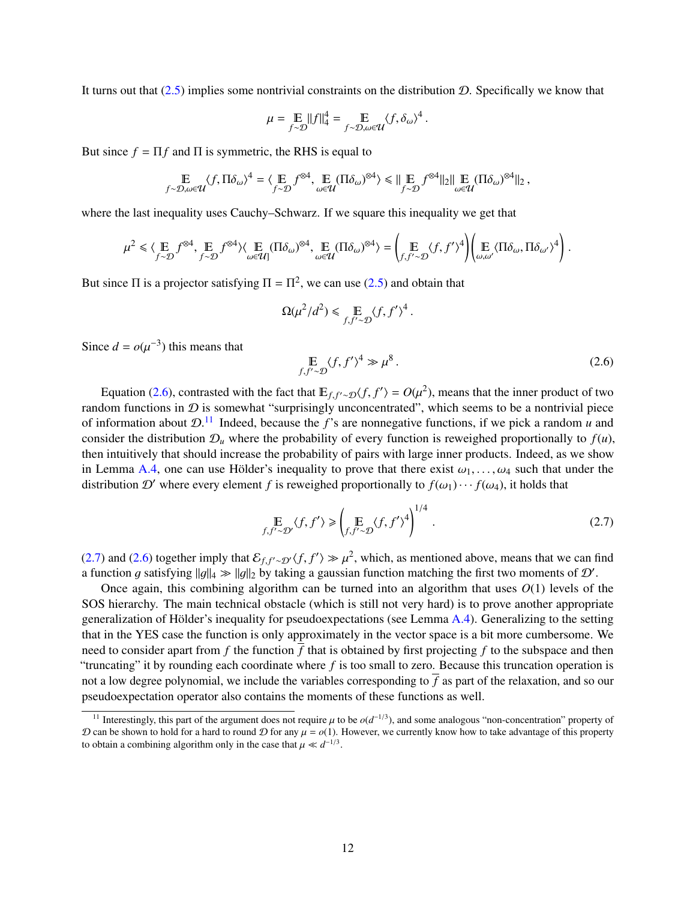It turns out that (2.5) implies some nontrivial constraints on the distribution $\mathcal{D}$. Specifically we know that

$$\mu = \mathop{\mathbb{E}}_{f\sim\mathcal{D}} \|f\|_4^4 = \mathop{\mathbb{E}}_{f\sim\mathcal{D},\omega\in\mathcal{U}} \langle f, \delta_\omega \rangle^4 \,.$$

But since $f = \Pi f$ and $\Pi$ is symmetric, the RHS is equal to

$$\mathop{\mathbb{E}}_{f\sim\mathcal{D},\omega\in\mathcal{U}} \langle f, \Pi\delta_\omega \rangle^4 = \langle \mathop{\mathbb{E}}_{f\sim\mathcal{D}} f^{\otimes 4}, \mathop{\mathbb{E}}_{\omega\in\mathcal{U}} (\Pi\delta_\omega)^{\otimes 4} \rangle \leqslant \| \mathop{\mathbb{E}}_{f\sim\mathcal{D}} f^{\otimes 4} \|_2 \| \mathop{\mathbb{E}}_{\omega\in\mathcal{U}} (\Pi\delta_\omega)^{\otimes 4} \|_2 \,,$$

where the last inequality uses Cauchy–Schwarz. If we square this inequality we get that

$$\mu^2 \leqslant \langle \mathop{\mathbb{E}}_{f\sim\mathcal{D}} f^{\otimes 4}, \mathop{\mathbb{E}}_{f\sim\mathcal{D}} f^{\otimes 4} \rangle \langle \mathop{\mathbb{E}}_{\omega\in\mathcal{U}]} (\Pi\delta_\omega)^{\otimes 4}, \mathop{\mathbb{E}}_{\omega\in\mathcal{U}} (\Pi\delta_\omega)^{\otimes 4} \rangle = \left( \mathop{\mathbb{E}}_{f,f'\sim\mathcal{D}} \langle f, f' \rangle^4 \right) \left( \mathop{\mathbb{E}}_{\omega,\omega'} \langle \Pi\delta_\omega, \Pi\delta_{\omega'} \rangle^4 \right) .$$

But since $\Pi$ is a projector satisfying $\Pi = \Pi^2$, we can use (2.5) and obtain that

$$\Omega(\mu^2/d^2) \leqslant \mathop{\mathbb{E}}_{f,f'\sim\mathcal{D}} \langle f, f' \rangle^4 \,.$$

Since $d = o(\mu^{-3})$ this means that

$$\mathop{\mathbb{E}}_{f,f'\sim\mathcal{D}} \langle f, f' \rangle^4 \gg \mu^8 \,. \tag{2.6}$$

Equation (2.6), contrasted with the fact that $\mathbb{E}_{f,f'\sim\mathcal{D}} \langle f, f' \rangle = O(\mu^2)$, means that the inner product of two random functions in $\mathcal{D}$ is somewhat "surprisingly unconcentrated", which seems to be a nontrivial piece of information about $\mathcal{D}$.[11] Indeed, because the $f$'s are nonnegative functions, if we pick a random $u$ and consider the distribution $\mathcal{D}_u$ where the probability of every function is reweighed proportionally to $f(u)$, then intuitively that should increase the probability of pairs with large inner products. Indeed, as we show in Lemma A.4, one can use Hölder's inequality to prove that there exist $\omega_1, \ldots, \omega_4$ such that under the distribution $\mathcal{D}'$ where every element $f$ is reweighed proportionally to $f(\omega_1)\cdots f(\omega_4)$, it holds that

$$\mathop{\mathbb{E}}_{f,f'\sim\mathcal{D}'} \langle f, f' \rangle \geqslant \left( \mathop{\mathbb{E}}_{f,f'\sim\mathcal{D}} \langle f, f' \rangle^4 \right)^{1/4} . \tag{2.7}$$

(2.7) and (2.6) together imply that $\mathcal{E}_{f,f'\sim\mathcal{D}'} \langle f, f' \rangle \gg \mu^2$, which, as mentioned above, means that we can find a function $g$ satisfying $\|g\|_4 \gg \|g\|_2$ by taking a gaussian function matching the first two moments of $\mathcal{D}'$.

Once again, this combining algorithm can be turned into an algorithm that uses $O(1)$ levels of the SOS hierarchy. The main technical obstacle (which is still not very hard) is to prove another appropriate generalization of Hölder's inequality for pseudoexpectations (see Lemma A.4). Generalizing to the setting that in the YES case the function is only approximately in the vector space is a bit more cumbersome. We need to consider apart from $f$ the function $\overline{f}$ that is obtained by first projecting $f$ to the subspace and then "truncating" it by rounding each coordinate where $f$ is too small to zero. Because this truncation operation is not a low degree polynomial, we include the variables corresponding to $\overline{f}$ as part of the relaxation, and so our pseudoexpectation operator also contains the moments of these functions as well.

[11] Interestingly, this part of the argument does not require $\mu$ to be $o(d^{-1/3})$, and some analogous "non-concentration" property of $\mathcal{D}$ can be shown to hold for a hard to round $\mathcal{D}$ for any $\mu = o(1)$. However, we currently know how to take advantage of this property to obtain a combining algorithm only in the case that $\mu \ll d^{-1/3}$.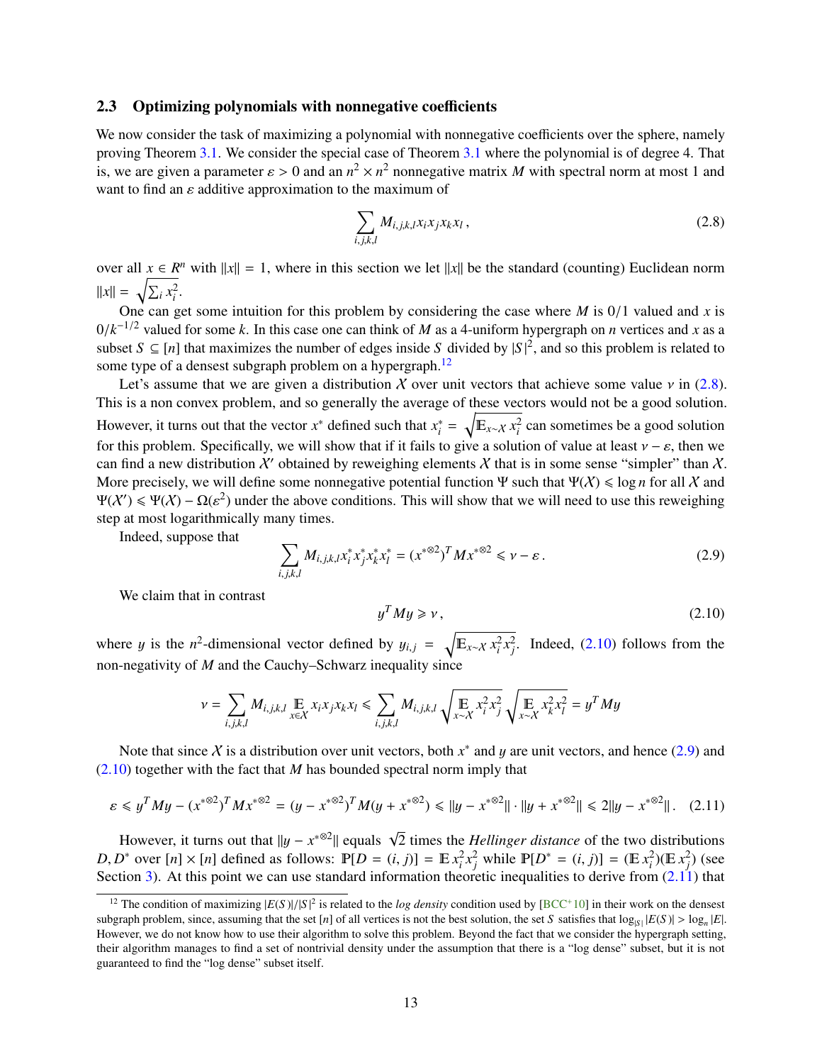## 2.3 Optimizing polynomials with nonnegative coefficients

We now consider the task of maximizing a polynomial with nonnegative coefficients over the sphere, namely proving Theorem 3.1. We consider the special case of Theorem 3.1 where the polynomial is of degree 4. That is, we are given a parameter $\varepsilon > 0$ and an $n^2 \times n^2$ nonnegative matrix $M$ with spectral norm at most 1 and want to find an $\varepsilon$ additive approximation to the maximum of

$$\sum_{i,j,k,l} M_{i,j,k,l} x_i x_j x_k x_l \,, \tag{2.8}$$

over all $x \in R^n$ with $\|x\| = 1$, where in this section we let $\|x\|$ be the standard (counting) Euclidean norm $\|x\| = \sqrt{\sum_i x_i^2}$.

One can get some intuition for this problem by considering the case where $M$ is $0/1$ valued and $x$ is $0/k^{-1/2}$ valued for some $k$. In this case one can think of $M$ as a 4-uniform hypergraph on $n$ vertices and $x$ as a subset $S \subseteq [n]$ that maximizes the number of edges inside $S$ divided by $|S|^2$, and so this problem is related to some type of a densest subgraph problem on a hypergraph.[12]

Let's assume that we are given a distribution $\mathcal{X}$ over unit vectors that achieve some value $\nu$ in (2.8). This is a non convex problem, and so generally the average of these vectors would not be a good solution. However, it turns out that the vector $x^*$ defined such that $x_i^* = \sqrt{\mathbb{E}_{x\sim\mathcal{X}}\, x_i^2}$ can sometimes be a good solution for this problem. Specifically, we will show that if it fails to give a solution of value at least $\nu - \varepsilon$, then we can find a new distribution $\mathcal{X}'$ obtained by reweighing elements $\mathcal{X}$ that is in some sense "simpler" than $\mathcal{X}$. More precisely, we will define some nonnegative potential function $\Psi$ such that $\Psi(\mathcal{X}) \leqslant \log n$ for all $\mathcal{X}$ and $\Psi(\mathcal{X}') \leqslant \Psi(\mathcal{X}) - \Omega(\varepsilon^2)$ under the above conditions. This will show that we will need to use this reweighing step at most logarithmically many times.

Indeed, suppose that

$$\sum_{i,j,k,l} M_{i,j,k,l} x_i^* x_j^* x_k^* x_l^* = (x^{*\otimes 2})^T M x^{*\otimes 2} \leqslant \nu - \varepsilon \,. \tag{2.9}$$

We claim that in contrast

$$y^T M y \geqslant \nu \,, \tag{2.10}$$

where $y$ is the $n^2$-dimensional vector defined by $y_{i,j} = \sqrt{\mathbb{E}_{x\sim\mathcal{X}}\, x_i^2 x_j^2}$. Indeed, (2.10) follows from the non-negativity of $M$ and the Cauchy–Schwarz inequality since

$$\nu = \sum_{i,j,k,l} M_{i,j,k,l} \mathop{\mathbb{E}}_{x\in\mathcal{X}} x_i x_j x_k x_l \leqslant \sum_{i,j,k,l} M_{i,j,k,l} \sqrt{\mathop{\mathbb{E}}_{x\sim\mathcal{X}} x_i^2 x_j^2} \sqrt{\mathop{\mathbb{E}}_{x\sim\mathcal{X}} x_k^2 x_l^2} = y^T M y$$

Note that since $\mathcal{X}$ is a distribution over unit vectors, both $x^*$ and $y$ are unit vectors, and hence (2.9) and (2.10) together with the fact that $M$ has bounded spectral norm imply that

$$\varepsilon \leqslant y^T M y - (x^{*\otimes 2})^T M x^{*\otimes 2} = (y - x^{*\otimes 2})^T M (y + x^{*\otimes 2}) \leqslant \|y - x^{*\otimes 2}\| \cdot \|y + x^{*\otimes 2}\| \leqslant 2\|y - x^{*\otimes 2}\| \,. \tag{2.11}$$

However, it turns out that $\|y - x^{*\otimes 2}\|$ equals $\sqrt{2}$ times the *Hellinger distance* of the two distributions $D, D^*$ over $[n] \times [n]$ defined as follows: $\mathbb{P}[D = (i,j)] = \mathbb{E}\, x_i^2 x_j^2$ while $\mathbb{P}[D^* = (i,j)] = (\mathbb{E}\, x_i^2)(\mathbb{E}\, x_j^2)$ (see Section 3). At this point we can use standard information theoretic inequalities to derive from (2.11) that

---

[12] The condition of maximizing $|E(S)|/|S|^2$ is related to the *log density* condition used by [BCC+10] in their work on the densest subgraph problem, since, assuming that the set $[n]$ of all vertices is not the best solution, the set $S$ satisfies that $\log_{|S|} |E(S)| > \log_n |E|$. However, we do not know how to use their algorithm to solve this problem. Beyond the fact that we consider the hypergraph setting, their algorithm manages to find a set of nontrivial density under the assumption that there is a "log dense" subset, but it is not guaranteed to find the "log dense" subset itself.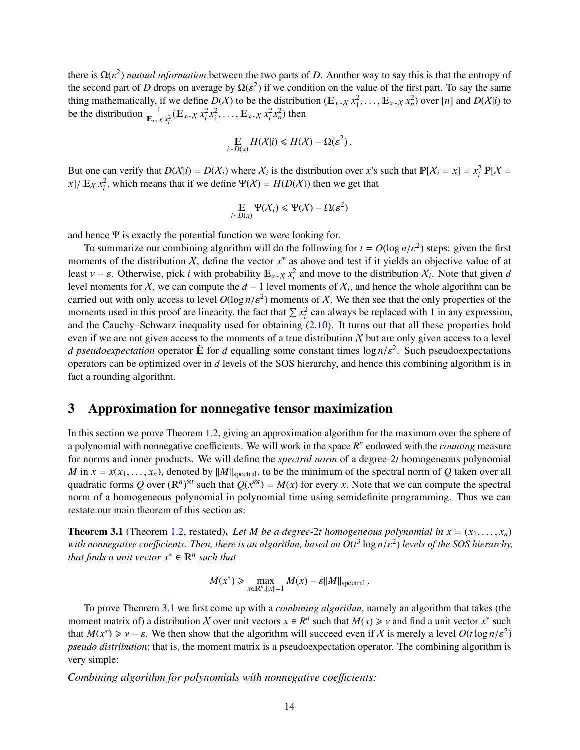there is $\Omega(\varepsilon^2)$ *mutual information* between the two parts of $D$. Another way to say this is that the entropy of the second part of $D$ drops on average by $\Omega(\varepsilon^2)$ if we condition on the value of the first part. To say the same thing mathematically, if we define $D(\mathcal{X})$ to be the distribution $(\mathbb{E}_{x\sim\mathcal{X}} x_1^2, \ldots, \mathbb{E}_{x\sim\mathcal{X}} x_n^2)$ over $[n]$ and $D(\mathcal{X}|i)$ to be the distribution $\frac{1}{\mathbb{E}_{x\sim\mathcal{X}} x_i^2}(\mathbb{E}_{x\sim\mathcal{X}} x_i^2 x_1^2, \ldots, \mathbb{E}_{x\sim\mathcal{X}} x_i^2 x_n^2)$ then

$$\mathop{\mathbb{E}}_{i\sim D(x)} H(\mathcal{X}|i) \leqslant H(\mathcal{X}) - \Omega(\varepsilon^2)\,.$$

But one can verify that $D(\mathcal{X}|i) = D(\mathcal{X}_i)$ where $\mathcal{X}_i$ is the distribution over $x$'s such that $\mathbb{P}[\mathcal{X}_i = x] = x_i^2\,\mathbb{P}[\mathcal{X} = x]/\,\mathbb{E}_{\mathcal{X}} x_i^2$, which means that if we define $\Psi(\mathcal{X}) = H(D(\mathcal{X}))$ then we get that

$$\mathop{\mathbb{E}}_{i\sim D(x)} \Psi(\mathcal{X}_i) \leqslant \Psi(\mathcal{X}) - \Omega(\varepsilon^2)$$

and hence $\Psi$ is exactly the potential function we were looking for.

To summarize our combining algorithm will do the following for $t = O(\log n/\varepsilon^2)$ steps: given the first moments of the distribution $\mathcal{X}$, define the vector $x^*$ as above and test if it yields an objective value of at least $\nu - \varepsilon$. Otherwise, pick $i$ with probability $\mathbb{E}_{x\sim\mathcal{X}} x_i^2$ and move to the distribution $\mathcal{X}_i$. Note that given $d$ level moments for $\mathcal{X}$, we can compute the $d-1$ level moments of $\mathcal{X}_i$, and hence the whole algorithm can be carried out with only access to level $O(\log n/\varepsilon^2)$ moments of $\mathcal{X}$. We then see that the only properties of the moments used in this proof are linearity, the fact that $\sum x_i^2$ can always be replaced with 1 in any expression, and the Cauchy–Schwarz inequality used for obtaining (2.10). It turns out that all these properties hold even if we are not given access to the moments of a true distribution $\mathcal{X}$ but are only given access to a level $d$ *pseudoexpectation* operator $\tilde{\mathbb{E}}$ for $d$ equalling some constant times $\log n/\varepsilon^2$. Such pseudoexpectations operators can be optimized over in $d$ levels of the SOS hierarchy, and hence this combining algorithm is in fact a rounding algorithm.

# 3 Approximation for nonnegative tensor maximization

In this section we prove Theorem 1.2, giving an approximation algorithm for the maximum over the sphere of a polynomial with nonnegative coefficients. We will work in the space $R^n$ endowed with the *counting* measure for norms and inner products. We will define the *spectral norm* of a degree-$2t$ homogeneous polynomial $M$ in $x = x(x_1, \ldots, x_n)$, denoted by $\|M\|_{\text{spectral}}$, to be the minimum of the spectral norm of $Q$ taken over all quadratic forms $Q$ over $(\mathbb{R}^n)^{\otimes t}$ such that $Q(x^{\otimes t}) = M(x)$ for every $x$. Note that we can compute the spectral norm of a homogeneous polynomial in polynomial time using semidefinite programming. Thus we can restate our main theorem of this section as:

**Theorem 3.1** (Theorem 1.2, restated)**.** *Let $M$ be a degree-$2t$ homogeneous polynomial in $x = (x_1, \ldots, x_n)$ with nonnegative coefficients. Then, there is an algorithm, based on $O(t^3 \log n/\varepsilon^2)$ levels of the SOS hierarchy, that finds a unit vector $x^* \in \mathbb{R}^n$ such that*

$$M(x^*) \geqslant \max_{x\in\mathbb{R}^n, \|x\|=1} M(x) - \varepsilon\|M\|_{\text{spectral}}\,.$$

To prove Theorem 3.1 we first come up with a *combining algorithm*, namely an algorithm that takes (the moment matrix of) a distribution $\mathcal{X}$ over unit vectors $x \in R^n$ such that $M(x) \geqslant \nu$ and find a unit vector $x^*$ such that $M(x^*) \geqslant \nu - \varepsilon$. We then show that the algorithm will succeed even if $\mathcal{X}$ is merely a level $O(t \log n/\varepsilon^2)$ *pseudo distribution*; that is, the moment matrix is a pseudoexpectation operator. The combining algorithm is very simple:

*Combining algorithm for polynomials with nonnegative coefficients:*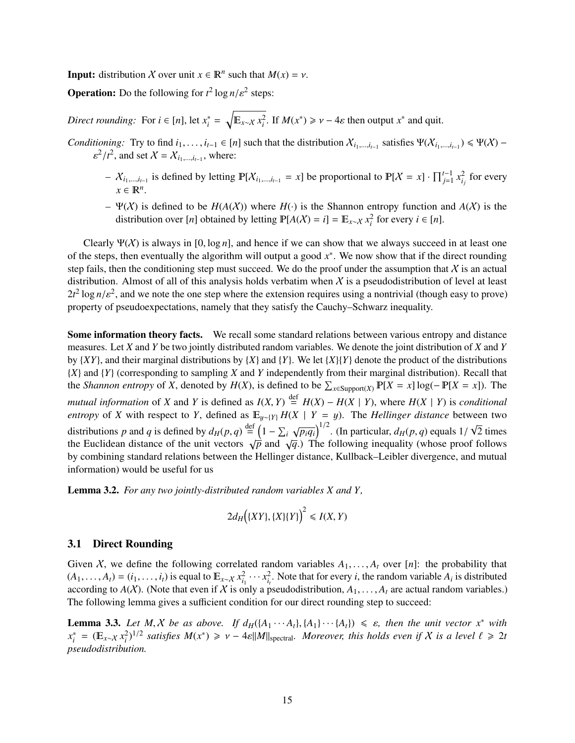**Input:** distribution $\mathcal{X}$ over unit $x \in \mathbb{R}^n$ such that $M(x) = \nu$.

**Operation:** Do the following for $t^2 \log n/\varepsilon^2$ steps:

*Direct rounding:* For $i \in [n]$, let $x^*_i = \sqrt{\mathbb{E}_{x \sim \mathcal{X}} x_i^2}$. If $M(x^*) \geqslant \nu - 4\varepsilon$ then output $x^*$ and quit.

*Conditioning:* Try to find $i_1, \ldots, i_{t-1} \in [n]$ such that the distribution $\mathcal{X}_{i_1,\ldots,i_{t-1}}$ satisfies $\Psi(\mathcal{X}_{i_1,\ldots,i_{t-1}}) \leqslant \Psi(\mathcal{X}) - \varepsilon^2/t^2$, and set $\mathcal{X} = \mathcal{X}_{i_1,\ldots,i_{t-1}}$, where:

- $\mathcal{X}_{i_1,\ldots,i_{t-1}}$ is defined by letting $\mathbb{P}[\mathcal{X}_{i_1,\ldots,i_{t-1}} = x]$ be proportional to $\mathbb{P}[\mathcal{X} = x] \cdot \prod_{j=1}^{t-1} x_{i_j}^2$ for every $x \in \mathbb{R}^n$.
- $\Psi(\mathcal{X})$ is defined to be $H(A(\mathcal{X}))$ where $H(\cdot)$ is the Shannon entropy function and $A(\mathcal{X})$ is the distribution over $[n]$ obtained by letting $\mathbb{P}[A(\mathcal{X}) = i] = \mathbb{E}_{x \sim \mathcal{X}} x_i^2$ for every $i \in [n]$.

Clearly $\Psi(\mathcal{X})$ is always in $[0, \log n]$, and hence if we can show that we always succeed in at least one of the steps, then eventually the algorithm will output a good $x^*$. We now show that if the direct rounding step fails, then the conditioning step must succeed. We do the proof under the assumption that $\mathcal{X}$ is an actual distribution. Almost of all of this analysis holds verbatim when $\mathcal{X}$ is a pseudodistribution of level at least $2t^2 \log n/\varepsilon^2$, and we note the one step where the extension requires using a nontrivial (though easy to prove) property of pseudoexpectations, namely that they satisfy the Cauchy–Schwarz inequality.

**Some information theory facts.** We recall some standard relations between various entropy and distance measures. Let $X$ and $Y$ be two jointly distributed random variables. We denote the joint distribution of $X$ and $Y$ by $\{XY\}$, and their marginal distributions by $\{X\}$ and $\{Y\}$. We let $\{X\}\{Y\}$ denote the product of the distributions $\{X\}$ and $\{Y\}$ (corresponding to sampling $X$ and $Y$ independently from their marginal distribution). Recall that the *Shannon entropy* of $X$, denoted by $H(X)$, is defined to be $\sum_{x \in \text{Support}(X)} \mathbb{P}[X = x] \log(-\mathbb{P}[X = x])$. The *mutual information* of $X$ and $Y$ is defined as $I(X, Y) \stackrel{\text{def}}{=} H(X) - H(X \mid Y)$, where $H(X \mid Y)$ is *conditional entropy* of $X$ with respect to $Y$, defined as $\mathbb{E}_{y \sim \{Y\}} H(X \mid Y = y)$. The *Hellinger distance* between two distributions $p$ and $q$ is defined by $d_H(p, q) \stackrel{\text{def}}{=} \left(1 - \sum_i \sqrt{p_i q_i}\right)^{1/2}$. (In particular, $d_H(p, q)$ equals $1/\sqrt{2}$ times the Euclidean distance of the unit vectors $\sqrt{p}$ and $\sqrt{q}$.) The following inequality (whose proof follows by combining standard relations between the Hellinger distance, Kullback–Leibler divergence, and mutual information) would be useful for us

**Lemma 3.2.** *For any two jointly-distributed random variables $X$ and $Y$,*

$$2d_H\Big(\{XY\}, \{X\}\{Y\}\Big)^2 \leqslant I(X, Y)$$

### 3.1 Direct Rounding

Given $\mathcal{X}$, we define the following correlated random variables $A_1, \ldots, A_t$ over $[n]$: the probability that $(A_1, \ldots, A_t) = (i_1, \ldots, i_t)$ is equal to $\mathbb{E}_{x \sim \mathcal{X}} x_{i_1}^2 \cdots x_{i_t}^2$. Note that for every $i$, the random variable $A_i$ is distributed according to $A(\mathcal{X})$. (Note that even if $\mathcal{X}$ is only a pseudodistribution, $A_1, \ldots, A_t$ are actual random variables.) The following lemma gives a sufficient condition for our direct rounding step to succeed:

**Lemma 3.3.** *Let $M, \mathcal{X}$ be as above. If $d_H(\{A_1 \cdots A_t\}, \{A_1\} \cdots \{A_t\}) \leqslant \varepsilon$, then the unit vector $x^*$ with $x^*_i = (\mathbb{E}_{x \sim \mathcal{X}} x_i^2)^{1/2}$ satisfies $M(x^*) \geqslant \nu - 4\varepsilon \|M\|_{\text{spectral}}$. Moreover, this holds even if $\mathcal{X}$ is a level $\ell \geqslant 2t$ pseudodistribution.*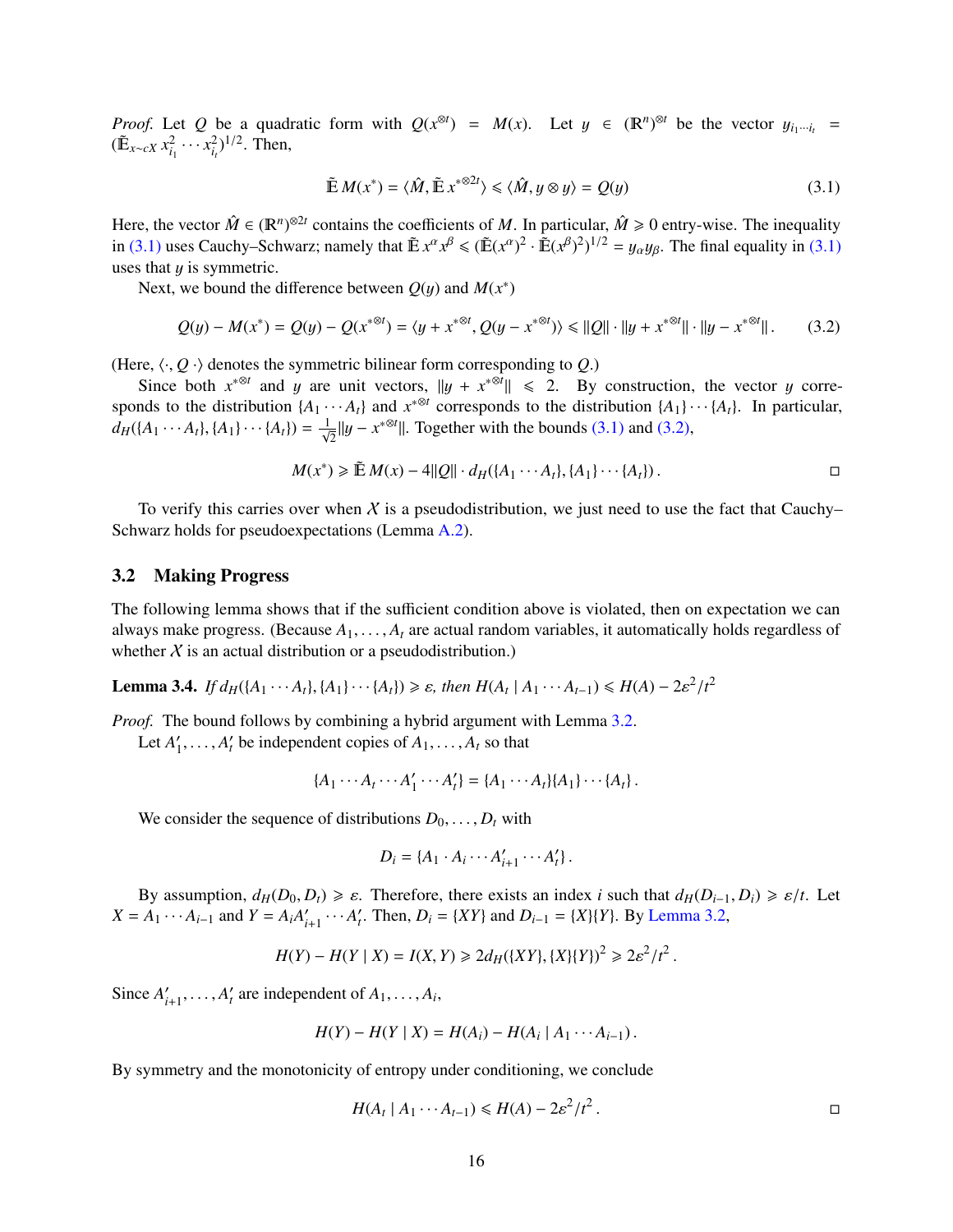*Proof.* Let $Q$ be a quadratic form with $Q(x^{\otimes t}) = M(x)$. Let $y \in (\mathbb{R}^n)^{\otimes t}$ be the vector $y_{i_1 \cdots i_t} = (\tilde{\mathbb{E}}_{x \sim cX}\, x_{i_1}^2 \cdots x_{i_t}^2)^{1/2}$. Then,

$$\tilde{\mathbb{E}}\, M(x^*) = \langle \hat{M}, \tilde{\mathbb{E}}\, x^{*\otimes 2t} \rangle \leqslant \langle \hat{M}, y \otimes y \rangle = Q(y) \tag{3.1}$$

Here, the vector $\hat{M} \in (\mathbb{R}^n)^{\otimes 2t}$ contains the coefficients of $M$. In particular, $\hat{M} \geqslant 0$ entry-wise. The inequality in (3.1) uses Cauchy–Schwarz; namely that $\tilde{\mathbb{E}}\, x^\alpha x^\beta \leqslant (\tilde{\mathbb{E}}(x^\alpha)^2 \cdot \tilde{\mathbb{E}}(x^\beta)^2)^{1/2} = y_\alpha y_\beta$. The final equality in (3.1) uses that $y$ is symmetric.

Next, we bound the difference between $Q(y)$ and $M(x^*)$

$$Q(y) - M(x^*) = Q(y) - Q(x^{*\otimes t}) = \langle y + x^{*\otimes t}, Q(y - x^{*\otimes t}) \rangle \leqslant \|Q\| \cdot \|y + x^{*\otimes t}\| \cdot \|y - x^{*\otimes t}\|\,. \tag{3.2}$$

(Here, $\langle \cdot, Q\, \cdot \rangle$ denotes the symmetric bilinear form corresponding to $Q$.)

Since both $x^{*\otimes t}$ and $y$ are unit vectors, $\|y + x^{*\otimes t}\| \leqslant 2$. By construction, the vector $y$ corresponds to the distribution $\{A_1 \cdots A_t\}$ and $x^{*\otimes t}$ corresponds to the distribution $\{A_1\} \cdots \{A_t\}$. In particular, $d_H(\{A_1 \cdots A_t\}, \{A_1\} \cdots \{A_t\}) = \frac{1}{\sqrt{2}} \|y - x^{*\otimes t}\|$. Together with the bounds (3.1) and (3.2),

$$M(x^*) \geqslant \tilde{\mathbb{E}}\, M(x) - 4\|Q\| \cdot d_H(\{A_1 \cdots A_t\}, \{A_1\} \cdots \{A_t\})\,. \qquad \square$$

To verify this carries over when $\mathcal{X}$ is a pseudodistribution, we just need to use the fact that Cauchy–Schwarz holds for pseudoexpectations (Lemma A.2).

## 3.2 Making Progress

The following lemma shows that if the sufficient condition above is violated, then on expectation we can always make progress. (Because $A_1, \ldots, A_t$ are actual random variables, it automatically holds regardless of whether $\mathcal{X}$ is an actual distribution or a pseudodistribution.)

**Lemma 3.4.** *If $d_H(\{A_1 \cdots A_t\}, \{A_1\} \cdots \{A_t\}) \geqslant \varepsilon$, then $H(A_t \mid A_1 \cdots A_{t-1}) \leqslant H(A) - 2\varepsilon^2/t^2$*

*Proof.* The bound follows by combining a hybrid argument with Lemma 3.2.

Let $A_1', \ldots, A_t'$ be independent copies of $A_1, \ldots, A_t$ so that

$$\{A_1 \cdots A_t \cdots A_1' \cdots A_t'\} = \{A_1 \cdots A_t\}\{A_1\} \cdots \{A_t\}\,.$$

We consider the sequence of distributions $D_0, \ldots, D_t$ with

$$D_i = \{A_1 \cdot A_i \cdots A_{i+1}' \cdots A_t'\}\,.$$

By assumption, $d_H(D_0, D_t) \geqslant \varepsilon$. Therefore, there exists an index $i$ such that $d_H(D_{i-1}, D_i) \geqslant \varepsilon/t$. Let $X = A_1 \cdots A_{i-1}$ and $Y = A_i A_{i+1}' \cdots A_t'$. Then, $D_i = \{XY\}$ and $D_{i-1} = \{X\}\{Y\}$. By Lemma 3.2,

$$H(Y) - H(Y \mid X) = I(X, Y) \geqslant 2 d_H(\{XY\}, \{X\}\{Y\})^2 \geqslant 2\varepsilon^2/t^2\,.$$

Since $A_{i+1}', \ldots, A_t'$ are independent of $A_1, \ldots, A_i$,

$$H(Y) - H(Y \mid X) = H(A_i) - H(A_i \mid A_1 \cdots A_{i-1})\,.$$

By symmetry and the monotonicity of entropy under conditioning, we conclude

$$H(A_t \mid A_1 \cdots A_{t-1}) \leqslant H(A) - 2\varepsilon^2/t^2\,. \qquad \square$$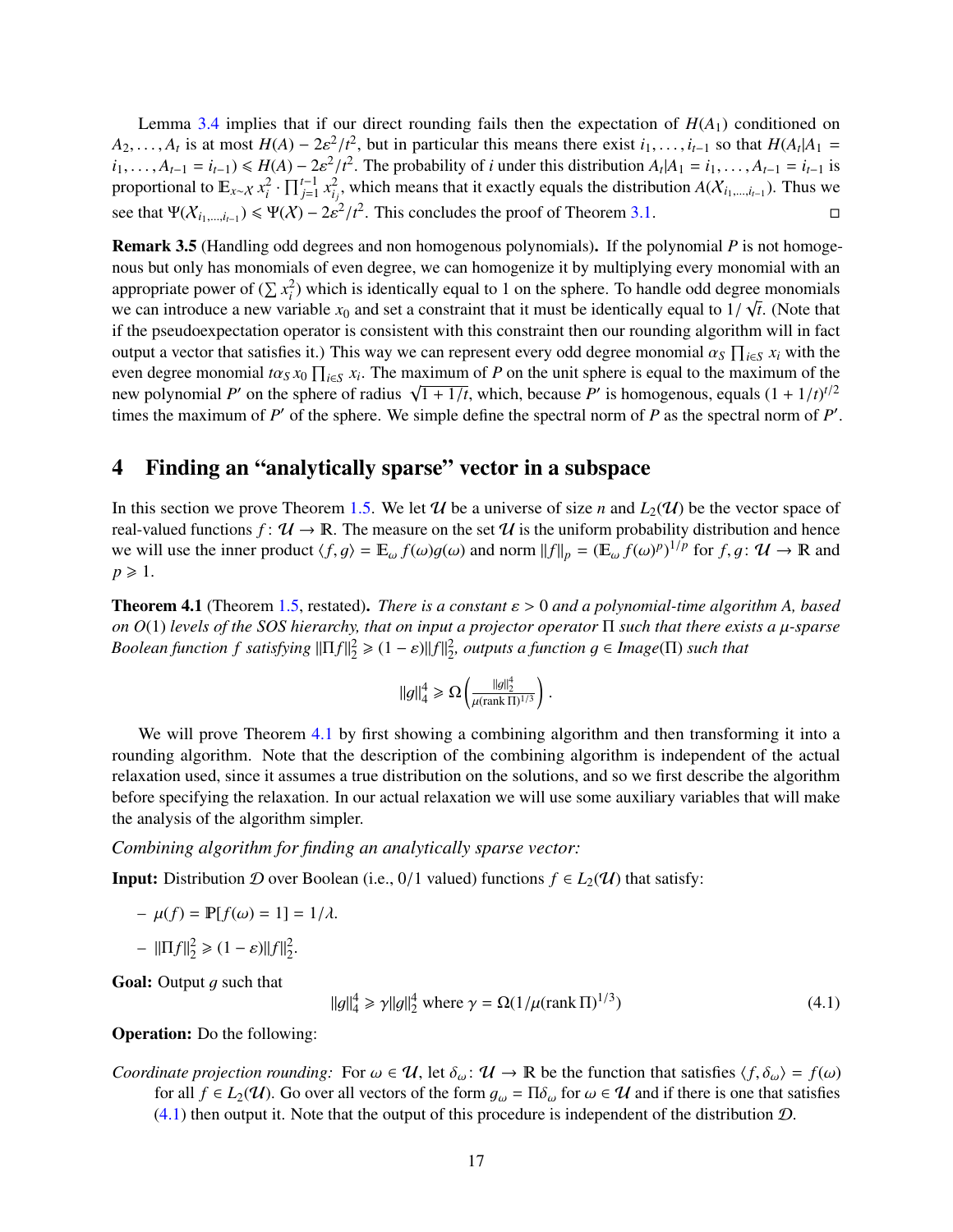Lemma 3.4 implies that if our direct rounding fails then the expectation of $H(A_1)$ conditioned on $A_2, \ldots, A_t$ is at most $H(A) - 2\varepsilon^2/t^2$, but in particular this means there exist $i_1, \ldots, i_{t-1}$ so that $H(A_t | A_1 = i_1, \ldots, A_{t-1} = i_{t-1}) \leqslant H(A) - 2\varepsilon^2/t^2$. The probability of $i$ under this distribution $A_t | A_1 = i_1, \ldots, A_{t-1} = i_{t-1}$ is proportional to $\mathbb{E}_{x \sim \mathcal{X}} x_i^2 \cdot \prod_{j=1}^{t-1} x_{i_j}^2$, which means that it exactly equals the distribution $A(\mathcal{X}_{i_1,\ldots,i_{t-1}})$. Thus we see that $\Psi(\mathcal{X}_{i_1,\ldots,i_{t-1}}) \leqslant \Psi(\mathcal{X}) - 2\varepsilon^2/t^2$. This concludes the proof of Theorem 3.1. □

**Remark 3.5** (Handling odd degrees and non homogenous polynomials)**.** If the polynomial $P$ is not homogenous but only has monomials of even degree, we can homogenize it by multiplying every monomial with an appropriate power of $(\sum x_i^2)$ which is identically equal to 1 on the sphere. To handle odd degree monomials we can introduce a new variable $x_0$ and set a constraint that it must be identically equal to $1/\sqrt{t}$. (Note that if the pseudoexpectation operator is consistent with this constraint then our rounding algorithm will in fact output a vector that satisfies it.) This way we can represent every odd degree monomial $\alpha_S \prod_{i \in S} x_i$ with the even degree monomial $t\alpha_S x_0 \prod_{i \in S} x_i$. The maximum of $P$ on the unit sphere is equal to the maximum of the new polynomial $P'$ on the sphere of radius $\sqrt{1 + 1/t}$, which, because $P'$ is homogenous, equals $(1 + 1/t)^{t/2}$ times the maximum of $P'$ of the sphere. We simple define the spectral norm of $P$ as the spectral norm of $P'$.

# 4 Finding an "analytically sparse" vector in a subspace

In this section we prove Theorem 1.5. We let $\mathcal{U}$ be a universe of size $n$ and $L_2(\mathcal{U})$ be the vector space of real-valued functions $f \colon \mathcal{U} \to \mathbb{R}$. The measure on the set $\mathcal{U}$ is the uniform probability distribution and hence we will use the inner product $\langle f, g \rangle = \mathbb{E}_\omega f(\omega) g(\omega)$ and norm $\|f\|_p = (\mathbb{E}_\omega f(\omega)^p)^{1/p}$ for $f, g \colon \mathcal{U} \to \mathbb{R}$ and $p \geqslant 1$.

**Theorem 4.1** (Theorem 1.5, restated)**.** *There is a constant $\varepsilon > 0$ and a polynomial-time algorithm A, based on $O(1)$ levels of the SOS hierarchy, that on input a projector operator $\Pi$ such that there exists a $\mu$-sparse Boolean function $f$ satisfying $\|\Pi f\|_2^2 \geqslant (1 - \varepsilon)\|f\|_2^2$, outputs a function $g \in Image(\Pi)$ such that*

$$\|g\|_4^4 \geqslant \Omega\left(\frac{\|g\|_2^4}{\mu(\operatorname{rank} \Pi)^{1/3}}\right).$$

We will prove Theorem 4.1 by first showing a combining algorithm and then transforming it into a rounding algorithm. Note that the description of the combining algorithm is independent of the actual relaxation used, since it assumes a true distribution on the solutions, and so we first describe the algorithm before specifying the relaxation. In our actual relaxation we will use some auxiliary variables that will make the analysis of the algorithm simpler.

*Combining algorithm for finding an analytically sparse vector:*

**Input:** Distribution $\mathcal{D}$ over Boolean (i.e., 0/1 valued) functions $f \in L_2(\mathcal{U})$ that satisfy:

- $\mu(f) = \mathbb{P}[f(\omega) = 1] = 1/\lambda$.
- $\|\Pi f\|_2^2 \geqslant (1 - \varepsilon)\|f\|_2^2$.

**Goal:** Output $g$ such that

$$\|g\|_4^4 \geqslant \gamma \|g\|_2^4 \text{ where } \gamma = \Omega(1/\mu(\operatorname{rank} \Pi)^{1/3}) \tag{4.1}$$

**Operation:** Do the following:

*Coordinate projection rounding:* For $\omega \in \mathcal{U}$, let $\delta_\omega \colon \mathcal{U} \to \mathbb{R}$ be the function that satisfies $\langle f, \delta_\omega \rangle = f(\omega)$ for all $f \in L_2(\mathcal{U})$. Go over all vectors of the form $g_\omega = \Pi \delta_\omega$ for $\omega \in \mathcal{U}$ and if there is one that satisfies (4.1) then output it. Note that the output of this procedure is independent of the distribution $\mathcal{D}$.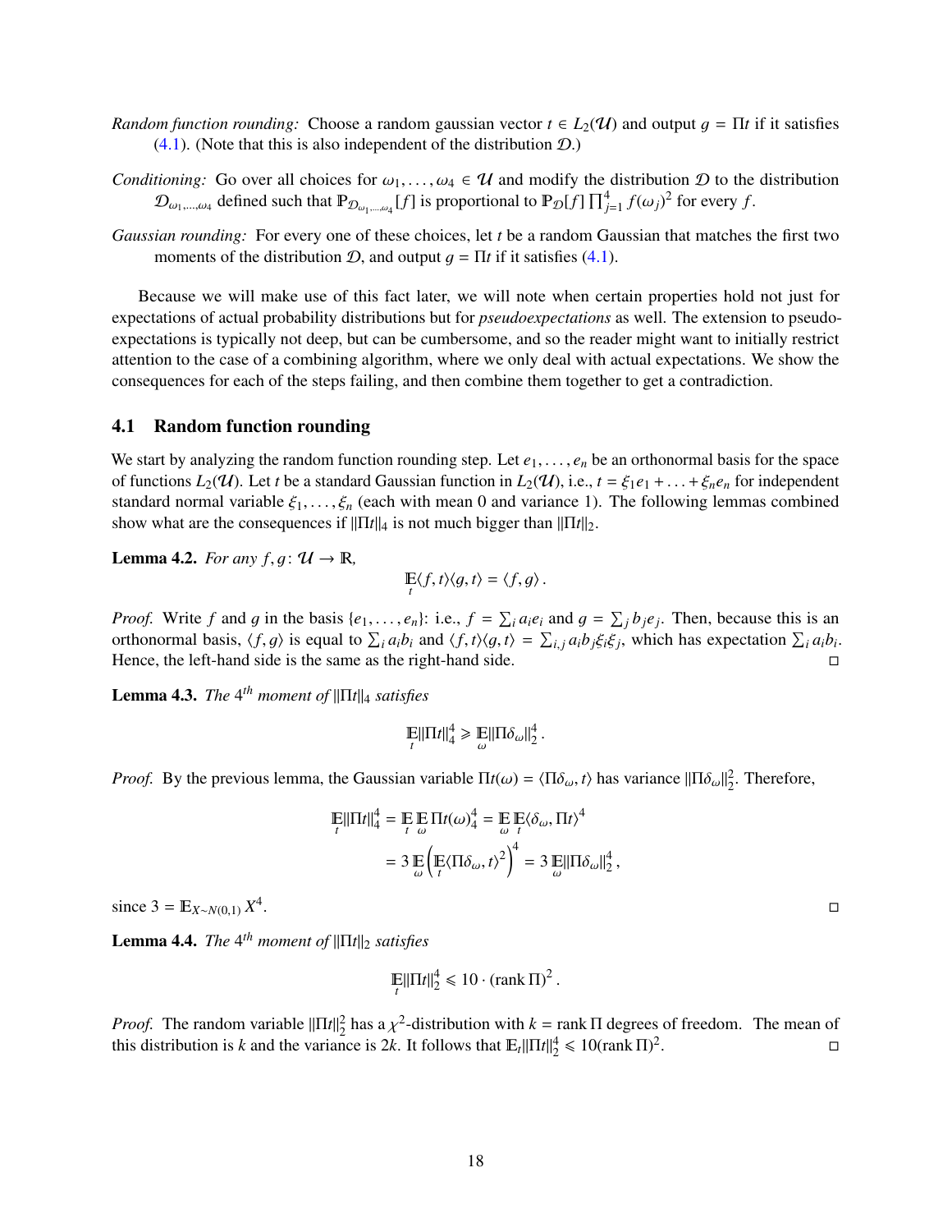*Random function rounding:* Choose a random gaussian vector $t \in L_2(\mathcal{U})$ and output $g = \Pi t$ if it satisfies (4.1). (Note that this is also independent of the distribution $\mathcal{D}$.)

*Conditioning:* Go over all choices for $\omega_1, \ldots, \omega_4 \in \mathcal{U}$ and modify the distribution $\mathcal{D}$ to the distribution $\mathcal{D}_{\omega_1,\ldots,\omega_4}$ defined such that $\mathbb{P}_{\mathcal{D}_{\omega_1,\ldots,\omega_4}}[f]$ is proportional to $\mathbb{P}_{\mathcal{D}}[f] \prod_{j=1}^{4} f(\omega_j)^2$ for every $f$.

*Gaussian rounding:* For every one of these choices, let $t$ be a random Gaussian that matches the first two moments of the distribution $\mathcal{D}$, and output $g = \Pi t$ if it satisfies (4.1).

Because we will make use of this fact later, we will note when certain properties hold not just for expectations of actual probability distributions but for *pseudoexpectations* as well. The extension to pseudo-expectations is typically not deep, but can be cumbersome, and so the reader might want to initially restrict attention to the case of a combining algorithm, where we only deal with actual expectations. We show the consequences for each of the steps failing, and then combine them together to get a contradiction.

## 4.1 Random function rounding

We start by analyzing the random function rounding step. Let $e_1, \ldots, e_n$ be an orthonormal basis for the space of functions $L_2(\mathcal{U})$. Let $t$ be a standard Gaussian function in $L_2(\mathcal{U})$, i.e., $t = \xi_1 e_1 + \ldots + \xi_n e_n$ for independent standard normal variable $\xi_1, \ldots, \xi_n$ (each with mean 0 and variance 1). The following lemmas combined show what are the consequences if $\|\Pi t\|_4$ is not much bigger than $\|\Pi t\|_2$.

**Lemma 4.2.** *For any $f, g \colon \mathcal{U} \to \mathbb{R}$,*

$$\mathop{\mathbb{E}}_{t} \langle f, t \rangle \langle g, t \rangle = \langle f, g \rangle \,.$$

*Proof.* Write $f$ and $g$ in the basis $\{e_1, \ldots, e_n\}$: i.e., $f = \sum_i a_i e_i$ and $g = \sum_j b_j e_j$. Then, because this is an orthonormal basis, $\langle f, g \rangle$ is equal to $\sum_i a_i b_i$ and $\langle f, t \rangle \langle g, t \rangle = \sum_{i,j} a_i b_j \xi_i \xi_j$, which has expectation $\sum_i a_i b_i$. Hence, the left-hand side is the same as the right-hand side. □

**Lemma 4.3.** *The $4^{th}$ moment of $\|\Pi t\|_4$ satisfies*

$$\mathop{\mathbb{E}}_{t} \|\Pi t\|_4^4 \geqslant \mathop{\mathbb{E}}_{\omega} \|\Pi \delta_\omega\|_2^4 \,.$$

*Proof.* By the previous lemma, the Gaussian variable $\Pi t(\omega) = \langle \Pi \delta_\omega, t \rangle$ has variance $\|\Pi \delta_\omega\|_2^2$. Therefore,

$$\begin{aligned}
\mathop{\mathbb{E}}_{t} \|\Pi t\|_4^4 &= \mathop{\mathbb{E}}_{t} \mathop{\mathbb{E}}_{\omega} \Pi t(\omega)_4^4 = \mathop{\mathbb{E}}_{\omega} \mathop{\mathbb{E}}_{t} \langle \delta_\omega, \Pi t \rangle^4 \\
&= 3 \mathop{\mathbb{E}}_{\omega} \left( \mathop{\mathbb{E}}_{t} \langle \Pi \delta_\omega, t \rangle^2 \right)^4 = 3 \mathop{\mathbb{E}}_{\omega} \|\Pi \delta_\omega\|_2^4 \,,
\end{aligned}$$

since $3 = \mathbb{E}_{X \sim N(0,1)} X^4$. □

**Lemma 4.4.** *The $4^{th}$ moment of $\|\Pi t\|_2$ satisfies*

$$\mathop{\mathbb{E}}_{t} \|\Pi t\|_2^4 \leqslant 10 \cdot (\operatorname{rank} \Pi)^2 \,.$$

*Proof.* The random variable $\|\Pi t\|_2^2$ has a $\chi^2$-distribution with $k = \operatorname{rank} \Pi$ degrees of freedom. The mean of this distribution is $k$ and the variance is $2k$. It follows that $\mathbb{E}_t \|\Pi t\|_2^4 \leqslant 10 (\operatorname{rank} \Pi)^2$. □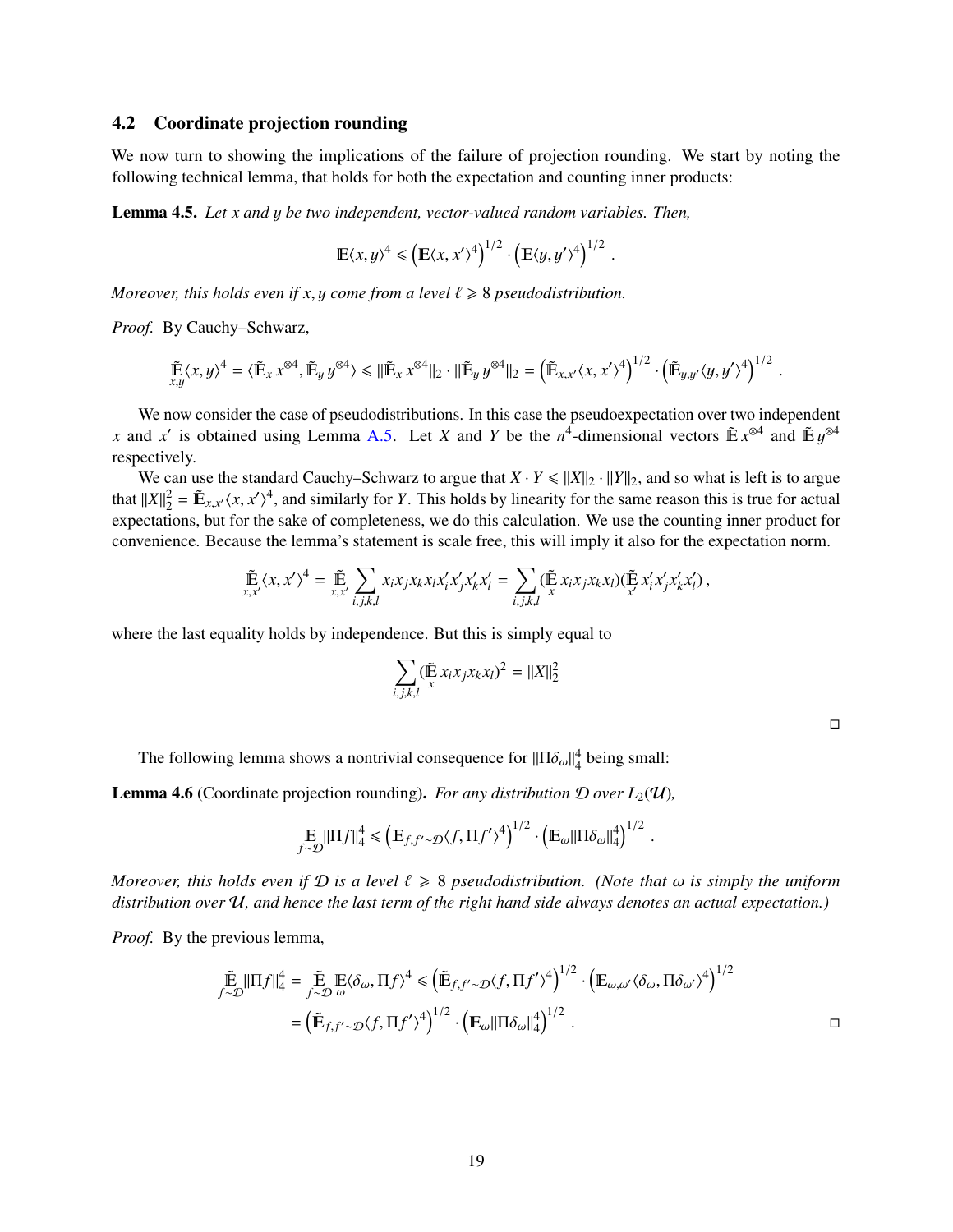## 4.2 Coordinate projection rounding

We now turn to showing the implications of the failure of projection rounding. We start by noting the following technical lemma, that holds for both the expectation and counting inner products:

**Lemma 4.5.** *Let $x$ and $y$ be two independent, vector-valued random variables. Then,*

$$\mathbb{E}\langle x, y\rangle^4 \leqslant \left(\mathbb{E}\langle x, x'\rangle^4\right)^{1/2} \cdot \left(\mathbb{E}\langle y, y'\rangle^4\right)^{1/2} .$$

*Moreover, this holds even if $x, y$ come from a level $\ell \geqslant 8$ pseudodistribution.*

*Proof.* By Cauchy–Schwarz,

$$\tilde{\mathbb{E}}_{x,y}\langle x, y\rangle^4 = \langle \tilde{\mathbb{E}}_x x^{\otimes 4}, \tilde{\mathbb{E}}_y y^{\otimes 4}\rangle \leqslant \|\tilde{\mathbb{E}}_x x^{\otimes 4}\|_2 \cdot \|\tilde{\mathbb{E}}_y y^{\otimes 4}\|_2 = \left(\tilde{\mathbb{E}}_{x,x'}\langle x, x'\rangle^4\right)^{1/2} \cdot \left(\tilde{\mathbb{E}}_{y,y'}\langle y, y'\rangle^4\right)^{1/2} .$$

We now consider the case of pseudodistributions. In this case the pseudoexpectation over two independent $x$ and $x'$ is obtained using Lemma A.5. Let $X$ and $Y$ be the $n^4$-dimensional vectors $\tilde{\mathbb{E}}\, x^{\otimes 4}$ and $\tilde{\mathbb{E}}\, y^{\otimes 4}$ respectively.

We can use the standard Cauchy–Schwarz to argue that $X \cdot Y \leqslant \|X\|_2 \cdot \|Y\|_2$, and so what is left is to argue that $\|X\|_2^2 = \tilde{\mathbb{E}}_{x,x'}\langle x, x'\rangle^4$, and similarly for $Y$. This holds by linearity for the same reason this is true for actual expectations, but for the sake of completeness, we do this calculation. We use the counting inner product for convenience. Because the lemma's statement is scale free, this will imply it also for the expectation norm.

$$\tilde{\mathbb{E}}_{x,x'}\langle x, x'\rangle^4 = \tilde{\mathbb{E}}_{x,x'} \sum_{i,j,k,l} x_i x_j x_k x_l x'_i x'_j x'_k x'_l = \sum_{i,j,k,l} (\tilde{\mathbb{E}}_x\, x_i x_j x_k x_l)(\tilde{\mathbb{E}}_{x'}\, x'_i x'_j x'_k x'_l) ,$$

where the last equality holds by independence. But this is simply equal to

$$\sum_{i,j,k,l} (\tilde{\mathbb{E}}_x\, x_i x_j x_k x_l)^2 = \|X\|_2^2$$

□

The following lemma shows a nontrivial consequence for $\|\Pi\delta_\omega\|_4^4$ being small:

**Lemma 4.6** (Coordinate projection rounding)**.** *For any distribution $\mathcal{D}$ over $L_2(\mathcal{U})$,*

$$\mathop{\mathbb{E}}_{f\sim\mathcal{D}} \|\Pi f\|_4^4 \leqslant \left(\mathbb{E}_{f,f'\sim\mathcal{D}}\langle f, \Pi f'\rangle^4\right)^{1/2} \cdot \left(\mathbb{E}_\omega \|\Pi\delta_\omega\|_4^4\right)^{1/2} .$$

*Moreover, this holds even if $\mathcal{D}$ is a level $\ell \geqslant 8$ pseudodistribution. (Note that $\omega$ is simply the uniform distribution over $\mathcal{U}$, and hence the last term of the right hand side always denotes an actual expectation.)*

*Proof.* By the previous lemma,

$$\begin{aligned}
\tilde{\mathbb{E}}_{f\sim\mathcal{D}} \|\Pi f\|_4^4 &= \tilde{\mathbb{E}}_{f\sim\mathcal{D}} \mathop{\mathbb{E}}_\omega \langle \delta_\omega, \Pi f\rangle^4 \leqslant \left(\tilde{\mathbb{E}}_{f,f'\sim\mathcal{D}}\langle f, \Pi f'\rangle^4\right)^{1/2} \cdot \left(\mathbb{E}_{\omega,\omega'}\langle \delta_\omega, \Pi\delta_{\omega'}\rangle^4\right)^{1/2} \\
&= \left(\tilde{\mathbb{E}}_{f,f'\sim\mathcal{D}}\langle f, \Pi f'\rangle^4\right)^{1/2} \cdot \left(\mathbb{E}_\omega \|\Pi\delta_\omega\|_4^4\right)^{1/2} .
\end{aligned}$$

□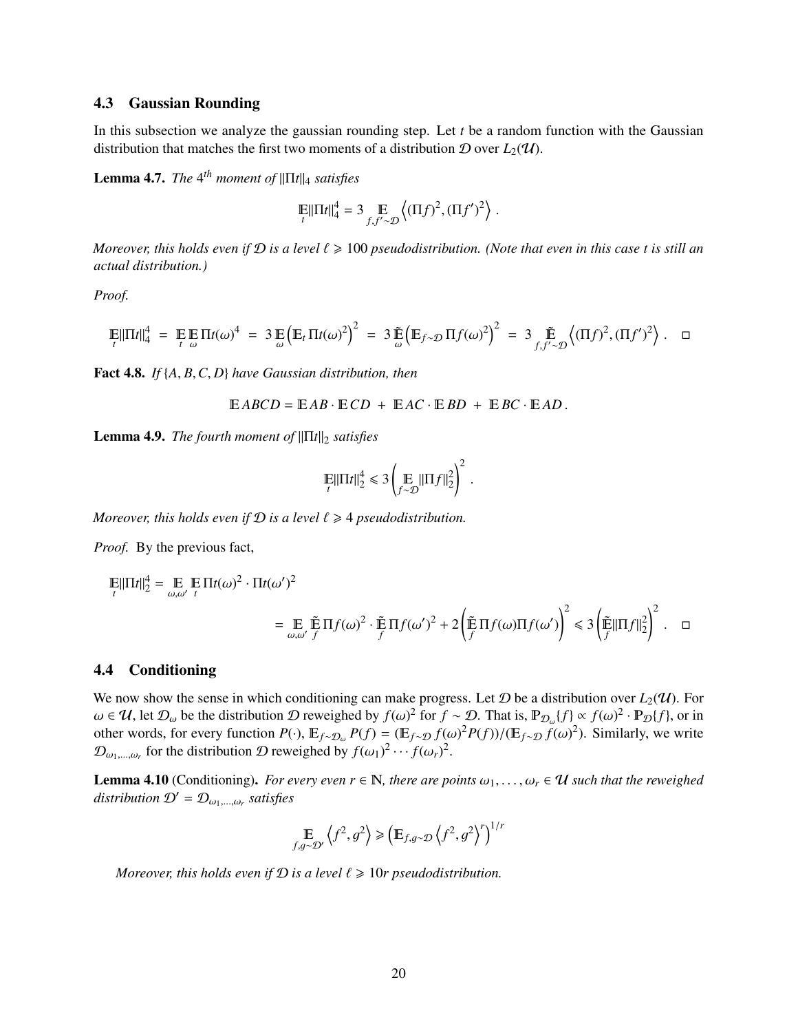### 4.3 Gaussian Rounding

In this subsection we analyze the gaussian rounding step. Let $t$ be a random function with the Gaussian distribution that matches the first two moments of a distribution $\mathcal{D}$ over $L_2(\mathcal{U})$.

**Lemma 4.7.** *The $4^{th}$ moment of $\|\Pi t\|_4$ satisfies*

$$\mathop{\mathbb{E}}_t \|\Pi t\|_4^4 = 3 \mathop{\mathbb{E}}_{f,f'\sim\mathcal{D}} \left\langle (\Pi f)^2, (\Pi f')^2 \right\rangle .$$

*Moreover, this holds even if $\mathcal{D}$ is a level $\ell \geqslant 100$ pseudodistribution. (Note that even in this case $t$ is still an actual distribution.)*

*Proof.*

$$\mathop{\mathbb{E}}_t \|\Pi t\|_4^4 \;=\; \mathop{\mathbb{E}}_t \mathop{\mathbb{E}}_\omega \Pi t(\omega)^4 \;=\; 3 \mathop{\mathbb{E}}_\omega \left(\mathbb{E}_t \Pi t(\omega)^2\right)^2 \;=\; 3 \mathop{\tilde{\mathbb{E}}}_\omega \left(\mathbb{E}_{f\sim\mathcal{D}} \Pi f(\omega)^2\right)^2 \;=\; 3 \mathop{\tilde{\mathbb{E}}}_{f,f'\sim\mathcal{D}} \left\langle (\Pi f)^2, (\Pi f')^2 \right\rangle . \quad \square$$

**Fact 4.8.** *If $\{A, B, C, D\}$ have Gaussian distribution, then*

$$\mathbb{E}\, ABCD = \mathbb{E}\, AB \cdot \mathbb{E}\, CD \;+\; \mathbb{E}\, AC \cdot \mathbb{E}\, BD \;+\; \mathbb{E}\, BC \cdot \mathbb{E}\, AD .$$

**Lemma 4.9.** *The fourth moment of $\|\Pi t\|_2$ satisfies*

$$\mathop{\mathbb{E}}_t \|\Pi t\|_2^4 \leqslant 3 \left( \mathop{\mathbb{E}}_{f\sim\mathcal{D}} \|\Pi f\|_2^2 \right)^2 .$$

*Moreover, this holds even if $\mathcal{D}$ is a level $\ell \geqslant 4$ pseudodistribution.*

*Proof.* By the previous fact,

$$\begin{aligned}
\mathop{\mathbb{E}}_t \|\Pi t\|_2^4 &= \mathop{\mathbb{E}}_{\omega,\omega'} \mathop{\mathbb{E}}_t \Pi t(\omega)^2 \cdot \Pi t(\omega')^2 \\
&= \mathop{\mathbb{E}}_{\omega,\omega'} \mathop{\tilde{\mathbb{E}}}_f \Pi f(\omega)^2 \cdot \mathop{\tilde{\mathbb{E}}}_f \Pi f(\omega')^2 + 2 \left( \mathop{\tilde{\mathbb{E}}}_f \Pi f(\omega) \Pi f(\omega') \right)^2 \leqslant 3 \left( \mathop{\tilde{\mathbb{E}}}_f \|\Pi f\|_2^2 \right)^2 . \quad \square
\end{aligned}$$

### 4.4 Conditioning

We now show the sense in which conditioning can make progress. Let $\mathcal{D}$ be a distribution over $L_2(\mathcal{U})$. For $\omega \in \mathcal{U}$, let $\mathcal{D}_\omega$ be the distribution $\mathcal{D}$ reweighed by $f(\omega)^2$ for $f \sim \mathcal{D}$. That is, $\mathbb{P}_{\mathcal{D}_\omega}\{f\} \propto f(\omega)^2 \cdot \mathbb{P}_{\mathcal{D}}\{f\}$, or in other words, for every function $P(\cdot)$, $\mathbb{E}_{f\sim\mathcal{D}_\omega} P(f) = (\mathbb{E}_{f\sim\mathcal{D}} f(\omega)^2 P(f))/(\mathbb{E}_{f\sim\mathcal{D}} f(\omega)^2)$. Similarly, we write $\mathcal{D}_{\omega_1,\ldots,\omega_r}$ for the distribution $\mathcal{D}$ reweighed by $f(\omega_1)^2 \cdots f(\omega_r)^2$.

**Lemma 4.10** (Conditioning)**.** *For every even $r \in \mathbb{N}$, there are points $\omega_1, \ldots, \omega_r \in \mathcal{U}$ such that the reweighed distribution $\mathcal{D}' = \mathcal{D}_{\omega_1,\ldots,\omega_r}$ satisfies*

$$\mathop{\mathbb{E}}_{f,g\sim\mathcal{D}'} \left\langle f^2, g^2 \right\rangle \geqslant \left( \mathbb{E}_{f,g\sim\mathcal{D}} \left\langle f^2, g^2 \right\rangle^r \right)^{1/r}$$

*Moreover, this holds even if $\mathcal{D}$ is a level $\ell \geqslant 10r$ pseudodistribution.*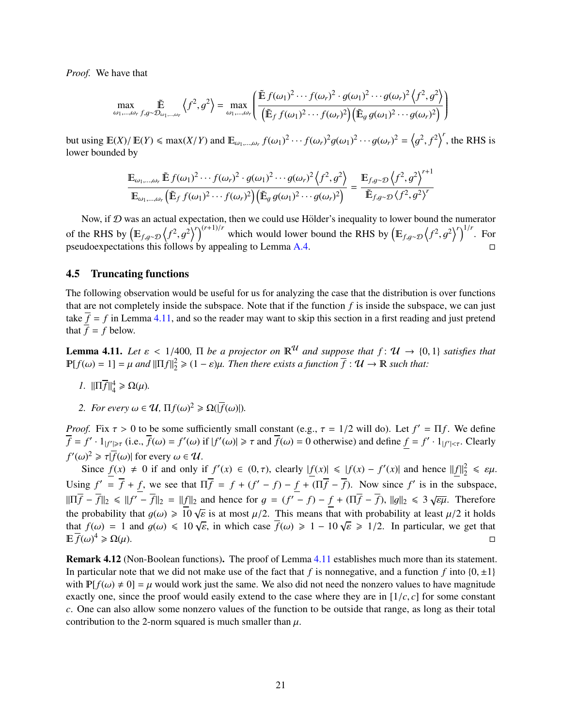*Proof.* We have that

$$\max_{\omega_1,\ldots,\omega_r} \tilde{\mathbb{E}}_{f,g\sim\mathcal{D}_{\omega_1,\ldots,\omega_r}} \left\langle f^2, g^2 \right\rangle = \max_{\omega_1,\ldots,\omega_r} \left( \frac{\tilde{\mathbb{E}}\, f(\omega_1)^2 \cdots f(\omega_r)^2 \cdot g(\omega_1)^2 \cdots g(\omega_r)^2 \left\langle f^2, g^2 \right\rangle}{\left(\tilde{\mathbb{E}}_f\, f(\omega_1)^2 \cdots f(\omega_r)^2\right)\left(\tilde{\mathbb{E}}_g\, g(\omega_1)^2 \cdots g(\omega_r)^2\right)} \right)$$

but using $\mathbb{E}(X)/\mathbb{E}(Y) \leqslant \max(X/Y)$ and $\mathbb{E}_{\omega_1,\ldots,\omega_r} f(\omega_1)^2 \cdots f(\omega_r)^2 g(\omega_1)^2 \cdots g(\omega_r)^2 = \left\langle g^2, f^2 \right\rangle^r$, the RHS is lower bounded by

$$\frac{\mathbb{E}_{\omega_1,\ldots,\omega_r} \tilde{\mathbb{E}}\, f(\omega_1)^2 \cdots f(\omega_r)^2 \cdot g(\omega_1)^2 \cdots g(\omega_r)^2 \left\langle f^2, g^2 \right\rangle}{\mathbb{E}_{\omega_1,\ldots,\omega_r}\left(\tilde{\mathbb{E}}_f\, f(\omega_1)^2 \cdots f(\omega_r)^2\right)\left(\tilde{\mathbb{E}}_g\, g(\omega_1)^2 \cdots g(\omega_r)^2\right)} = \frac{\mathbb{E}_{f,g\sim\mathcal{D}} \left\langle f^2, g^2 \right\rangle^{r+1}}{\tilde{\mathbb{E}}_{f,g\sim\mathcal{D}} \left\langle f^2, g^2 \right\rangle^{r}}$$

Now, if $\mathcal{D}$ was an actual expectation, then we could use Hölder's inequality to lower bound the numerator of the RHS by $\left(\mathbb{E}_{f,g\sim\mathcal{D}} \left\langle f^2, g^2 \right\rangle^r\right)^{(r+1)/r}$ which would lower bound the RHS by $\left(\mathbb{E}_{f,g\sim\mathcal{D}} \left\langle f^2, g^2 \right\rangle^r\right)^{1/r}$. For pseudoexpectations this follows by appealing to Lemma A.4. □

## 4.5 Truncating functions

The following observation would be useful for us for analyzing the case that the distribution is over functions that are not completely inside the subspace. Note that if the function $f$ is inside the subspace, we can just take $\overline{f} = f$ in Lemma 4.11, and so the reader may want to skip this section in a first reading and just pretend that $\overline{f} = f$ below.

**Lemma 4.11.** *Let $\varepsilon < 1/400$, $\Pi$ be a projector on $\mathbb{R}^{\mathcal{U}}$ and suppose that $f\colon \mathcal{U} \to \{0,1\}$ satisfies that $\mathbb{P}[f(\omega) = 1] = \mu$ and $\|\Pi f\|_2^2 \geqslant (1-\varepsilon)\mu$. Then there exists a function $\overline{f} : \mathcal{U} \to \mathbb{R}$ such that:*

1. *$\|\Pi\overline{f}\|_4^4 \geqslant \Omega(\mu)$.*
2. *For every $\omega \in \mathcal{U}$, $\Pi f(\omega)^2 \geqslant \Omega(|\overline{f}(\omega)|)$.*

*Proof.* Fix $\tau > 0$ to be some sufficiently small constant (e.g., $\tau = 1/2$ will do). Let $f' = \Pi f$. We define $\overline{f} = f' \cdot 1_{|f'| \geqslant \tau}$ (i.e., $\overline{f}(\omega) = f'(\omega)$ if $|f'(\omega)| \geqslant \tau$ and $\overline{f}(\omega) = 0$ otherwise) and define $\underline{f} = f' \cdot 1_{|f'|<\tau}$. Clearly $f'(\omega)^2 \geqslant \tau|\overline{f}(\omega)|$ for every $\omega \in \mathcal{U}$.

Since $\underline{f}(x) \neq 0$ if and only if $f'(x) \in (0,\tau)$, clearly $|\underline{f}(x)| \leqslant |f(x) - f'(x)|$ and hence $\|\underline{f}\|_2^2 \leqslant \varepsilon\mu$. Using $f' = \overline{f} + \underline{f}$, we see that $\Pi\overline{f} = f + (f' - f) - \underline{f} + (\Pi\overline{f} - \overline{f})$. Now since $f'$ is in the subspace, $\|\Pi\overline{f} - \overline{f}\|_2 \leqslant \|f' - \overline{f}\|_2 = \|\underline{f}\|_2$ and hence for $g = (f' - f) - \underline{f} + (\Pi\overline{f} - \overline{f})$, $\|g\|_2 \leqslant 3\sqrt{\varepsilon\mu}$. Therefore the probability that $g(\omega) \geqslant 10\sqrt{\varepsilon}$ is at most $\mu/2$. This means that with probability at least $\mu/2$ it holds that $f(\omega) = 1$ and $g(\omega) \leqslant 10\sqrt{\varepsilon}$, in which case $\overline{f}(\omega) \geqslant 1 - 10\sqrt{\varepsilon} \geqslant 1/2$. In particular, we get that $\mathbb{E}\,\overline{f}(\omega)^4 \geqslant \Omega(\mu)$. □

**Remark 4.12** (Non-Boolean functions)**.** The proof of Lemma 4.11 establishes much more than its statement. In particular note that we did not make use of the fact that $f$ is nonnegative, and a function $f$ into $\{0,\pm 1\}$ with $\mathbb{P}[f(\omega) \neq 0] = \mu$ would work just the same. We also did not need the nonzero values to have magnitude exactly one, since the proof would easily extend to the case where they are in $[1/c, c]$ for some constant $c$. One can also allow some nonzero values of the function to be outside that range, as long as their total contribution to the 2-norm squared is much smaller than $\mu$.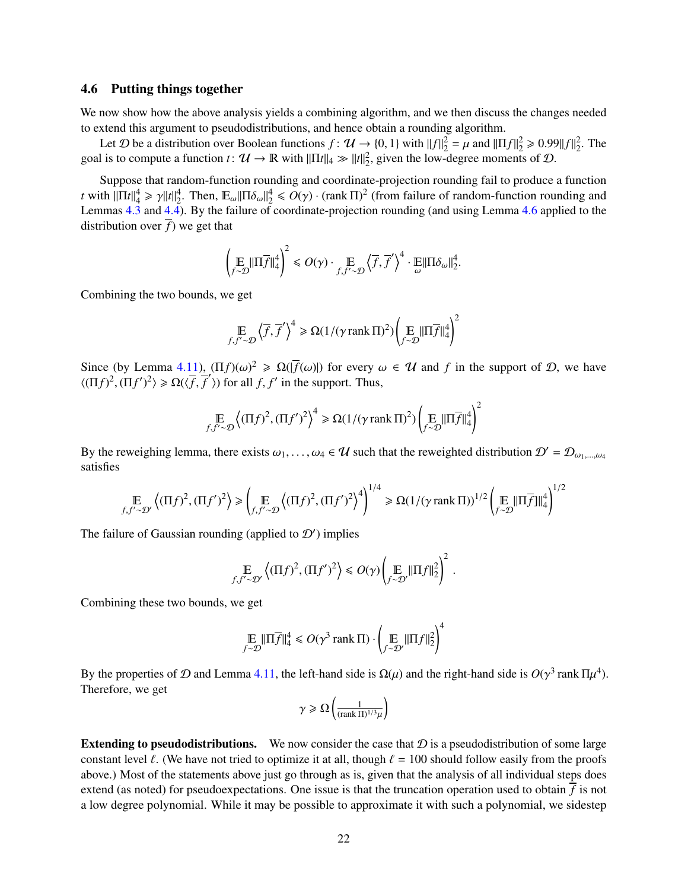### 4.6 Putting things together

We now show how the above analysis yields a combining algorithm, and we then discuss the changes needed to extend this argument to pseudodistributions, and hence obtain a rounding algorithm.

Let $\mathcal{D}$ be a distribution over Boolean functions $f : \mathcal{U} \to \{0, 1\}$ with $\|f\|_2^2 = \mu$ and $\|\Pi f\|_2^2 \geqslant 0.99\|f\|_2^2$. The goal is to compute a function $t : \mathcal{U} \to \mathbb{R}$ with $\|\Pi t\|_4 \gg \|t\|_2^2$, given the low-degree moments of $\mathcal{D}$.

Suppose that random-function rounding and coordinate-projection rounding fail to produce a function $t$ with $\|\Pi t\|_4^4 \geqslant \gamma \|t\|_2^4$. Then, $\mathbb{E}_\omega \|\Pi \delta_\omega\|_2^4 \leqslant O(\gamma) \cdot (\operatorname{rank} \Pi)^2$ (from failure of random-function rounding and Lemmas 4.3 and 4.4). By the failure of coordinate-projection rounding (and using Lemma 4.6 applied to the distribution over $\overline{f}$) we get that

$$\left( \mathop{\mathbb{E}}_{f \sim \mathcal{D}} \|\Pi \overline{f}\|_4^4 \right)^2 \leqslant O(\gamma) \cdot \mathop{\mathbb{E}}_{f, f' \sim \mathcal{D}} \left\langle \overline{f}, \overline{f}' \right\rangle^4 \cdot \mathop{\mathbb{E}}_{\omega} \|\Pi \delta_\omega\|_2^4.$$

Combining the two bounds, we get

$$\mathop{\mathbb{E}}_{f, f' \sim \mathcal{D}} \left\langle \overline{f}, \overline{f}' \right\rangle^4 \geqslant \Omega(1/(\gamma \operatorname{rank} \Pi)^2) \left( \mathop{\mathbb{E}}_{f \sim \mathcal{D}} \|\Pi \overline{f}\|_4^4 \right)^2$$

Since (by Lemma 4.11), $(\Pi f)(\omega)^2 \geqslant \Omega(|\overline{f}(\omega)|)$ for every $\omega \in \mathcal{U}$ and $f$ in the support of $\mathcal{D}$, we have $\langle (\Pi f)^2, (\Pi f')^2 \rangle \geqslant \Omega(\langle \overline{f}, \overline{f}' \rangle)$ for all $f, f'$ in the support. Thus,

$$\mathop{\mathbb{E}}_{f, f' \sim \mathcal{D}} \left\langle (\Pi f)^2, (\Pi f')^2 \right\rangle^4 \geqslant \Omega(1/(\gamma \operatorname{rank} \Pi)^2) \left( \mathop{\mathbb{E}}_{f \sim \mathcal{D}} \|\Pi \overline{f}\|_4^4 \right)^2$$

By the reweighing lemma, there exists $\omega_1, \ldots, \omega_4 \in \mathcal{U}$ such that the reweighted distribution $\mathcal{D}' = \mathcal{D}_{\omega_1, \ldots, \omega_4}$ satisfies

$$\mathop{\mathbb{E}}_{f, f' \sim \mathcal{D}'} \left\langle (\Pi f)^2, (\Pi f')^2 \right\rangle \geqslant \left( \mathop{\mathbb{E}}_{f, f' \sim \mathcal{D}} \left\langle (\Pi f)^2, (\Pi f')^2 \right\rangle^4 \right)^{1/4} \geqslant \Omega(1/(\gamma \operatorname{rank} \Pi))^{1/2} \left( \mathop{\mathbb{E}}_{f \sim \mathcal{D}} \|\Pi \overline{f}\|_4^4 \right)^{1/2}$$

The failure of Gaussian rounding (applied to $\mathcal{D}'$) implies

$$\mathop{\mathbb{E}}_{f, f' \sim \mathcal{D}'} \left\langle (\Pi f)^2, (\Pi f')^2 \right\rangle \leqslant O(\gamma) \left( \mathop{\mathbb{E}}_{f \sim \mathcal{D}'} \|\Pi f\|_2^2 \right)^2 .$$

Combining these two bounds, we get

$$\mathop{\mathbb{E}}_{f \sim \mathcal{D}} \|\Pi \overline{f}\|_4^4 \leqslant O(\gamma^3 \operatorname{rank} \Pi) \cdot \left( \mathop{\mathbb{E}}_{f \sim \mathcal{D}'} \|\Pi f\|_2^2 \right)^4$$

By the properties of $\mathcal{D}$ and Lemma 4.11, the left-hand side is $\Omega(\mu)$ and the right-hand side is $O(\gamma^3 \operatorname{rank} \Pi \mu^4)$. Therefore, we get

$$\gamma \geqslant \Omega\left( \tfrac{1}{(\operatorname{rank} \Pi)^{1/3} \mu} \right)$$

**Extending to pseudodistributions.** We now consider the case that $\mathcal{D}$ is a pseudodistribution of some large constant level $\ell$. (We have not tried to optimize it at all, though $\ell = 100$ should follow easily from the proofs above.) Most of the statements above just go through as is, given that the analysis of all individual steps does extend (as noted) for pseudoexpectations. One issue is that the truncation operation used to obtain $\overline{f}$ is not a low degree polynomial. While it may be possible to approximate it with such a polynomial, we sidestep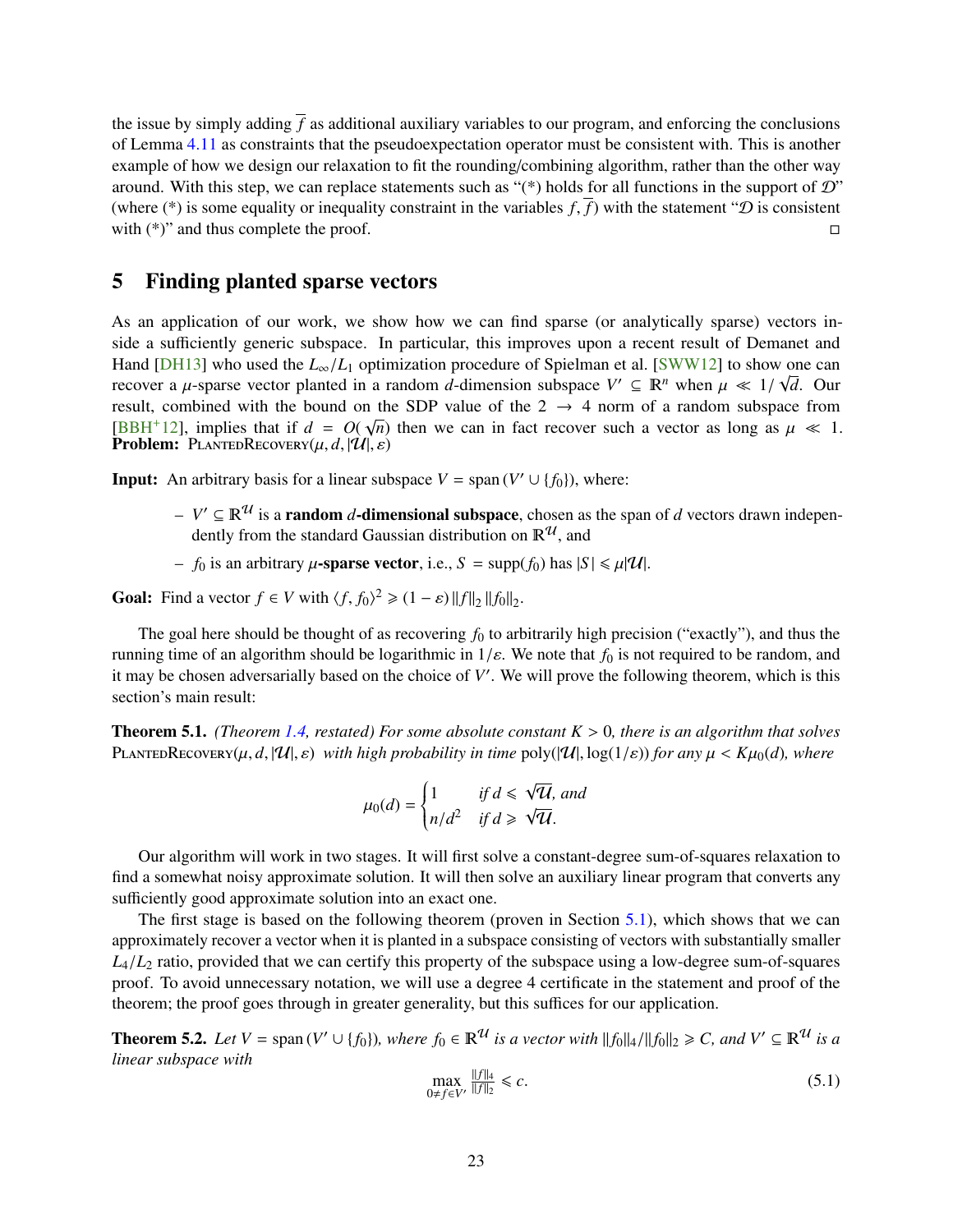the issue by simply adding $\overline{f}$ as additional auxiliary variables to our program, and enforcing the conclusions of Lemma 4.11 as constraints that the pseudoexpectation operator must be consistent with. This is another example of how we design our relaxation to fit the rounding/combining algorithm, rather than the other way around. With this step, we can replace statements such as "(*) holds for all functions in the support of $\mathcal{D}$" (where (*) is some equality or inequality constraint in the variables $f, \overline{f}$) with the statement "$\mathcal{D}$ is consistent with (*)" and thus complete the proof. □

# 5 Finding planted sparse vectors

As an application of our work, we show how we can find sparse (or analytically sparse) vectors inside a sufficiently generic subspace. In particular, this improves upon a recent result of Demanet and Hand [DH13] who used the $L_\infty/L_1$ optimization procedure of Spielman et al. [SWW12] to show one can recover a $\mu$-sparse vector planted in a random $d$-dimension subspace $V' \subseteq \mathbb{R}^n$ when $\mu \ll 1/\sqrt{d}$. Our result, combined with the bound on the SDP value of the $2 \to 4$ norm of a random subspace from [BBH+12], implies that if $d = O(\sqrt{n})$ then we can in fact recover such a vector as long as $\mu \ll 1$.

**Problem:** PlantedRecovery$(\mu, d, |\mathcal{U}|, \varepsilon)$

**Input:** An arbitrary basis for a linear subspace $V = \operatorname{span}(V' \cup \{f_0\})$, where:

- $V' \subseteq \mathbb{R}^{\mathcal{U}}$ is a **random $d$-dimensional subspace**, chosen as the span of $d$ vectors drawn independently from the standard Gaussian distribution on $\mathbb{R}^{\mathcal{U}}$, and
- $f_0$ is an arbitrary **$\mu$-sparse vector**, i.e., $S = \operatorname{supp}(f_0)$ has $|S| \leqslant \mu|\mathcal{U}|$.

**Goal:** Find a vector $f \in V$ with $\langle f, f_0 \rangle^2 \geqslant (1-\varepsilon)\|f\|_2 \|f_0\|_2$.

The goal here should be thought of as recovering $f_0$ to arbitrarily high precision ("exactly"), and thus the running time of an algorithm should be logarithmic in $1/\varepsilon$. We note that $f_0$ is not required to be random, and it may be chosen adversarially based on the choice of $V'$. We will prove the following theorem, which is this section's main result:

**Theorem 5.1.** *(Theorem 1.4, restated) For some absolute constant $K > 0$, there is an algorithm that solves* PlantedRecovery$(\mu, d, |\mathcal{U}|, \varepsilon)$ *with high probability in time* $\operatorname{poly}(|\mathcal{U}|, \log(1/\varepsilon))$ *for any $\mu < K\mu_0(d)$, where*

$$\mu_0(d) = \begin{cases} 1 & \text{if } d \leqslant \sqrt{\mathcal{U}}, \text{ and} \\ n/d^2 & \text{if } d \geqslant \sqrt{\mathcal{U}}. \end{cases}$$

Our algorithm will work in two stages. It will first solve a constant-degree sum-of-squares relaxation to find a somewhat noisy approximate solution. It will then solve an auxiliary linear program that converts any sufficiently good approximate solution into an exact one.

The first stage is based on the following theorem (proven in Section 5.1), which shows that we can approximately recover a vector when it is planted in a subspace consisting of vectors with substantially smaller $L_4/L_2$ ratio, provided that we can certify this property of the subspace using a low-degree sum-of-squares proof. To avoid unnecessary notation, we will use a degree 4 certificate in the statement and proof of the theorem; the proof goes through in greater generality, but this suffices for our application.

**Theorem 5.2.** *Let $V = \operatorname{span}(V' \cup \{f_0\})$, where $f_0 \in \mathbb{R}^{\mathcal{U}}$ is a vector with $\|f_0\|_4/\|f_0\|_2 \geqslant C$, and $V' \subseteq \mathbb{R}^{\mathcal{U}}$ is a linear subspace with*

$$\max_{0 \neq f \in V'} \tfrac{\|f\|_4}{\|f\|_2} \leqslant c. \tag{5.1}$$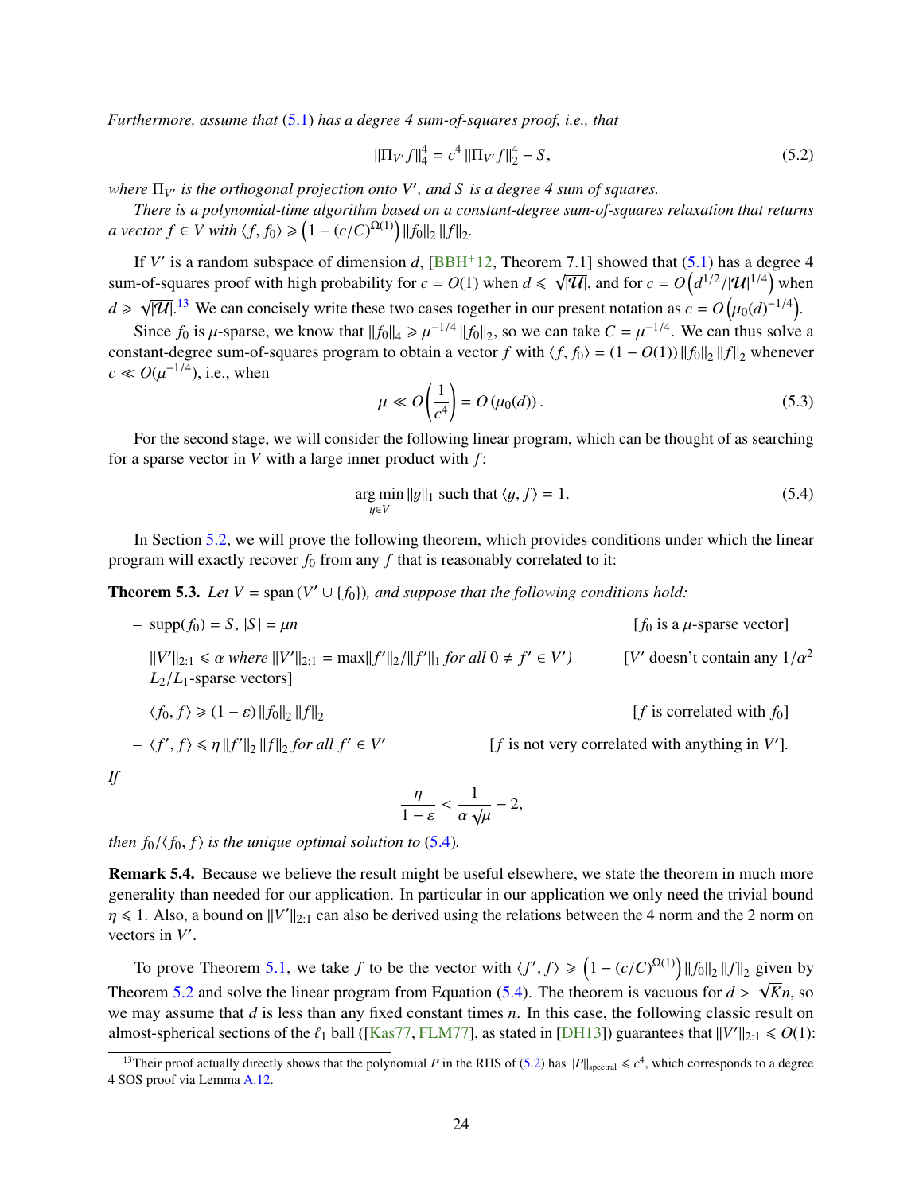*Furthermore, assume that* (5.1) *has a degree 4 sum-of-squares proof, i.e., that*

$$\|\Pi_{V'} f\|_4^4 = c^4 \|\Pi_{V'} f\|_2^4 - S, \tag{5.2}$$

*where $\Pi_{V'}$ is the orthogonal projection onto $V'$, and $S$ is a degree 4 sum of squares.*

*There is a polynomial-time algorithm based on a constant-degree sum-of-squares relaxation that returns a vector $f \in V$ with $\langle f, f_0 \rangle \geqslant \left(1 - (c/C)^{\Omega(1)}\right) \|f_0\|_2 \|f\|_2$.*

If $V'$ is a random subspace of dimension $d$, [BBH+12, Theorem 7.1] showed that (5.1) has a degree 4 sum-of-squares proof with high probability for $c = O(1)$ when $d \leqslant \sqrt{|\mathcal{U}|}$, and for $c = O\left(d^{1/2}/|\mathcal{U}|^{1/4}\right)$ when $d \geqslant \sqrt{|\mathcal{U}|}$.[13] We can concisely write these two cases together in our present notation as $c = O\left(\mu_0(d)^{-1/4}\right)$.

Since $f_0$ is $\mu$-sparse, we know that $\|f_0\|_4 \geqslant \mu^{-1/4} \|f_0\|_2$, so we can take $C = \mu^{-1/4}$. We can thus solve a constant-degree sum-of-squares program to obtain a vector $f$ with $\langle f, f_0 \rangle = (1 - O(1)) \|f_0\|_2 \|f\|_2$ whenever $c \ll O(\mu^{-1/4})$, i.e., when

$$\mu \ll O\left(\frac{1}{c^4}\right) = O\left(\mu_0(d)\right). \tag{5.3}$$

For the second stage, we will consider the following linear program, which can be thought of as searching for a sparse vector in $V$ with a large inner product with $f$:

$$\arg\min_{y \in V} \|y\|_1 \text{ such that } \langle y, f \rangle = 1. \tag{5.4}$$

In Section 5.2, we will prove the following theorem, which provides conditions under which the linear program will exactly recover $f_0$ from any $f$ that is reasonably correlated to it:

**Theorem 5.3.** *Let $V = \operatorname{span}(V' \cup \{f_0\})$, and suppose that the following conditions hold:*

- $\operatorname{supp}(f_0) = S$, $|S| = \mu n$ [$f_0$ is a $\mu$-sparse vector]
- $\|V'\|_{2:1} \leqslant \alpha$ *where* $\|V'\|_{2:1} = \max \|f'\|_2 / \|f'\|_1$ *for all* $0 \neq f' \in V'$) [$V'$ doesn't contain any $1/\alpha^2$ $L_2/L_1$-sparse vectors]
- $\langle f_0, f \rangle \geqslant (1 - \varepsilon) \|f_0\|_2 \|f\|_2$ [$f$ is correlated with $f_0$]
- $\langle f', f \rangle \leqslant \eta \|f'\|_2 \|f\|_2$ *for all* $f' \in V'$ [$f$ is not very correlated with anything in $V'$].

*If*

$$\frac{\eta}{1 - \varepsilon} < \frac{1}{\alpha \sqrt{\mu}} - 2,$$

*then $f_0 / \langle f_0, f \rangle$ is the unique optimal solution to* (5.4)*.*

**Remark 5.4.** Because we believe the result might be useful elsewhere, we state the theorem in much more generality than needed for our application. In particular in our application we only need the trivial bound $\eta \leqslant 1$. Also, a bound on $\|V'\|_{2:1}$ can also be derived using the relations between the 4 norm and the 2 norm on vectors in $V'$.

To prove Theorem 5.1, we take $f$ to be the vector with $\langle f', f \rangle \geqslant \left(1 - (c/C)^{\Omega(1)}\right) \|f_0\|_2 \|f\|_2$ given by Theorem 5.2 and solve the linear program from Equation (5.4). The theorem is vacuous for $d > \sqrt{K}n$, so we may assume that $d$ is less than any fixed constant times $n$. In this case, the following classic result on almost-spherical sections of the $\ell_1$ ball ([Kas77, FLM77], as stated in [DH13]) guarantees that $\|V'\|_{2:1} \leqslant O(1)$:

[13] Their proof actually directly shows that the polynomial $P$ in the RHS of (5.2) has $\|P\|_{\text{spectral}} \leqslant c^4$, which corresponds to a degree 4 SOS proof via Lemma A.12.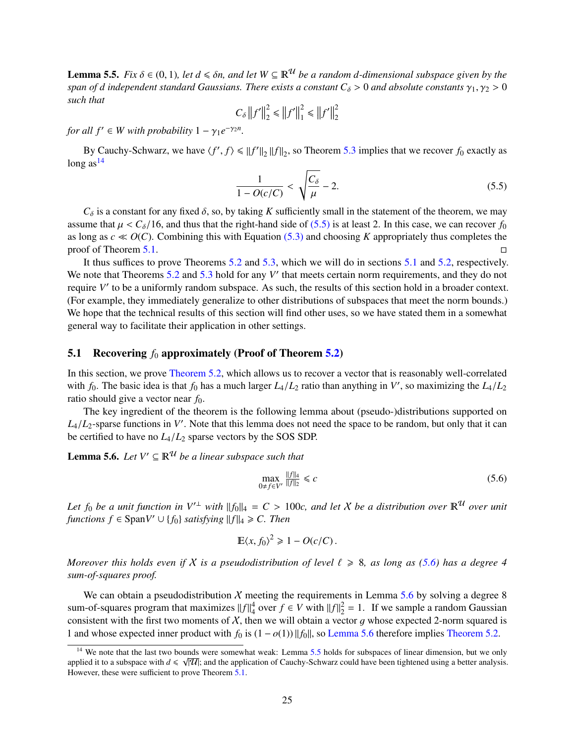**Lemma 5.5.** *Fix $\delta \in (0,1)$, let $d \leqslant \delta n$, and let $W \subseteq \mathbb{R}^{\mathcal{U}}$ be a random $d$-dimensional subspace given by the span of $d$ independent standard Gaussians. There exists a constant $C_\delta > 0$ and absolute constants $\gamma_1, \gamma_2 > 0$ such that*

$$C_\delta \left\|f'\right\|_2^2 \leqslant \left\|f'\right\|_1^2 \leqslant \left\|f'\right\|_2^2$$

*for all $f' \in W$ with probability $1 - \gamma_1 e^{-\gamma_2 n}$.*

By Cauchy-Schwarz, we have $\langle f', f \rangle \leqslant \|f'\|_2 \|f\|_2$, so Theorem 5.3 implies that we recover $f_0$ exactly as long as[14]

$$\frac{1}{1 - O(c/C)} < \sqrt{\frac{C_\delta}{\mu}} - 2. \tag{5.5}$$

$C_\delta$ is a constant for any fixed $\delta$, so, by taking $K$ sufficiently small in the statement of the theorem, we may assume that $\mu < C_\delta/16$, and thus that the right-hand side of (5.5) is at least 2. In this case, we can recover $f_0$ as long as $c \ll O(C)$. Combining this with Equation (5.3) and choosing $K$ appropriately thus completes the proof of Theorem 5.1. □

It thus suffices to prove Theorems 5.2 and 5.3, which we will do in sections 5.1 and 5.2, respectively. We note that Theorems 5.2 and 5.3 hold for any $V'$ that meets certain norm requirements, and they do not require $V'$ to be a uniformly random subspace. As such, the results of this section hold in a broader context. (For example, they immediately generalize to other distributions of subspaces that meet the norm bounds.) We hope that the technical results of this section will find other uses, so we have stated them in a somewhat general way to facilitate their application in other settings.

## 5.1 Recovering $f_0$ approximately (Proof of Theorem 5.2)

In this section, we prove Theorem 5.2, which allows us to recover a vector that is reasonably well-correlated with $f_0$. The basic idea is that $f_0$ has a much larger $L_4/L_2$ ratio than anything in $V'$, so maximizing the $L_4/L_2$ ratio should give a vector near $f_0$.

The key ingredient of the theorem is the following lemma about (pseudo-)distributions supported on $L_4/L_2$-sparse functions in $V'$. Note that this lemma does not need the space to be random, but only that it can be certified to have no $L_4/L_2$ sparse vectors by the SOS SDP.

**Lemma 5.6.** *Let $V' \subseteq \mathbb{R}^{\mathcal{U}}$ be a linear subspace such that*

$$\max_{0 \neq f \in V'} \tfrac{\|f\|_4}{\|f\|_2} \leqslant c \tag{5.6}$$

*Let $f_0$ be a unit function in $V'^{\perp}$ with $\|f_0\|_4 = C > 100c$, and let $\mathcal{X}$ be a distribution over $\mathbb{R}^{\mathcal{U}}$ over unit functions $f \in \operatorname{Span} V' \cup \{f_0\}$ satisfying $\|f\|_4 \geqslant C$. Then*

$$\mathbb{E}\langle x, f_0 \rangle^2 \geqslant 1 - O(c/C)\,.$$

*Moreover this holds even if $\mathcal{X}$ is a pseudodistribution of level $\ell \geqslant 8$, as long as (5.6) has a degree 4 sum-of-squares proof.*

We can obtain a pseudodistribution $\mathcal{X}$ meeting the requirements in Lemma 5.6 by solving a degree 8 sum-of-squares program that maximizes $\|f\|_4^4$ over $f \in V$ with $\|f\|_2^2 = 1$. If we sample a random Gaussian consistent with the first two moments of $\mathcal{X}$, then we will obtain a vector $g$ whose expected 2-norm squared is 1 and whose expected inner product with $f_0$ is $(1 - o(1))\|f_0\|$, so Lemma 5.6 therefore implies Theorem 5.2.

[14] We note that the last two bounds were somewhat weak: Lemma 5.5 holds for subspaces of linear dimension, but we only applied it to a subspace with $d \leqslant \sqrt{|\mathcal{U}|}$; and the application of Cauchy-Schwarz could have been tightened using a better analysis. However, these were sufficient to prove Theorem 5.1.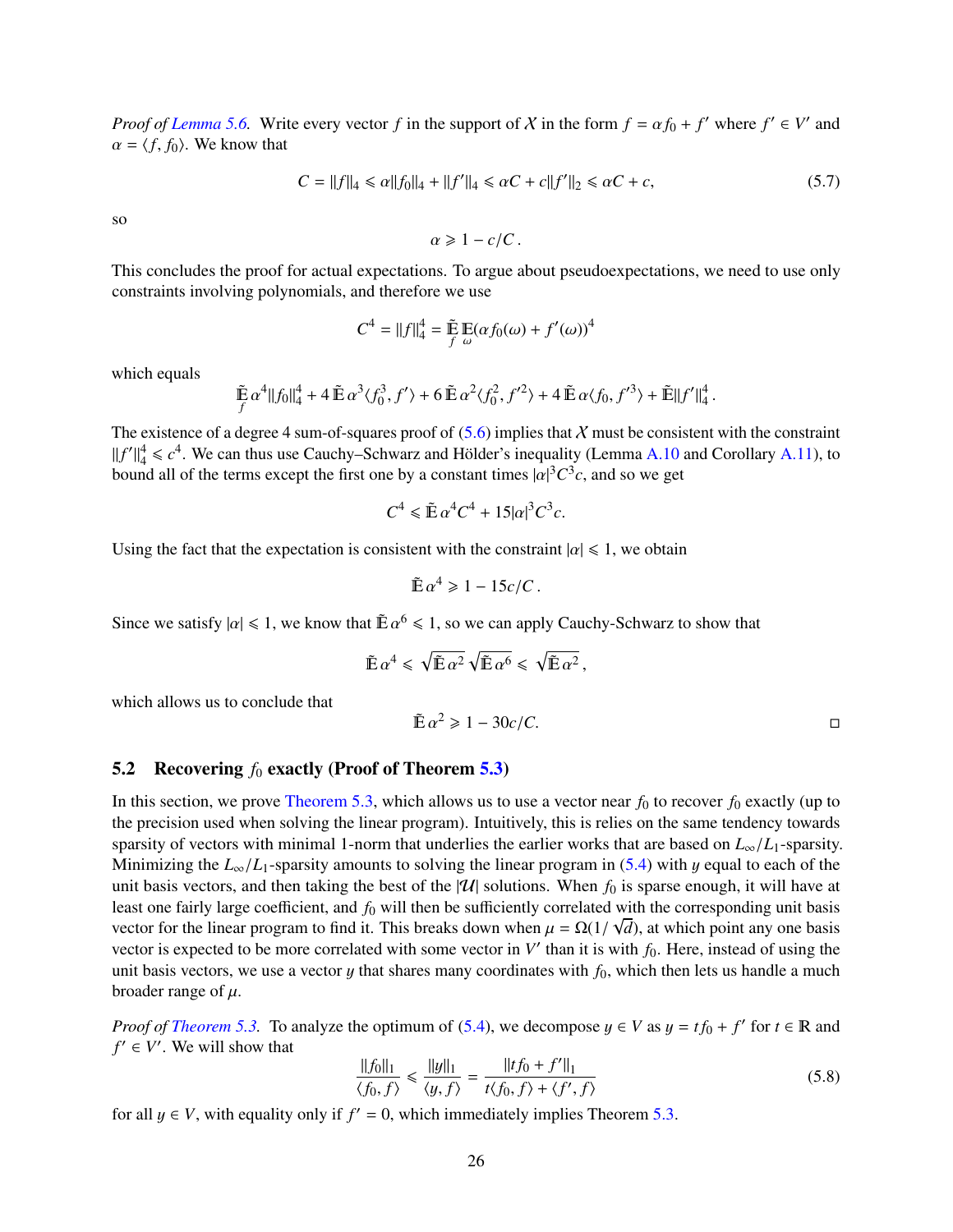*Proof of Lemma 5.6.* Write every vector $f$ in the support of $\mathcal{X}$ in the form $f = \alpha f_0 + f'$ where $f' \in V'$ and $\alpha = \langle f, f_0 \rangle$. We know that

$$C = \|f\|_4 \leqslant \alpha \|f_0\|_4 + \|f'\|_4 \leqslant \alpha C + c\|f'\|_2 \leqslant \alpha C + c, \tag{5.7}$$

so

$$\alpha \geqslant 1 - c/C\,.$$

This concludes the proof for actual expectations. To argue about pseudoexpectations, we need to use only constraints involving polynomials, and therefore we use

$$C^4 = \|f\|_4^4 = \tilde{\mathbb{E}}_f \mathbb{E}_\omega (\alpha f_0(\omega) + f'(\omega))^4$$

which equals

$$\tilde{\mathbb{E}}_f \alpha^4 \|f_0\|_4^4 + 4\, \tilde{\mathbb{E}}\, \alpha^3 \langle f_0^3, f' \rangle + 6\, \tilde{\mathbb{E}}\, \alpha^2 \langle f_0^2, f'^2 \rangle + 4\, \tilde{\mathbb{E}}\, \alpha \langle f_0, f'^3 \rangle + \tilde{\mathbb{E}} \|f'\|_4^4\,.$$

The existence of a degree 4 sum-of-squares proof of (5.6) implies that $\mathcal{X}$ must be consistent with the constraint $\|f'\|_4^4 \leqslant c^4$. We can thus use Cauchy–Schwarz and Hölder's inequality (Lemma A.10 and Corollary A.11), to bound all of the terms except the first one by a constant times $|\alpha|^3 C^3 c$, and so we get

$$C^4 \leqslant \tilde{\mathbb{E}}\, \alpha^4 C^4 + 15|\alpha|^3 C^3 c.$$

Using the fact that the expectation is consistent with the constraint $|\alpha| \leqslant 1$, we obtain

$$\tilde{\mathbb{E}}\, \alpha^4 \geqslant 1 - 15c/C\,.$$

Since we satisfy $|\alpha| \leqslant 1$, we know that $\tilde{\mathbb{E}}\, \alpha^6 \leqslant 1$, so we can apply Cauchy-Schwarz to show that

$$\tilde{\mathbb{E}}\, \alpha^4 \leqslant \sqrt{\tilde{\mathbb{E}}\, \alpha^2}\, \sqrt{\tilde{\mathbb{E}}\, \alpha^6} \leqslant \sqrt{\tilde{\mathbb{E}}\, \alpha^2}\,,$$

which allows us to conclude that

$$\tilde{\mathbb{E}}\, \alpha^2 \geqslant 1 - 30c/C.$$

□

## 5.2 Recovering $f_0$ exactly (Proof of Theorem 5.3)

In this section, we prove Theorem 5.3, which allows us to use a vector near $f_0$ to recover $f_0$ exactly (up to the precision used when solving the linear program). Intuitively, this is relies on the same tendency towards sparsity of vectors with minimal 1-norm that underlies the earlier works that are based on $L_\infty/L_1$-sparsity. Minimizing the $L_\infty/L_1$-sparsity amounts to solving the linear program in (5.4) with $y$ equal to each of the unit basis vectors, and then taking the best of the $|\mathcal{U}|$ solutions. When $f_0$ is sparse enough, it will have at least one fairly large coefficient, and $f_0$ will then be sufficiently correlated with the corresponding unit basis vector for the linear program to find it. This breaks down when $\mu = \Omega(1/\sqrt{d})$, at which point any one basis vector is expected to be more correlated with some vector in $V'$ than it is with $f_0$. Here, instead of using the unit basis vectors, we use a vector $y$ that shares many coordinates with $f_0$, which then lets us handle a much broader range of $\mu$.

*Proof of Theorem 5.3.* To analyze the optimum of (5.4), we decompose $y \in V$ as $y = tf_0 + f'$ for $t \in \mathbb{R}$ and $f' \in V'$. We will show that

$$\frac{\|f_0\|_1}{\langle f_0, f \rangle} \leqslant \frac{\|y\|_1}{\langle y, f \rangle} = \frac{\|tf_0 + f'\|_1}{t\langle f_0, f \rangle + \langle f', f \rangle} \tag{5.8}$$

for all $y \in V$, with equality only if $f' = 0$, which immediately implies Theorem 5.3.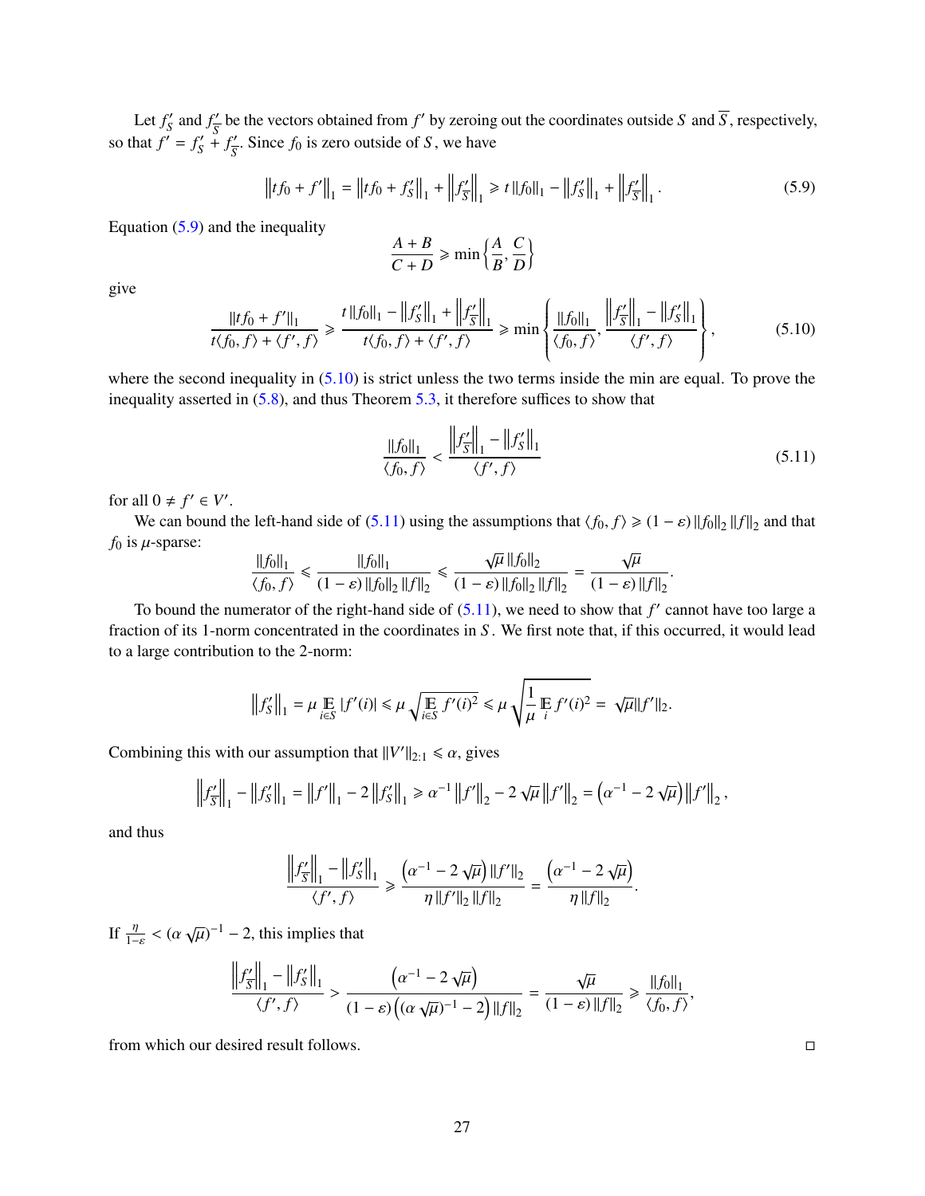Let $f'_S$ and $f'_{\overline{S}}$ be the vectors obtained from $f'$ by zeroing out the coordinates outside $S$ and $\overline{S}$, respectively, so that $f' = f'_S + f'_{\overline{S}}$. Since $f_0$ is zero outside of $S$, we have

$$\left\|tf_0 + f'\right\|_1 = \left\|tf_0 + f'_S\right\|_1 + \left\|f'_{\overline{S}}\right\|_1 \geqslant t\left\|f_0\right\|_1 - \left\|f'_S\right\|_1 + \left\|f'_{\overline{S}}\right\|_1. \tag{5.9}$$

Equation (5.9) and the inequality

$$\frac{A+B}{C+D} \geqslant \min\left\{\frac{A}{B}, \frac{C}{D}\right\}$$

give

$$\frac{\|tf_0 + f'\|_1}{t\langle f_0, f\rangle + \langle f', f\rangle} \geqslant \frac{t\left\|f_0\right\|_1 - \left\|f'_S\right\|_1 + \left\|f'_{\overline{S}}\right\|_1}{t\langle f_0, f\rangle + \langle f', f\rangle} \geqslant \min\left\{\frac{\|f_0\|_1}{\langle f_0, f\rangle}, \frac{\left\|f'_{\overline{S}}\right\|_1 - \left\|f'_S\right\|_1}{\langle f', f\rangle}\right\}, \tag{5.10}$$

where the second inequality in (5.10) is strict unless the two terms inside the min are equal. To prove the inequality asserted in (5.8), and thus Theorem 5.3, it therefore suffices to show that

$$\frac{\|f_0\|_1}{\langle f_0, f\rangle} < \frac{\left\|f'_{\overline{S}}\right\|_1 - \left\|f'_S\right\|_1}{\langle f', f\rangle} \tag{5.11}$$

for all $0 \neq f' \in V'$.

We can bound the left-hand side of (5.11) using the assumptions that $\langle f_0, f\rangle \geqslant (1-\varepsilon)\|f_0\|_2\|f\|_2$ and that $f_0$ is $\mu$-sparse:

$$\frac{\|f_0\|_1}{\langle f_0, f\rangle} \leqslant \frac{\|f_0\|_1}{(1-\varepsilon)\|f_0\|_2\|f\|_2} \leqslant \frac{\sqrt{\mu}\,\|f_0\|_2}{(1-\varepsilon)\|f_0\|_2\|f\|_2} = \frac{\sqrt{\mu}}{(1-\varepsilon)\|f\|_2}.$$

To bound the numerator of the right-hand side of (5.11), we need to show that $f'$ cannot have too large a fraction of its 1-norm concentrated in the coordinates in $S$. We first note that, if this occurred, it would lead to a large contribution to the 2-norm:

$$\left\|f'_S\right\|_1 = \mu \mathop{\mathbb{E}}_{i\in S}|f'(i)| \leqslant \mu\sqrt{\mathop{\mathbb{E}}_{i\in S} f'(i)^2} \leqslant \mu\sqrt{\frac{1}{\mu}\mathop{\mathbb{E}}_{i} f'(i)^2} = \sqrt{\mu}\|f'\|_2.$$

Combining this with our assumption that $\|V'\|_{2:1} \leqslant \alpha$, gives

$$\left\|f'_{\overline{S}}\right\|_1 - \left\|f'_S\right\|_1 = \left\|f'\right\|_1 - 2\left\|f'_S\right\|_1 \geqslant \alpha^{-1}\left\|f'\right\|_2 - 2\sqrt{\mu}\left\|f'\right\|_2 = \left(\alpha^{-1} - 2\sqrt{\mu}\right)\left\|f'\right\|_2,$$

and thus

$$\frac{\left\|f'_{\overline{S}}\right\|_1 - \left\|f'_S\right\|_1}{\langle f', f\rangle} \geqslant \frac{\left(\alpha^{-1} - 2\sqrt{\mu}\right)\|f'\|_2}{\eta\|f'\|_2\|f\|_2} = \frac{\left(\alpha^{-1} - 2\sqrt{\mu}\right)}{\eta\|f\|_2}.$$

If $\frac{\eta}{1-\varepsilon} < (\alpha\sqrt{\mu})^{-1} - 2$, this implies that

$$\frac{\left\|f'_{\overline{S}}\right\|_1 - \left\|f'_S\right\|_1}{\langle f', f\rangle} > \frac{\left(\alpha^{-1} - 2\sqrt{\mu}\right)}{(1-\varepsilon)\left((\alpha\sqrt{\mu})^{-1} - 2\right)\|f\|_2} = \frac{\sqrt{\mu}}{(1-\varepsilon)\|f\|_2} \geqslant \frac{\|f_0\|_1}{\langle f_0, f\rangle},$$

from which our desired result follows. $\square$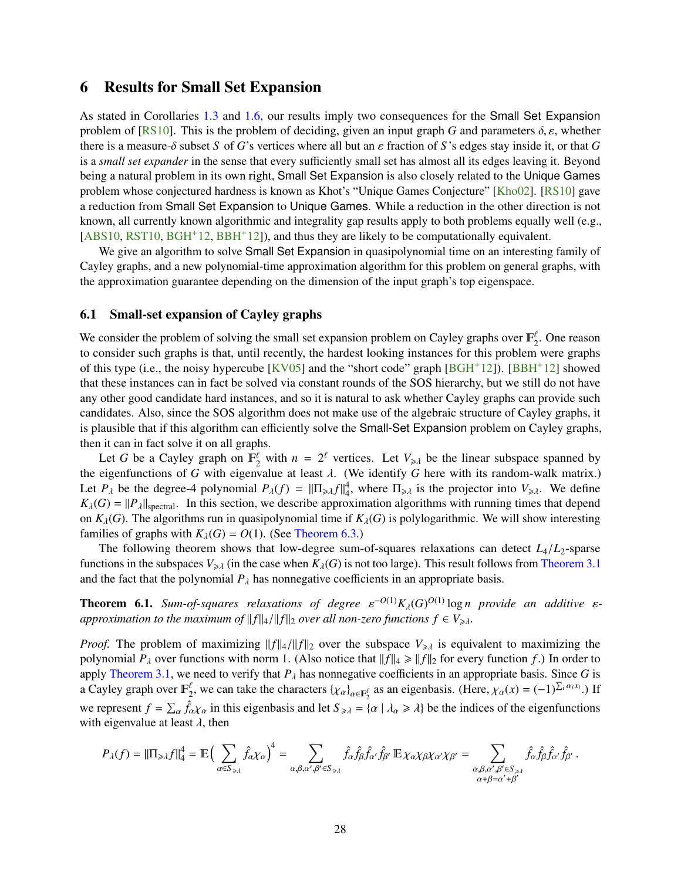# 6 Results for Small Set Expansion

As stated in Corollaries 1.3 and 1.6, our results imply two consequences for the Small Set Expansion problem of [RS10]. This is the problem of deciding, given an input graph $G$ and parameters $\delta, \varepsilon$, whether there is a measure-$\delta$ subset $S$ of $G$'s vertices where all but an $\varepsilon$ fraction of $S$'s edges stay inside it, or that $G$ is a *small set expander* in the sense that every sufficiently small set has almost all its edges leaving it. Beyond being a natural problem in its own right, Small Set Expansion is also closely related to the Unique Games problem whose conjectured hardness is known as Khot's "Unique Games Conjecture" [Kho02]. [RS10] gave a reduction from Small Set Expansion to Unique Games. While a reduction in the other direction is not known, all currently known algorithmic and integrality gap results apply to both problems equally well (e.g., [ABS10, RST10, BGH+12, BBH+12]), and thus they are likely to be computationally equivalent.

We give an algorithm to solve Small Set Expansion in quasipolynomial time on an interesting family of Cayley graphs, and a new polynomial-time approximation algorithm for this problem on general graphs, with the approximation guarantee depending on the dimension of the input graph's top eigenspace.

## 6.1 Small-set expansion of Cayley graphs

We consider the problem of solving the small set expansion problem on Cayley graphs over $\mathbb{F}_2^\ell$. One reason to consider such graphs is that, until recently, the hardest looking instances for this problem were graphs of this type (i.e., the noisy hypercube [KV05] and the "short code" graph [BGH+12]). [BBH+12] showed that these instances can in fact be solved via constant rounds of the SOS hierarchy, but we still do not have any other good candidate hard instances, and so it is natural to ask whether Cayley graphs can provide such candidates. Also, since the SOS algorithm does not make use of the algebraic structure of Cayley graphs, it is plausible that if this algorithm can efficiently solve the Small-Set Expansion problem on Cayley graphs, then it can in fact solve it on all graphs.

Let $G$ be a Cayley graph on $\mathbb{F}_2^\ell$ with $n = 2^\ell$ vertices. Let $V_{\geqslant\lambda}$ be the linear subspace spanned by the eigenfunctions of $G$ with eigenvalue at least $\lambda$. (We identify $G$ here with its random-walk matrix.) Let $P_\lambda$ be the degree-4 polynomial $P_\lambda(f) = \|\Pi_{\geqslant\lambda} f\|_4^4$, where $\Pi_{\geqslant\lambda}$ is the projector into $V_{\geqslant\lambda}$. We define $K_\lambda(G) = \|P_\lambda\|_{\text{spectral}}$. In this section, we describe approximation algorithms with running times that depend on $K_\lambda(G)$. The algorithms run in quasipolynomial time if $K_\lambda(G)$ is polylogarithmic. We will show interesting families of graphs with $K_\lambda(G) = O(1)$. (See Theorem 6.3.)

The following theorem shows that low-degree sum-of-squares relaxations can detect $L_4/L_2$-sparse functions in the subspaces $V_{\geqslant\lambda}$ (in the case when $K_\lambda(G)$ is not too large). This result follows from Theorem 3.1 and the fact that the polynomial $P_\lambda$ has nonnegative coefficients in an appropriate basis.

**Theorem 6.1.** *Sum-of-squares relaxations of degree $\varepsilon^{-O(1)} K_\lambda(G)^{O(1)} \log n$ provide an additive $\varepsilon$-approximation to the maximum of $\|f\|_4/\|f\|_2$ over all non-zero functions $f \in V_{\geqslant\lambda}$.*

*Proof.* The problem of maximizing $\|f\|_4/\|f\|_2$ over the subspace $V_{\geqslant\lambda}$ is equivalent to maximizing the polynomial $P_\lambda$ over functions with norm 1. (Also notice that $\|f\|_4 \geqslant \|f\|_2$ for every function $f$.) In order to apply Theorem 3.1, we need to verify that $P_\lambda$ has nonnegative coefficients in an appropriate basis. Since $G$ is a Cayley graph over $\mathbb{F}_2^\ell$, we can take the characters $\{\chi_\alpha\}_{\alpha\in\mathbb{F}_2^\ell}$ as an eigenbasis. (Here, $\chi_\alpha(x) = (-1)^{\sum_i \alpha_i x_i}$.) If we represent $f = \sum_\alpha \hat{f}_\alpha \chi_\alpha$ in this eigenbasis and let $S_{\geqslant\lambda} = \{\alpha \mid \lambda_\alpha \geqslant \lambda\}$ be the indices of the eigenfunctions with eigenvalue at least $\lambda$, then

$$P_\lambda(f) = \|\Pi_{\geqslant\lambda} f\|_4^4 = \mathbb{E}\Big(\sum_{\alpha\in S_{\geqslant\lambda}} \hat{f}_\alpha \chi_\alpha\Big)^4 = \sum_{\alpha,\beta,\alpha',\beta'\in S_{\geqslant\lambda}} \hat{f}_\alpha \hat{f}_\beta \hat{f}_{\alpha'} \hat{f}_{\beta'} \,\mathbb{E}\, \chi_\alpha\chi_\beta\chi_{\alpha'}\chi_{\beta'} = \sum_{\substack{\alpha,\beta,\alpha',\beta'\in S_{\geqslant\lambda}\\ \alpha+\beta=\alpha'+\beta'}} \hat{f}_\alpha \hat{f}_\beta \hat{f}_{\alpha'} \hat{f}_{\beta'}\,.$$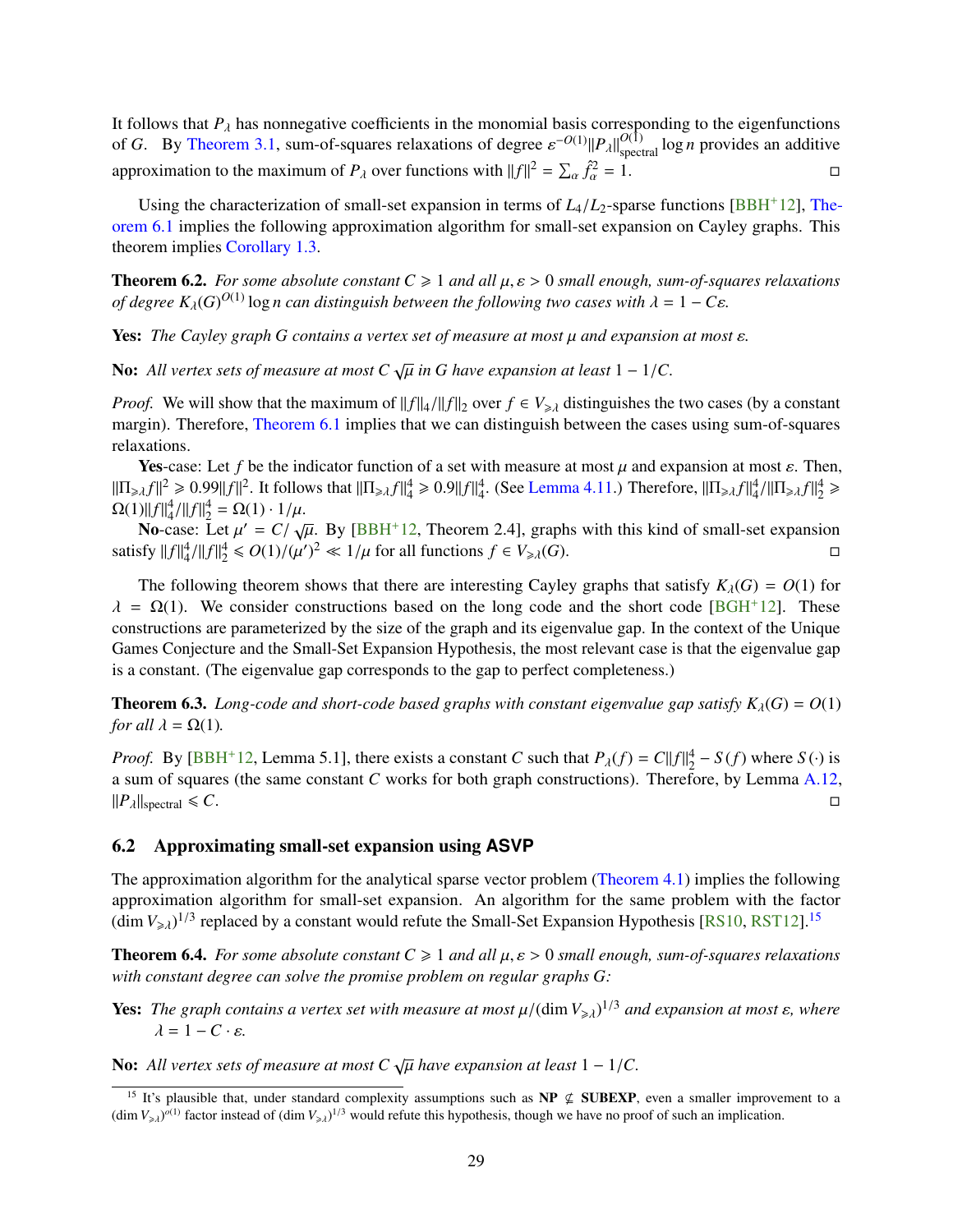It follows that $P_\lambda$ has nonnegative coefficients in the monomial basis corresponding to the eigenfunctions of $G$. By Theorem 3.1, sum-of-squares relaxations of degree $\varepsilon^{-O(1)}\|P_\lambda\|_{\text{spectral}}^{O(1)} \log n$ provides an additive approximation to the maximum of $P_\lambda$ over functions with $\|f\|^2 = \sum_\alpha \hat{f}_\alpha^2 = 1$. □

Using the characterization of small-set expansion in terms of $L_4/L_2$-sparse functions [BBH+12], Theorem 6.1 implies the following approximation algorithm for small-set expansion on Cayley graphs. This theorem implies Corollary 1.3.

**Theorem 6.2.** *For some absolute constant $C \geqslant 1$ and all $\mu, \varepsilon > 0$ small enough, sum-of-squares relaxations of degree $K_\lambda(G)^{O(1)} \log n$ can distinguish between the following two cases with $\lambda = 1 - C\varepsilon$.*

**Yes:** *The Cayley graph $G$ contains a vertex set of measure at most $\mu$ and expansion at most $\varepsilon$.*

**No:** *All vertex sets of measure at most $C\sqrt{\mu}$ in $G$ have expansion at least $1 - 1/C$.*

*Proof.* We will show that the maximum of $\|f\|_4/\|f\|_2$ over $f \in V_{\geqslant\lambda}$ distinguishes the two cases (by a constant margin). Therefore, Theorem 6.1 implies that we can distinguish between the cases using sum-of-squares relaxations.

**Yes**-case: Let $f$ be the indicator function of a set with measure at most $\mu$ and expansion at most $\varepsilon$. Then, $\|\Pi_{\geqslant\lambda} f\|^2 \geqslant 0.99\|f\|^2$. It follows that $\|\Pi_{\geqslant\lambda} f\|_4^4 \geqslant 0.9\|f\|_4^4$. (See Lemma 4.11.) Therefore, $\|\Pi_{\geqslant\lambda} f\|_4^4/\|\Pi_{\geqslant\lambda} f\|_2^4 \geqslant \Omega(1)\|f\|_4^4/\|f\|_2^4 = \Omega(1)\cdot 1/\mu$.

**No**-case: Let $\mu' = C/\sqrt{\mu}$. By [BBH+12, Theorem 2.4], graphs with this kind of small-set expansion satisfy $\|f\|_4^4/\|f\|_2^4 \leqslant O(1)/(\mu')^2 \ll 1/\mu$ for all functions $f \in V_{\geqslant\lambda}(G)$. □

The following theorem shows that there are interesting Cayley graphs that satisfy $K_\lambda(G) = O(1)$ for $\lambda = \Omega(1)$. We consider constructions based on the long code and the short code [BGH+12]. These constructions are parameterized by the size of the graph and its eigenvalue gap. In the context of the Unique Games Conjecture and the Small-Set Expansion Hypothesis, the most relevant case is that the eigenvalue gap is a constant. (The eigenvalue gap corresponds to the gap to perfect completeness.)

**Theorem 6.3.** *Long-code and short-code based graphs with constant eigenvalue gap satisfy $K_\lambda(G) = O(1)$ for all $\lambda = \Omega(1)$.*

*Proof.* By [BBH+12, Lemma 5.1], there exists a constant $C$ such that $P_\lambda(f) = C\|f\|_2^4 - S(f)$ where $S(\cdot)$ is a sum of squares (the same constant $C$ works for both graph constructions). Therefore, by Lemma A.12, $\|P_\lambda\|_{\text{spectral}} \leqslant C$. □

## 6.2 Approximating small-set expansion using ASVP

The approximation algorithm for the analytical sparse vector problem (Theorem 4.1) implies the following approximation algorithm for small-set expansion. An algorithm for the same problem with the factor $(\dim V_{\geqslant\lambda})^{1/3}$ replaced by a constant would refute the Small-Set Expansion Hypothesis [RS10, RST12].[15]

**Theorem 6.4.** *For some absolute constant $C \geqslant 1$ and all $\mu, \varepsilon > 0$ small enough, sum-of-squares relaxations with constant degree can solve the promise problem on regular graphs $G$:*

**Yes:** *The graph contains a vertex set with measure at most $\mu/(\dim V_{\geqslant\lambda})^{1/3}$ and expansion at most $\varepsilon$, where $\lambda = 1 - C\cdot\varepsilon$.*

**No:** *All vertex sets of measure at most $C\sqrt{\mu}$ have expansion at least $1 - 1/C$.*

[15] It's plausible that, under standard complexity assumptions such as **NP** $\not\subseteq$ **SUBEXP**, even a smaller improvement to a $(\dim V_{\geqslant\lambda})^{o(1)}$ factor instead of $(\dim V_{\geqslant\lambda})^{1/3}$ would refute this hypothesis, though we have no proof of such an implication.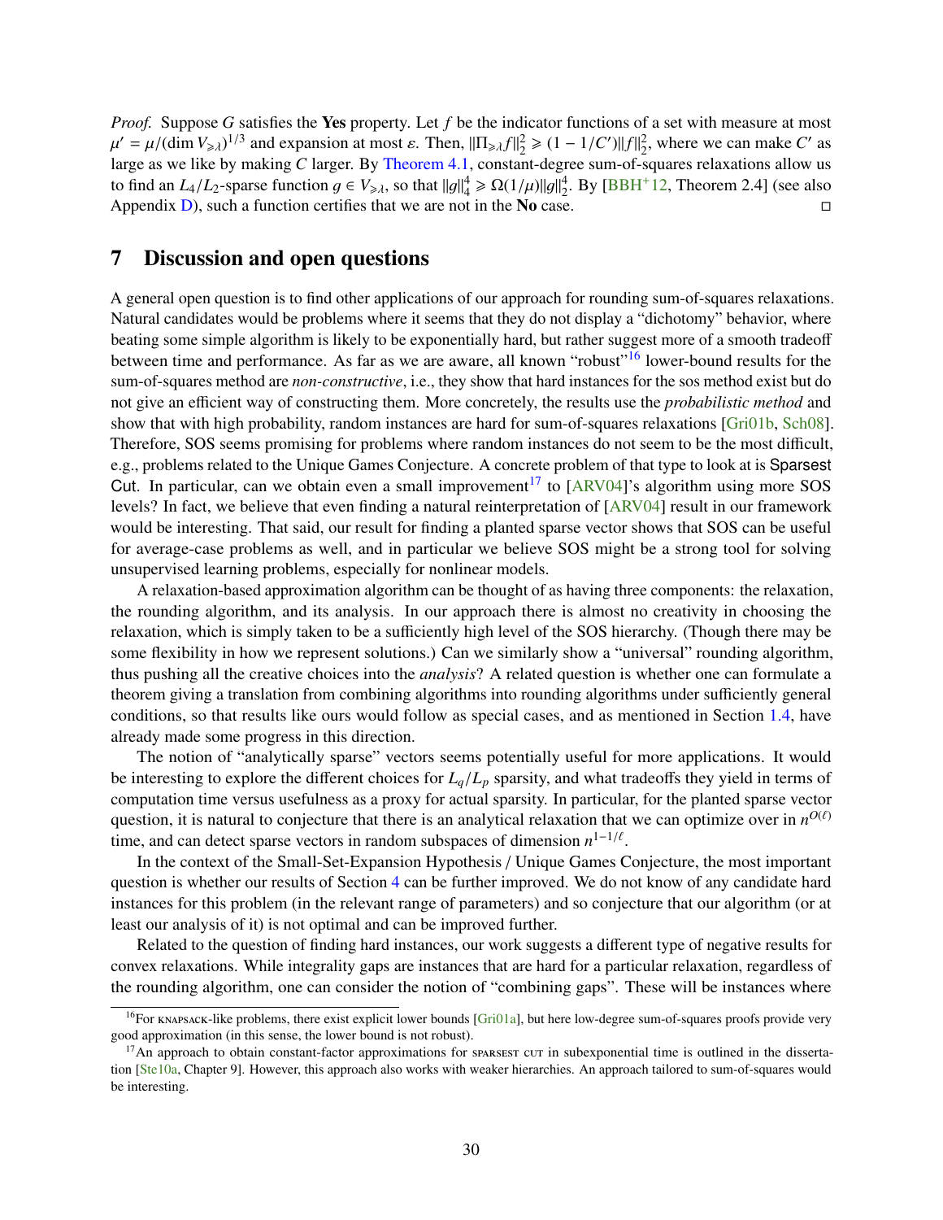*Proof.* Suppose $G$ satisfies the **Yes** property. Let $f$ be the indicator functions of a set with measure at most $\mu' = \mu/(\dim V_{\geqslant \lambda})^{1/3}$ and expansion at most $\varepsilon$. Then, $\|\Pi_{\geqslant \lambda} f\|_2^2 \geqslant (1 - 1/C')\|f\|_2^2$, where we can make $C'$ as large as we like by making $C$ larger. By Theorem 4.1, constant-degree sum-of-squares relaxations allow us to find an $L_4/L_2$-sparse function $g \in V_{\geqslant \lambda}$, so that $\|g\|_4^4 \geqslant \Omega(1/\mu)\|g\|_2^4$. By [BBH+12, Theorem 2.4] (see also Appendix D), such a function certifies that we are not in the **No** case. □

# 7 Discussion and open questions

A general open question is to find other applications of our approach for rounding sum-of-squares relaxations. Natural candidates would be problems where it seems that they do not display a "dichotomy" behavior, where beating some simple algorithm is likely to be exponentially hard, but rather suggest more of a smooth tradeoff between time and performance. As far as we are aware, all known "robust"[16] lower-bound results for the sum-of-squares method are *non-constructive*, i.e., they show that hard instances for the sos method exist but do not give an efficient way of constructing them. More concretely, the results use the *probabilistic method* and show that with high probability, random instances are hard for sum-of-squares relaxations [Gri01b, Sch08]. Therefore, SOS seems promising for problems where random instances do not seem to be the most difficult, e.g., problems related to the Unique Games Conjecture. A concrete problem of that type to look at is Sparsest Cut. In particular, can we obtain even a small improvement[17] to [ARV04]'s algorithm using more SOS levels? In fact, we believe that even finding a natural reinterpretation of [ARV04] result in our framework would be interesting. That said, our result for finding a planted sparse vector shows that SOS can be useful for average-case problems as well, and in particular we believe SOS might be a strong tool for solving unsupervised learning problems, especially for nonlinear models.

A relaxation-based approximation algorithm can be thought of as having three components: the relaxation, the rounding algorithm, and its analysis. In our approach there is almost no creativity in choosing the relaxation, which is simply taken to be a sufficiently high level of the SOS hierarchy. (Though there may be some flexibility in how we represent solutions.) Can we similarly show a "universal" rounding algorithm, thus pushing all the creative choices into the *analysis*? A related question is whether one can formulate a theorem giving a translation from combining algorithms into rounding algorithms under sufficiently general conditions, so that results like ours would follow as special cases, and as mentioned in Section 1.4, have already made some progress in this direction.

The notion of "analytically sparse" vectors seems potentially useful for more applications. It would be interesting to explore the different choices for $L_q/L_p$ sparsity, and what tradeoffs they yield in terms of computation time versus usefulness as a proxy for actual sparsity. In particular, for the planted sparse vector question, it is natural to conjecture that there is an analytical relaxation that we can optimize over in $n^{O(\ell)}$ time, and can detect sparse vectors in random subspaces of dimension $n^{1-1/\ell}$.

In the context of the Small-Set-Expansion Hypothesis / Unique Games Conjecture, the most important question is whether our results of Section 4 can be further improved. We do not know of any candidate hard instances for this problem (in the relevant range of parameters) and so conjecture that our algorithm (or at least our analysis of it) is not optimal and can be improved further.

Related to the question of finding hard instances, our work suggests a different type of negative results for convex relaxations. While integrality gaps are instances that are hard for a particular relaxation, regardless of the rounding algorithm, one can consider the notion of "combining gaps". These will be instances where

[16] For KNAPSACK-like problems, there exist explicit lower bounds [Gri01a], but here low-degree sum-of-squares proofs provide very good approximation (in this sense, the lower bound is not robust).

[17] An approach to obtain constant-factor approximations for SPARSEST CUT in subexponential time is outlined in the dissertation [Ste10a, Chapter 9]. However, this approach also works with weaker hierarchies. An approach tailored to sum-of-squares would be interesting.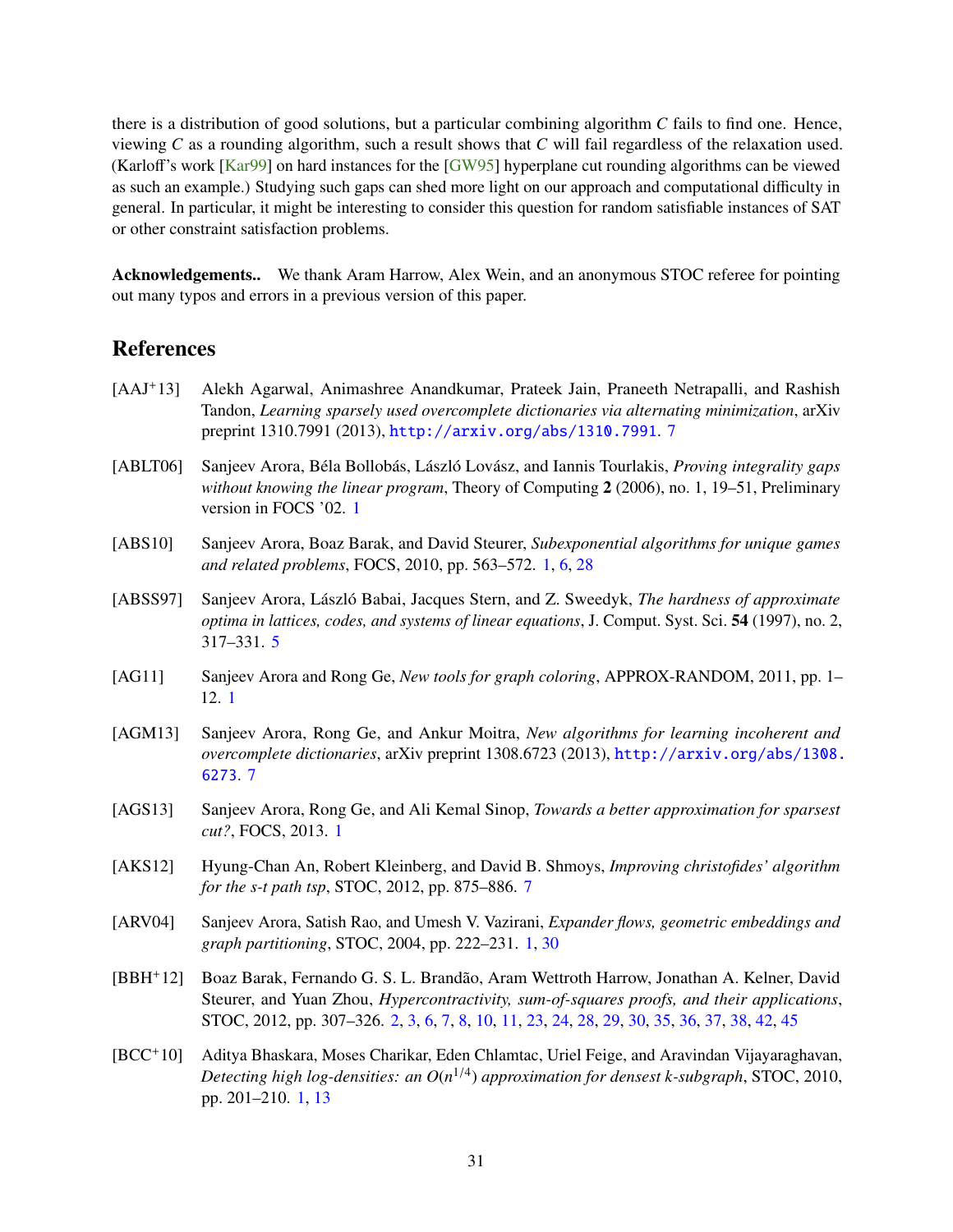there is a distribution of good solutions, but a particular combining algorithm $C$ fails to find one. Hence, viewing $C$ as a rounding algorithm, such a result shows that $C$ will fail regardless of the relaxation used. (Karloff's work [Kar99] on hard instances for the [GW95] hyperplane cut rounding algorithms can be viewed as such an example.) Studying such gaps can shed more light on our approach and computational difficulty in general. In particular, it might be interesting to consider this question for random satisfiable instances of SAT or other constraint satisfaction problems.

**Acknowledgements..** We thank Aram Harrow, Alex Wein, and an anonymous STOC referee for pointing out many typos and errors in a previous version of this paper.

## References

[AAJ+13] Alekh Agarwal, Animashree Anandkumar, Prateek Jain, Praneeth Netrapalli, and Rashish Tandon, *Learning sparsely used overcomplete dictionaries via alternating minimization*, arXiv preprint 1310.7991 (2013), http://arxiv.org/abs/1310.7991. 7

[ABLT06] Sanjeev Arora, Béla Bollobás, László Lovász, and Iannis Tourlakis, *Proving integrality gaps without knowing the linear program*, Theory of Computing **2** (2006), no. 1, 19–51, Preliminary version in FOCS '02. 1

[ABS10] Sanjeev Arora, Boaz Barak, and David Steurer, *Subexponential algorithms for unique games and related problems*, FOCS, 2010, pp. 563–572. 1, 6, 28

[ABSS97] Sanjeev Arora, László Babai, Jacques Stern, and Z. Sweedyk, *The hardness of approximate optima in lattices, codes, and systems of linear equations*, J. Comput. Syst. Sci. **54** (1997), no. 2, 317–331. 5

[AG11] Sanjeev Arora and Rong Ge, *New tools for graph coloring*, APPROX-RANDOM, 2011, pp. 1–12. 1

[AGM13] Sanjeev Arora, Rong Ge, and Ankur Moitra, *New algorithms for learning incoherent and overcomplete dictionaries*, arXiv preprint 1308.6723 (2013), http://arxiv.org/abs/1308.6273. 7

[AGS13] Sanjeev Arora, Rong Ge, and Ali Kemal Sinop, *Towards a better approximation for sparsest cut?*, FOCS, 2013. 1

[AKS12] Hyung-Chan An, Robert Kleinberg, and David B. Shmoys, *Improving christofides' algorithm for the s-t path tsp*, STOC, 2012, pp. 875–886. 7

[ARV04] Sanjeev Arora, Satish Rao, and Umesh V. Vazirani, *Expander flows, geometric embeddings and graph partitioning*, STOC, 2004, pp. 222–231. 1, 30

[BBH+12] Boaz Barak, Fernando G. S. L. Brandão, Aram Wettroth Harrow, Jonathan A. Kelner, David Steurer, and Yuan Zhou, *Hypercontractivity, sum-of-squares proofs, and their applications*, STOC, 2012, pp. 307–326. 2, 3, 6, 7, 8, 10, 11, 23, 24, 28, 29, 30, 35, 36, 37, 38, 42, 45

[BCC+10] Aditya Bhaskara, Moses Charikar, Eden Chlamtac, Uriel Feige, and Aravindan Vijayaraghavan, *Detecting high log-densities: an $O(n^{1/4})$ approximation for densest k-subgraph*, STOC, 2010, pp. 201–210. 1, 13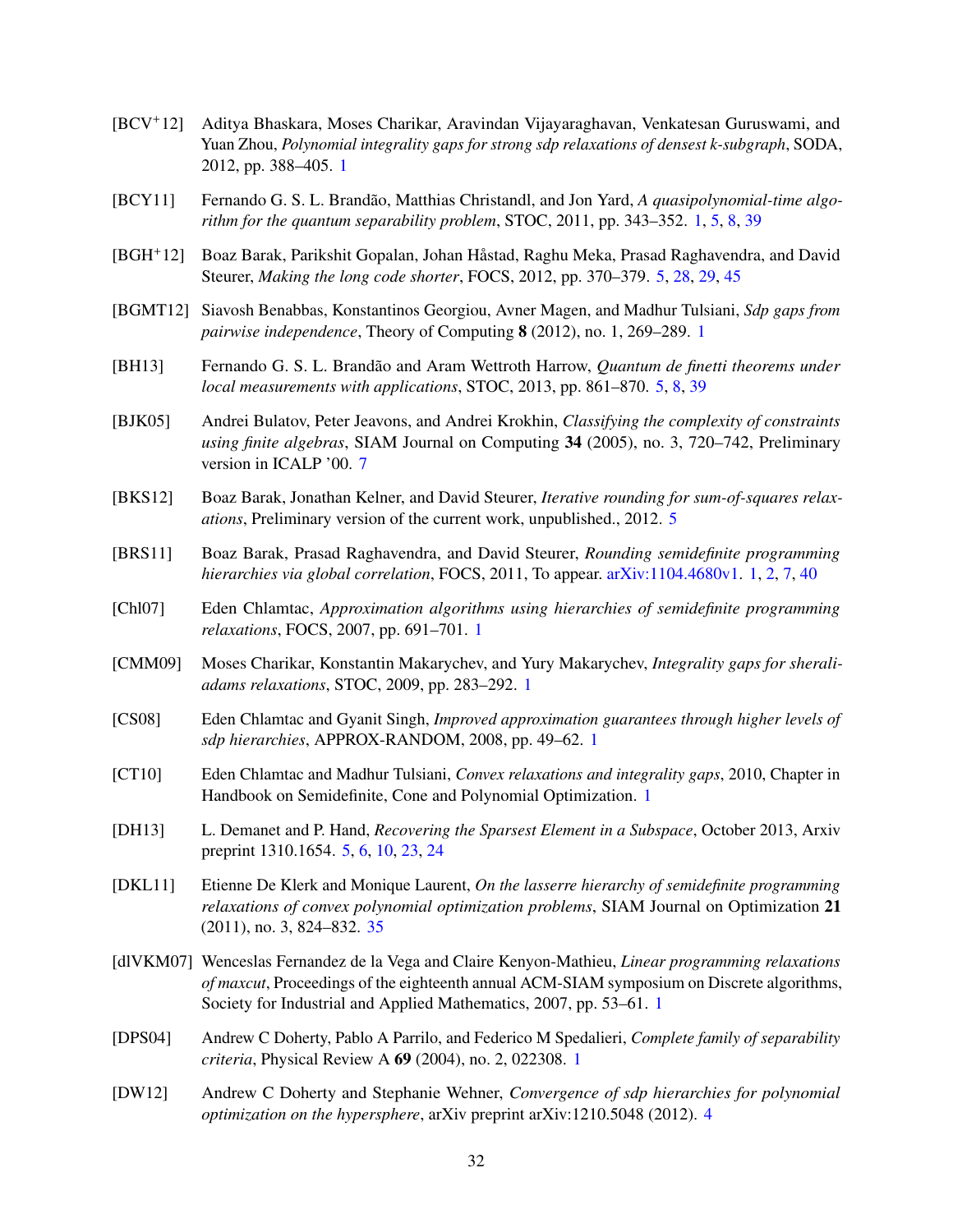[BCV+12] Aditya Bhaskara, Moses Charikar, Aravindan Vijayaraghavan, Venkatesan Guruswami, and Yuan Zhou, *Polynomial integrality gaps for strong sdp relaxations of densest k-subgraph*, SODA, 2012, pp. 388–405. 1

[BCY11] Fernando G. S. L. Brandão, Matthias Christandl, and Jon Yard, *A quasipolynomial-time algorithm for the quantum separability problem*, STOC, 2011, pp. 343–352. 1, 5, 8, 39

[BGH+12] Boaz Barak, Parikshit Gopalan, Johan Håstad, Raghu Meka, Prasad Raghavendra, and David Steurer, *Making the long code shorter*, FOCS, 2012, pp. 370–379. 5, 28, 29, 45

[BGMT12] Siavosh Benabbas, Konstantinos Georgiou, Avner Magen, and Madhur Tulsiani, *Sdp gaps from pairwise independence*, Theory of Computing **8** (2012), no. 1, 269–289. 1

[BH13] Fernando G. S. L. Brandão and Aram Wettroth Harrow, *Quantum de finetti theorems under local measurements with applications*, STOC, 2013, pp. 861–870. 5, 8, 39

[BJK05] Andrei Bulatov, Peter Jeavons, and Andrei Krokhin, *Classifying the complexity of constraints using finite algebras*, SIAM Journal on Computing **34** (2005), no. 3, 720–742, Preliminary version in ICALP '00. 7

[BKS12] Boaz Barak, Jonathan Kelner, and David Steurer, *Iterative rounding for sum-of-squares relaxations*, Preliminary version of the current work, unpublished., 2012. 5

[BRS11] Boaz Barak, Prasad Raghavendra, and David Steurer, *Rounding semidefinite programming hierarchies via global correlation*, FOCS, 2011, To appear. arXiv:1104.4680v1. 1, 2, 7, 40

[Chl07] Eden Chlamtac, *Approximation algorithms using hierarchies of semidefinite programming relaxations*, FOCS, 2007, pp. 691–701. 1

[CMM09] Moses Charikar, Konstantin Makarychev, and Yury Makarychev, *Integrality gaps for sherali-adams relaxations*, STOC, 2009, pp. 283–292. 1

[CS08] Eden Chlamtac and Gyanit Singh, *Improved approximation guarantees through higher levels of sdp hierarchies*, APPROX-RANDOM, 2008, pp. 49–62. 1

[CT10] Eden Chlamtac and Madhur Tulsiani, *Convex relaxations and integrality gaps*, 2010, Chapter in Handbook on Semidefinite, Cone and Polynomial Optimization. 1

[DH13] L. Demanet and P. Hand, *Recovering the Sparsest Element in a Subspace*, October 2013, Arxiv preprint 1310.1654. 5, 6, 10, 23, 24

[DKL11] Etienne De Klerk and Monique Laurent, *On the lasserre hierarchy of semidefinite programming relaxations of convex polynomial optimization problems*, SIAM Journal on Optimization **21** (2011), no. 3, 824–832. 35

[dlVKM07] Wenceslas Fernandez de la Vega and Claire Kenyon-Mathieu, *Linear programming relaxations of maxcut*, Proceedings of the eighteenth annual ACM-SIAM symposium on Discrete algorithms, Society for Industrial and Applied Mathematics, 2007, pp. 53–61. 1

[DPS04] Andrew C Doherty, Pablo A Parrilo, and Federico M Spedalieri, *Complete family of separability criteria*, Physical Review A **69** (2004), no. 2, 022308. 1

[DW12] Andrew C Doherty and Stephanie Wehner, *Convergence of sdp hierarchies for polynomial optimization on the hypersphere*, arXiv preprint arXiv:1210.5048 (2012). 4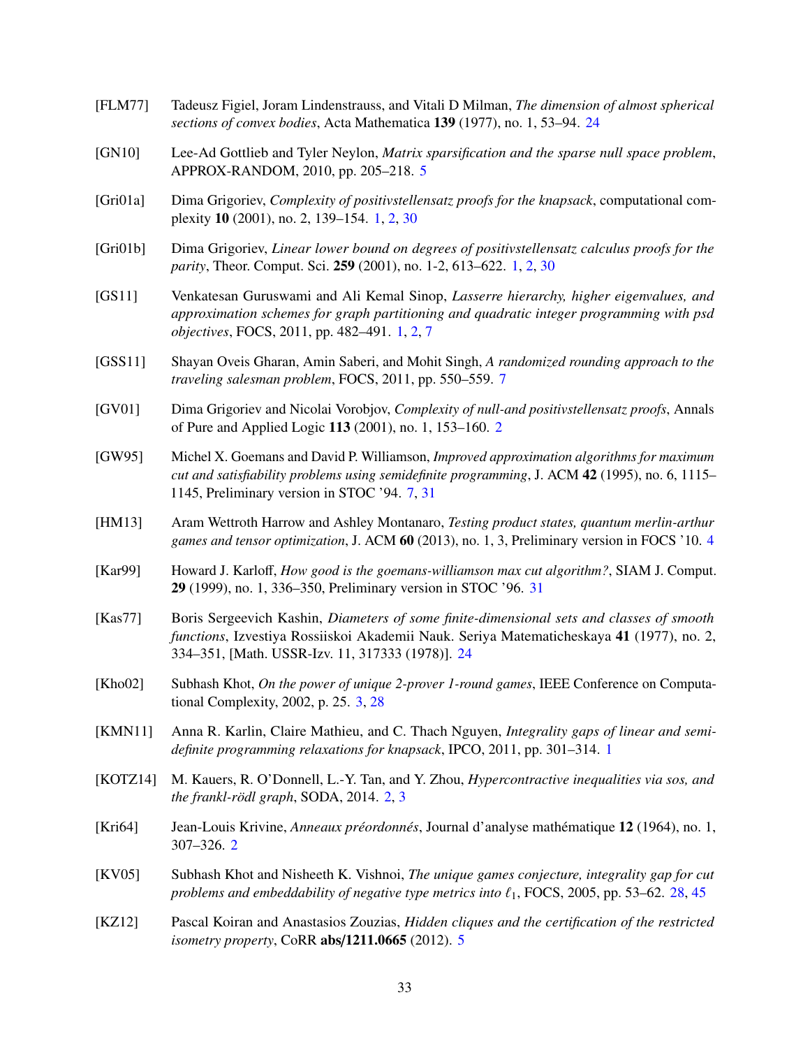[FLM77] Tadeusz Figiel, Joram Lindenstrauss, and Vitali D Milman, *The dimension of almost spherical sections of convex bodies*, Acta Mathematica **139** (1977), no. 1, 53–94. 24

[GN10] Lee-Ad Gottlieb and Tyler Neylon, *Matrix sparsification and the sparse null space problem*, APPROX-RANDOM, 2010, pp. 205–218. 5

[Gri01a] Dima Grigoriev, *Complexity of positivstellensatz proofs for the knapsack*, computational complexity **10** (2001), no. 2, 139–154. 1, 2, 30

[Gri01b] Dima Grigoriev, *Linear lower bound on degrees of positivstellensatz calculus proofs for the parity*, Theor. Comput. Sci. **259** (2001), no. 1-2, 613–622. 1, 2, 30

[GS11] Venkatesan Guruswami and Ali Kemal Sinop, *Lasserre hierarchy, higher eigenvalues, and approximation schemes for graph partitioning and quadratic integer programming with psd objectives*, FOCS, 2011, pp. 482–491. 1, 2, 7

[GSS11] Shayan Oveis Gharan, Amin Saberi, and Mohit Singh, *A randomized rounding approach to the traveling salesman problem*, FOCS, 2011, pp. 550–559. 7

[GV01] Dima Grigoriev and Nicolai Vorobjov, *Complexity of null-and positivstellensatz proofs*, Annals of Pure and Applied Logic **113** (2001), no. 1, 153–160. 2

[GW95] Michel X. Goemans and David P. Williamson, *Improved approximation algorithms for maximum cut and satisfiability problems using semidefinite programming*, J. ACM **42** (1995), no. 6, 1115–1145, Preliminary version in STOC '94. 7, 31

[HM13] Aram Wettroth Harrow and Ashley Montanaro, *Testing product states, quantum merlin-arthur games and tensor optimization*, J. ACM **60** (2013), no. 1, 3, Preliminary version in FOCS '10. 4

[Kar99] Howard J. Karloff, *How good is the goemans-williamson max cut algorithm?*, SIAM J. Comput. **29** (1999), no. 1, 336–350, Preliminary version in STOC '96. 31

[Kas77] Boris Sergeevich Kashin, *Diameters of some finite-dimensional sets and classes of smooth functions*, Izvestiya Rossiiskoi Akademii Nauk. Seriya Matematicheskaya **41** (1977), no. 2, 334–351, [Math. USSR-Izv. 11, 317333 (1978)]. 24

[Kho02] Subhash Khot, *On the power of unique 2-prover 1-round games*, IEEE Conference on Computational Complexity, 2002, p. 25. 3, 28

[KMN11] Anna R. Karlin, Claire Mathieu, and C. Thach Nguyen, *Integrality gaps of linear and semidefinite programming relaxations for knapsack*, IPCO, 2011, pp. 301–314. 1

[KOTZ14] M. Kauers, R. O'Donnell, L.-Y. Tan, and Y. Zhou, *Hypercontractive inequalities via sos, and the frankl-rödl graph*, SODA, 2014. 2, 3

[Kri64] Jean-Louis Krivine, *Anneaux préordonnés*, Journal d'analyse mathématique **12** (1964), no. 1, 307–326. 2

[KV05] Subhash Khot and Nisheeth K. Vishnoi, *The unique games conjecture, integrality gap for cut problems and embeddability of negative type metrics into $\ell_1$*, FOCS, 2005, pp. 53–62. 28, 45

[KZ12] Pascal Koiran and Anastasios Zouzias, *Hidden cliques and the certification of the restricted isometry property*, CoRR **abs/1211.0665** (2012). 5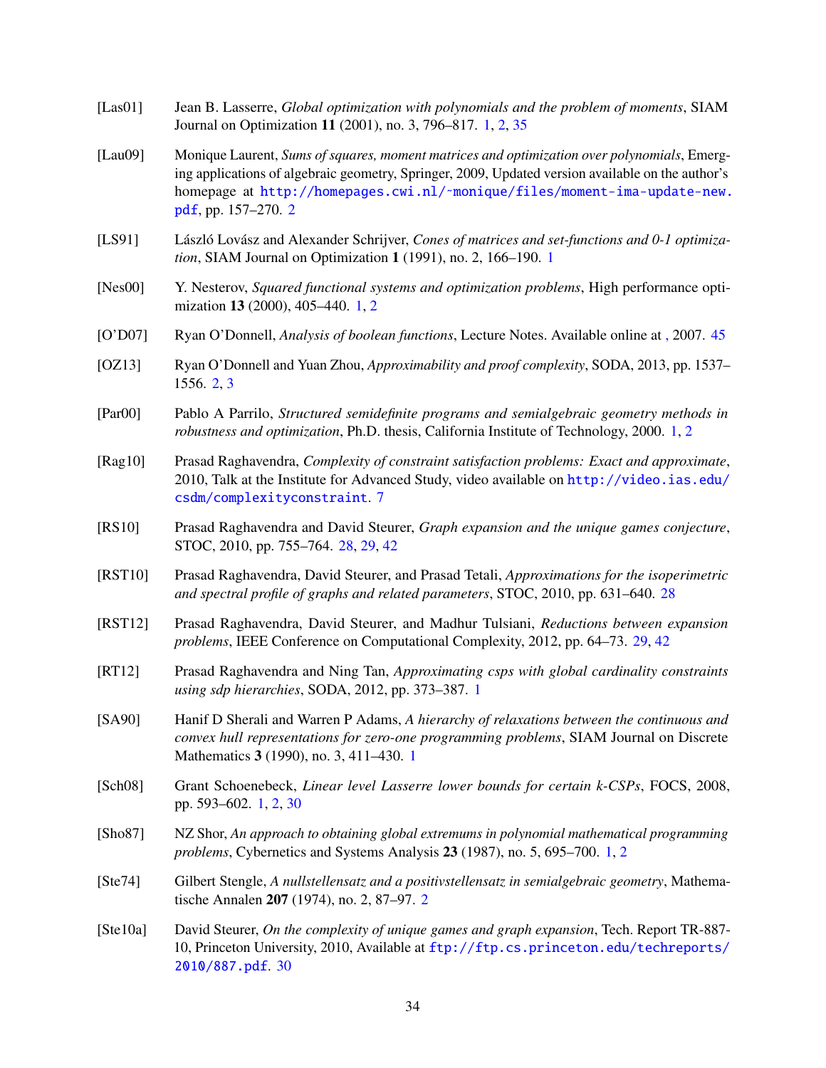[Las01] Jean B. Lasserre, *Global optimization with polynomials and the problem of moments*, SIAM Journal on Optimization **11** (2001), no. 3, 796–817. 1, 2, 35

[Lau09] Monique Laurent, *Sums of squares, moment matrices and optimization over polynomials*, Emerging applications of algebraic geometry, Springer, 2009, Updated version available on the author's homepage at http://homepages.cwi.nl/~monique/files/moment-ima-update-new.pdf, pp. 157–270. 2

[LS91] László Lovász and Alexander Schrijver, *Cones of matrices and set-functions and 0-1 optimization*, SIAM Journal on Optimization **1** (1991), no. 2, 166–190. 1

[Nes00] Y. Nesterov, *Squared functional systems and optimization problems*, High performance optimization **13** (2000), 405–440. 1, 2

[O'D07] Ryan O'Donnell, *Analysis of boolean functions*, Lecture Notes. Available online at , 2007. 45

[OZ13] Ryan O'Donnell and Yuan Zhou, *Approximability and proof complexity*, SODA, 2013, pp. 1537–1556. 2, 3

[Par00] Pablo A Parrilo, *Structured semidefinite programs and semialgebraic geometry methods in robustness and optimization*, Ph.D. thesis, California Institute of Technology, 2000. 1, 2

[Rag10] Prasad Raghavendra, *Complexity of constraint satisfaction problems: Exact and approximate*, 2010, Talk at the Institute for Advanced Study, video available on http://video.ias.edu/csdm/complexityconstraint. 7

[RS10] Prasad Raghavendra and David Steurer, *Graph expansion and the unique games conjecture*, STOC, 2010, pp. 755–764. 28, 29, 42

[RST10] Prasad Raghavendra, David Steurer, and Prasad Tetali, *Approximations for the isoperimetric and spectral profile of graphs and related parameters*, STOC, 2010, pp. 631–640. 28

[RST12] Prasad Raghavendra, David Steurer, and Madhur Tulsiani, *Reductions between expansion problems*, IEEE Conference on Computational Complexity, 2012, pp. 64–73. 29, 42

[RT12] Prasad Raghavendra and Ning Tan, *Approximating csps with global cardinality constraints using sdp hierarchies*, SODA, 2012, pp. 373–387. 1

[SA90] Hanif D Sherali and Warren P Adams, *A hierarchy of relaxations between the continuous and convex hull representations for zero-one programming problems*, SIAM Journal on Discrete Mathematics **3** (1990), no. 3, 411–430. 1

[Sch08] Grant Schoenebeck, *Linear level Lasserre lower bounds for certain k-CSPs*, FOCS, 2008, pp. 593–602. 1, 2, 30

[Sho87] NZ Shor, *An approach to obtaining global extremums in polynomial mathematical programming problems*, Cybernetics and Systems Analysis **23** (1987), no. 5, 695–700. 1, 2

[Ste74] Gilbert Stengle, *A nullstellensatz and a positivstellensatz in semialgebraic geometry*, Mathematische Annalen **207** (1974), no. 2, 87–97. 2

[Ste10a] David Steurer, *On the complexity of unique games and graph expansion*, Tech. Report TR-887-10, Princeton University, 2010, Available at ftp://ftp.cs.princeton.edu/techreports/2010/887.pdf. 30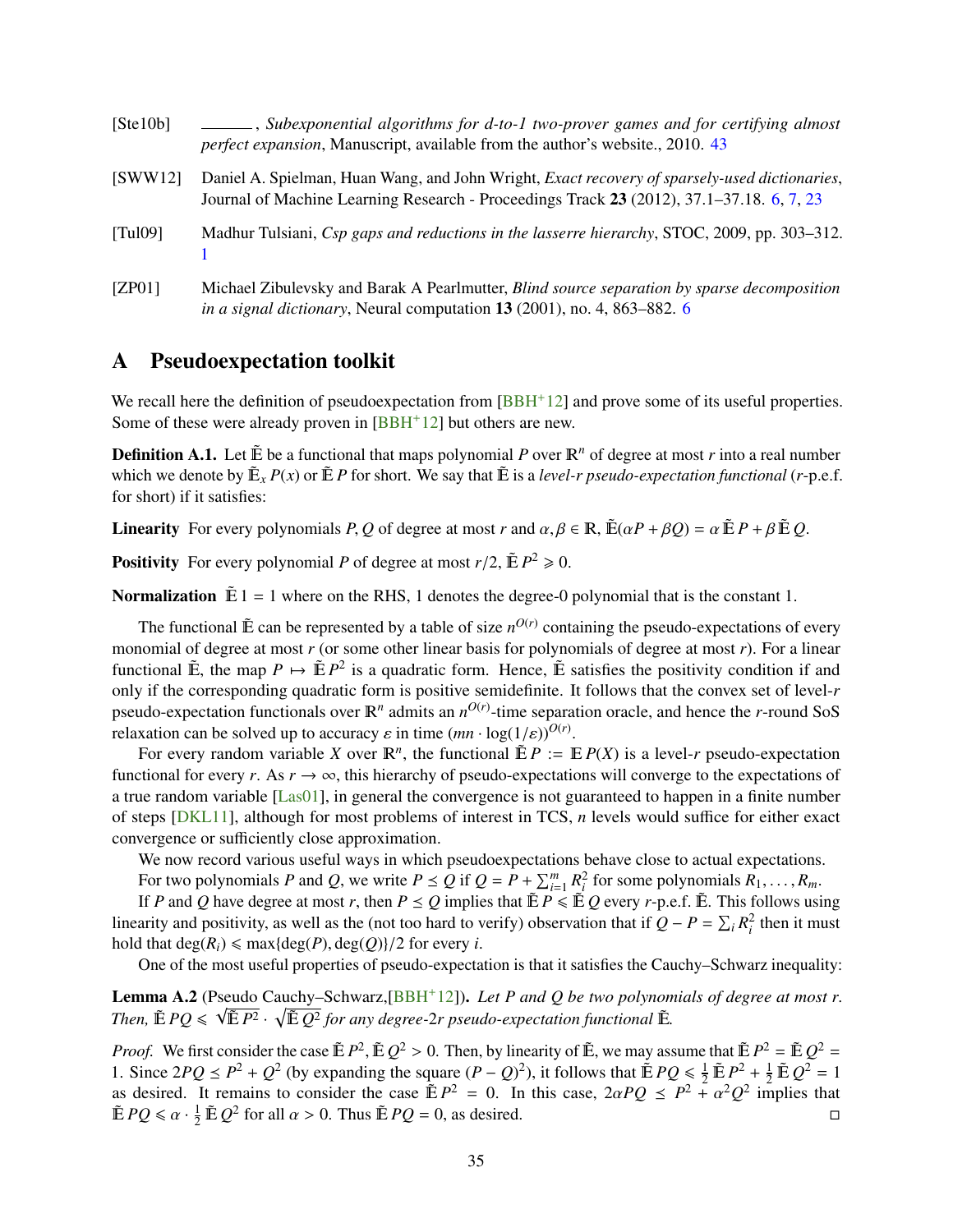[Ste10b] ______, *Subexponential algorithms for d-to-1 two-prover games and for certifying almost perfect expansion*, Manuscript, available from the author's website., 2010. 43

[SWW12] Daniel A. Spielman, Huan Wang, and John Wright, *Exact recovery of sparsely-used dictionaries*, Journal of Machine Learning Research - Proceedings Track **23** (2012), 37.1–37.18. 6, 7, 23

[Tul09] Madhur Tulsiani, *Csp gaps and reductions in the lasserre hierarchy*, STOC, 2009, pp. 303–312. 1

[ZP01] Michael Zibulevsky and Barak A Pearlmutter, *Blind source separation by sparse decomposition in a signal dictionary*, Neural computation **13** (2001), no. 4, 863–882. 6

# A Pseudoexpectation toolkit

We recall here the definition of pseudoexpectation from [BBH+12] and prove some of its useful properties. Some of these were already proven in [BBH+12] but others are new.

**Definition A.1.** Let $\tilde{\mathbb{E}}$ be a functional that maps polynomial $P$ over $\mathbb{R}^n$ of degree at most $r$ into a real number which we denote by $\tilde{\mathbb{E}}_x P(x)$ or $\tilde{\mathbb{E}} P$ for short. We say that $\tilde{\mathbb{E}}$ is a *level-$r$ pseudo-expectation functional* ($r$-p.e.f. for short) if it satisfies:

**Linearity** For every polynomials $P, Q$ of degree at most $r$ and $\alpha, \beta \in \mathbb{R}$, $\tilde{\mathbb{E}}(\alpha P + \beta Q) = \alpha \tilde{\mathbb{E}} P + \beta \tilde{\mathbb{E}} Q$.

**Positivity** For every polynomial $P$ of degree at most $r/2$, $\tilde{\mathbb{E}} P^2 \geqslant 0$.

**Normalization** $\tilde{\mathbb{E}} 1 = 1$ where on the RHS, 1 denotes the degree-0 polynomial that is the constant 1.

The functional $\tilde{\mathbb{E}}$ can be represented by a table of size $n^{O(r)}$ containing the pseudo-expectations of every monomial of degree at most $r$ (or some other linear basis for polynomials of degree at most $r$). For a linear functional $\tilde{\mathbb{E}}$, the map $P \mapsto \tilde{\mathbb{E}} P^2$ is a quadratic form. Hence, $\tilde{\mathbb{E}}$ satisfies the positivity condition if and only if the corresponding quadratic form is positive semidefinite. It follows that the convex set of level-$r$ pseudo-expectation functionals over $\mathbb{R}^n$ admits an $n^{O(r)}$-time separation oracle, and hence the $r$-round SoS relaxation can be solved up to accuracy $\varepsilon$ in time $(mn \cdot \log(1/\varepsilon))^{O(r)}$.

For every random variable $X$ over $\mathbb{R}^n$, the functional $\tilde{\mathbb{E}} P := \mathbb{E} P(X)$ is a level-$r$ pseudo-expectation functional for every $r$. As $r \to \infty$, this hierarchy of pseudo-expectations will converge to the expectations of a true random variable [Las01], in general the convergence is not guaranteed to happen in a finite number of steps [DKL11], although for most problems of interest in TCS, $n$ levels would suffice for either exact convergence or sufficiently close approximation.

We now record various useful ways in which pseudoexpectations behave close to actual expectations.

For two polynomials $P$ and $Q$, we write $P \preceq Q$ if $Q = P + \sum_{i=1}^m R_i^2$ for some polynomials $R_1, \ldots, R_m$.

If $P$ and $Q$ have degree at most $r$, then $P \preceq Q$ implies that $\tilde{\mathbb{E}} P \leqslant \tilde{\mathbb{E}} Q$ every $r$-p.e.f. $\tilde{\mathbb{E}}$. This follows using linearity and positivity, as well as the (not too hard to verify) observation that if $Q - P = \sum_i R_i^2$ then it must hold that $\deg(R_i) \leqslant \max\{\deg(P), \deg(Q)\}/2$ for every $i$.

One of the most useful properties of pseudo-expectation is that it satisfies the Cauchy–Schwarz inequality:

**Lemma A.2** (Pseudo Cauchy–Schwarz,[BBH+12])**.** *Let $P$ and $Q$ be two polynomials of degree at most $r$. Then, $\tilde{\mathbb{E}} PQ \leqslant \sqrt{\tilde{\mathbb{E}} P^2} \cdot \sqrt{\tilde{\mathbb{E}} Q^2}$ for any degree-$2r$ pseudo-expectation functional $\tilde{\mathbb{E}}$.*

*Proof.* We first consider the case $\tilde{\mathbb{E}} P^2, \tilde{\mathbb{E}} Q^2 > 0$. Then, by linearity of $\tilde{\mathbb{E}}$, we may assume that $\tilde{\mathbb{E}} P^2 = \tilde{\mathbb{E}} Q^2 = 1$. Since $2PQ \preceq P^2 + Q^2$ (by expanding the square $(P - Q)^2$), it follows that $\tilde{\mathbb{E}} PQ \leqslant \frac{1}{2} \tilde{\mathbb{E}} P^2 + \frac{1}{2} \tilde{\mathbb{E}} Q^2 = 1$ as desired. It remains to consider the case $\tilde{\mathbb{E}} P^2 = 0$. In this case, $2\alpha PQ \preceq P^2 + \alpha^2 Q^2$ implies that $\tilde{\mathbb{E}} PQ \leqslant \alpha \cdot \frac{1}{2} \tilde{\mathbb{E}} Q^2$ for all $\alpha > 0$. Thus $\tilde{\mathbb{E}} PQ = 0$, as desired. □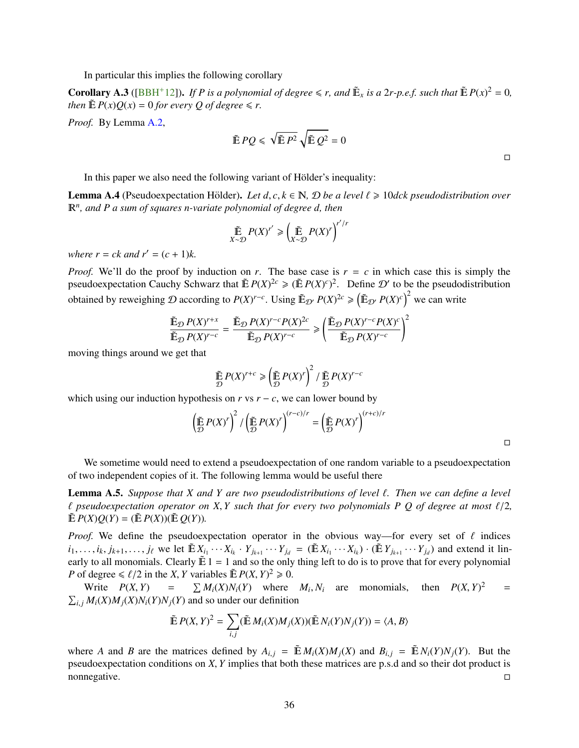In particular this implies the following corollary

**Corollary A.3** ([BBH+12]). *If $P$ is a polynomial of degree $\leqslant r$, and $\tilde{\mathbb{E}}_x$ is a $2r$-p.e.f. such that $\tilde{\mathbb{E}}\, P(x)^2 = 0$, then $\tilde{\mathbb{E}}\, P(x)Q(x) = 0$ for every $Q$ of degree $\leqslant r$.*

*Proof.* By Lemma A.2,

$$\tilde{\mathbb{E}}\, PQ \leqslant \sqrt{\tilde{\mathbb{E}}\, P^2}\,\sqrt{\tilde{\mathbb{E}}\, Q^2} = 0$$

□

In this paper we also need the following variant of Hölder's inequality:

**Lemma A.4** (Pseudoexpectation Hölder). *Let $d, c, k \in \mathbb{N}$, $\mathcal{D}$ be a level $\ell \geqslant 10dck$ pseudodistribution over $\mathbb{R}^n$, and $P$ a sum of squares $n$-variate polynomial of degree $d$, then*

$$\tilde{\mathbb{E}}_{X\sim\mathcal{D}} P(X)^{r'} \geqslant \left(\tilde{\mathbb{E}}_{X\sim\mathcal{D}} P(X)^r\right)^{r'/r}$$

*where $r = ck$ and $r' = (c+1)k$.*

*Proof.* We'll do the proof by induction on $r$. The base case is $r = c$ in which case this is simply the pseudoexpectation Cauchy Schwarz that $\tilde{\mathbb{E}}\, P(X)^{2c} \geqslant (\tilde{\mathbb{E}}\, P(X)^c)^2$. Define $\mathcal{D}'$ to be the pseudodistribution obtained by reweighing $\mathcal{D}$ according to $P(X)^{r-c}$. Using $\tilde{\mathbb{E}}_{\mathcal{D}'} P(X)^{2c} \geqslant \left(\tilde{\mathbb{E}}_{\mathcal{D}'} P(X)^c\right)^2$ we can write

$$\frac{\tilde{\mathbb{E}}_{\mathcal{D}} P(X)^{r+x}}{\tilde{\mathbb{E}}_{\mathcal{D}} P(X)^{r-c}} = \frac{\tilde{\mathbb{E}}_{\mathcal{D}} P(X)^{r-c} P(X)^{2c}}{\tilde{\mathbb{E}}_{\mathcal{D}} P(X)^{r-c}} \geqslant \left(\frac{\tilde{\mathbb{E}}_{\mathcal{D}} P(X)^{r-c} P(X)^c}{\tilde{\mathbb{E}}_{\mathcal{D}} P(X)^{r-c}}\right)^2$$

moving things around we get that

$$\tilde{\mathbb{E}}_{\mathcal{D}} P(X)^{r+c} \geqslant \left(\tilde{\mathbb{E}}_{\mathcal{D}} P(X)^r\right)^2 / \tilde{\mathbb{E}}_{\mathcal{D}} P(X)^{r-c}$$

which using our induction hypothesis on $r$ vs $r - c$, we can lower bound by

$$\left(\tilde{\mathbb{E}}_{\mathcal{D}} P(X)^r\right)^2 / \left(\tilde{\mathbb{E}}_{\mathcal{D}} P(X)^r\right)^{(r-c)/r} = \left(\tilde{\mathbb{E}}_{\mathcal{D}} P(X)^r\right)^{(r+c)/r}$$

□

We sometime would need to extend a pseudoexpectation of one random variable to a pseudoexpectation of two independent copies of it. The following lemma would be useful there

**Lemma A.5.** *Suppose that $X$ and $Y$ are two pseudodistributions of level $\ell$. Then we can define a level $\ell$ pseudoexpectation operator on $X, Y$ such that for every two polynomials $P$ $Q$ of degree at most $\ell/2$, $\tilde{\mathbb{E}}\, P(X)Q(Y) = (\tilde{\mathbb{E}}\, P(X))(\tilde{\mathbb{E}}\, Q(Y))$.*

*Proof.* We define the pseudoexpectation operator in the obvious way—for every set of $\ell$ indices $i_1, \ldots, i_k, j_{k+1}, \ldots, j_\ell$ we let $\tilde{\mathbb{E}}\, X_{i_1} \cdots X_{i_k} \cdot Y_{j_{k+1}} \cdots Y_{j_d} = (\tilde{\mathbb{E}}\, X_{i_1} \cdots X_{i_k}) \cdot (\tilde{\mathbb{E}}\, Y_{j_{k+1}} \cdots Y_{j_d})$ and extend it linearly to all monomials. Clearly $\tilde{\mathbb{E}}\, 1 = 1$ and so the only thing left to do is to prove that for every polynomial $P$ of degree $\leqslant \ell/2$ in the $X, Y$ variables $\tilde{\mathbb{E}}\, P(X,Y)^2 \geqslant 0$.

Write $P(X,Y) = \sum M_i(X)N_i(Y)$ where $M_i, N_i$ are monomials, then $P(X,Y)^2 = \sum_{i,j} M_i(X)M_j(X)N_i(Y)N_j(Y)$ and so under our definition

$$\tilde{\mathbb{E}}\, P(X,Y)^2 = \sum_{i,j} (\tilde{\mathbb{E}}\, M_i(X)M_j(X))(\tilde{\mathbb{E}}\, N_i(Y)N_j(Y)) = \langle A, B\rangle$$

where $A$ and $B$ are the matrices defined by $A_{i,j} = \tilde{\mathbb{E}}\, M_i(X)M_j(X)$ and $B_{i,j} = \tilde{\mathbb{E}}\, N_i(Y)N_j(Y)$. But the pseudoexpectation conditions on $X, Y$ implies that both these matrices are p.s.d and so their dot product is nonnegative. □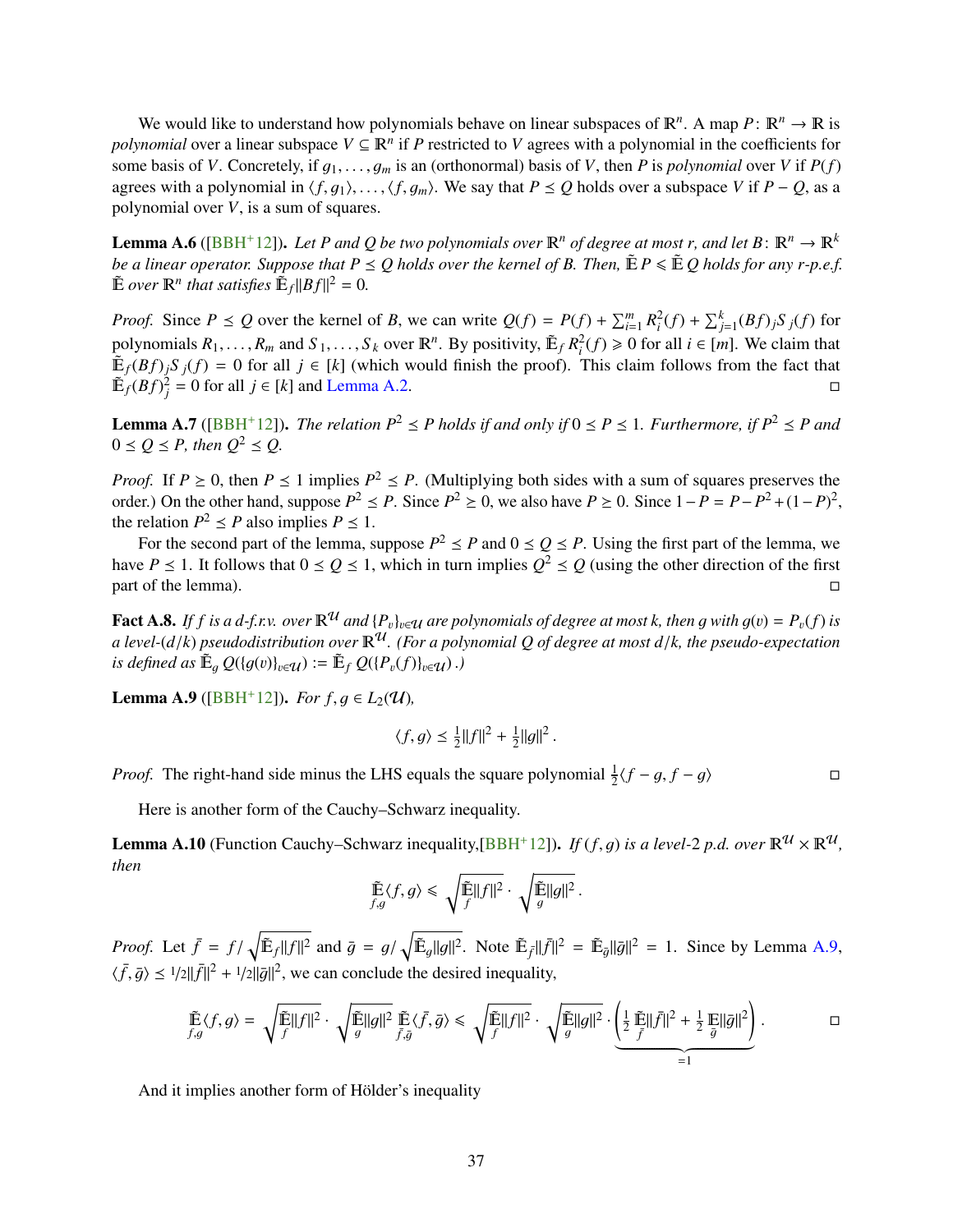We would like to understand how polynomials behave on linear subspaces of $\mathbb{R}^n$. A map $P\colon \mathbb{R}^n \to \mathbb{R}$ is *polynomial* over a linear subspace $V \subseteq \mathbb{R}^n$ if $P$ restricted to $V$ agrees with a polynomial in the coefficients for some basis of $V$. Concretely, if $g_1, \ldots, g_m$ is an (orthonormal) basis of $V$, then $P$ is *polynomial* over $V$ if $P(f)$ agrees with a polynomial in $\langle f, g_1\rangle, \ldots, \langle f, g_m\rangle$. We say that $P \preceq Q$ holds over a subspace $V$ if $P - Q$, as a polynomial over $V$, is a sum of squares.

**Lemma A.6** ([BBH+12]). *Let $P$ and $Q$ be two polynomials over $\mathbb{R}^n$ of degree at most $r$, and let $B\colon \mathbb{R}^n \to \mathbb{R}^k$ be a linear operator. Suppose that $P \preceq Q$ holds over the kernel of $B$. Then, $\tilde{\mathbb{E}}\, P \leqslant \tilde{\mathbb{E}}\, Q$ holds for any r-p.e.f. $\tilde{\mathbb{E}}$ over $\mathbb{R}^n$ that satisfies $\tilde{\mathbb{E}}_f \|Bf\|^2 = 0$.*

*Proof.* Since $P \preceq Q$ over the kernel of $B$, we can write $Q(f) = P(f) + \sum_{i=1}^m R_i^2(f) + \sum_{j=1}^k (Bf)_j S_j(f)$ for polynomials $R_1, \ldots, R_m$ and $S_1, \ldots, S_k$ over $\mathbb{R}^n$. By positivity, $\tilde{\mathbb{E}}_f R_i^2(f) \geqslant 0$ for all $i \in [m]$. We claim that $\tilde{\mathbb{E}}_f (Bf)_j S_j(f) = 0$ for all $j \in [k]$ (which would finish the proof). This claim follows from the fact that $\tilde{\mathbb{E}}_f (Bf)_j^2 = 0$ for all $j \in [k]$ and Lemma A.2. □

**Lemma A.7** ([BBH+12]). *The relation $P^2 \preceq P$ holds if and only if $0 \preceq P \preceq 1$. Furthermore, if $P^2 \preceq P$ and $0 \preceq Q \preceq P$, then $Q^2 \preceq Q$.*

*Proof.* If $P \succeq 0$, then $P \preceq 1$ implies $P^2 \preceq P$. (Multiplying both sides with a sum of squares preserves the order.) On the other hand, suppose $P^2 \preceq P$. Since $P^2 \succeq 0$, we also have $P \succeq 0$. Since $1 - P = P - P^2 + (1 - P)^2$, the relation $P^2 \preceq P$ also implies $P \preceq 1$.

For the second part of the lemma, suppose $P^2 \preceq P$ and $0 \preceq Q \preceq P$. Using the first part of the lemma, we have $P \preceq 1$. It follows that $0 \preceq Q \preceq 1$, which in turn implies $Q^2 \preceq Q$ (using the other direction of the first part of the lemma). □

**Fact A.8.** *If $f$ is a d-f.r.v. over $\mathbb{R}^{\mathcal{U}}$ and $\{P_v\}_{v \in \mathcal{U}}$ are polynomials of degree at most $k$, then $g$ with $g(v) = P_v(f)$ is a level-$(d/k)$ pseudodistribution over $\mathbb{R}^{\mathcal{U}}$. (For a polynomial $Q$ of degree at most $d/k$, the pseudo-expectation is defined as $\tilde{\mathbb{E}}_g\, Q(\{g(v)\}_{v \in \mathcal{U}}) := \tilde{\mathbb{E}}_f\, Q(\{P_v(f)\}_{v \in \mathcal{U}})$ .)*

**Lemma A.9** ([BBH+12]). *For $f, g \in L_2(\mathcal{U})$,*

$$\langle f, g\rangle \preceq \tfrac{1}{2}\|f\|^2 + \tfrac{1}{2}\|g\|^2 \,.$$

*Proof.* The right-hand side minus the LHS equals the square polynomial $\frac{1}{2}\langle f - g, f - g\rangle$ □

Here is another form of the Cauchy–Schwarz inequality.

**Lemma A.10** (Function Cauchy–Schwarz inequality,[BBH+12]). *If $(f, g)$ is a level-2 p.d. over $\mathbb{R}^{\mathcal{U}} \times \mathbb{R}^{\mathcal{U}}$, then*

$$\tilde{\mathbb{E}}_{f,g} \langle f, g\rangle \leqslant \sqrt{\tilde{\mathbb{E}}_f \|f\|^2} \cdot \sqrt{\tilde{\mathbb{E}}_g \|g\|^2} \,.$$

*Proof.* Let $\bar{f} = f / \sqrt{\tilde{\mathbb{E}}_f \|f\|^2}$ and $\bar{g} = g / \sqrt{\tilde{\mathbb{E}}_g \|g\|^2}$. Note $\tilde{\mathbb{E}}_{\bar{f}} \|\bar{f}\|^2 = \tilde{\mathbb{E}}_{\bar{g}} \|\bar{g}\|^2 = 1$. Since by Lemma A.9, $\langle \bar{f}, \bar{g}\rangle \preceq 1/2\|\bar{f}\|^2 + 1/2\|\bar{g}\|^2$, we can conclude the desired inequality,

$$\tilde{\mathbb{E}}_{f,g} \langle f, g\rangle = \sqrt{\tilde{\mathbb{E}}_f \|f\|^2} \cdot \sqrt{\tilde{\mathbb{E}}_g \|g\|^2}\ \tilde{\mathbb{E}}_{\bar{f},\bar{g}} \langle \bar{f}, \bar{g}\rangle \leqslant \sqrt{\tilde{\mathbb{E}}_f \|f\|^2} \cdot \sqrt{\tilde{\mathbb{E}}_g \|g\|^2} \cdot \underbrace{\left(\tfrac{1}{2}\tilde{\mathbb{E}}_{\bar{f}} \|\bar{f}\|^2 + \tfrac{1}{2}\tilde{\mathbb{E}}_{\bar{g}} \|\bar{g}\|^2\right)}_{=1} . \qquad \square$$

And it implies another form of Hölder's inequality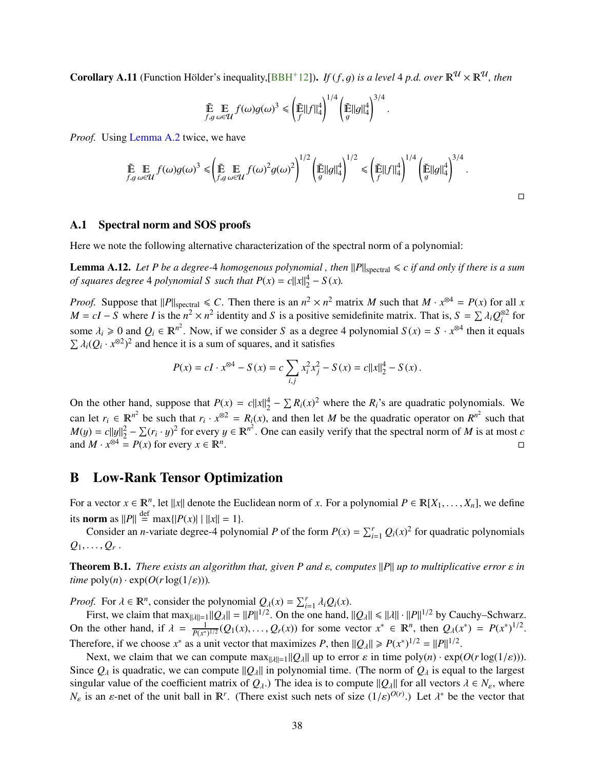**Corollary A.11** (Function Hölder's inequality,[BBH+12]). *If $(f, g)$ is a level 4 p.d. over $\mathbb{R}^{\mathcal{U}} \times \mathbb{R}^{\mathcal{U}}$, then*

$$\tilde{\mathbb{E}}_{f,g} \mathbb{E}_{\omega \in \mathcal{U}} f(\omega) g(\omega)^3 \leqslant \left(\tilde{\mathbb{E}}_f \|f\|_4^4\right)^{1/4} \left(\tilde{\mathbb{E}}_g \|g\|_4^4\right)^{3/4}.$$

*Proof.* Using Lemma A.2 twice, we have

$$\tilde{\mathbb{E}}_{f,g} \mathbb{E}_{\omega \in \mathcal{U}} f(\omega) g(\omega)^3 \leqslant \left(\tilde{\mathbb{E}}_{f,g} \mathbb{E}_{\omega \in \mathcal{U}} f(\omega)^2 g(\omega)^2\right)^{1/2} \left(\tilde{\mathbb{E}}_g \|g\|_4^4\right)^{1/2} \leqslant \left(\tilde{\mathbb{E}}_f \|f\|_4^4\right)^{1/4} \left(\tilde{\mathbb{E}}_g \|g\|_4^4\right)^{3/4}.$$

□

### A.1 Spectral norm and SOS proofs

Here we note the following alternative characterization of the spectral norm of a polynomial:

**Lemma A.12.** *Let $P$ be a degree-4 homogenous polynomial , then $\|P\|_{\text{spectral}} \leqslant c$ if and only if there is a sum of squares degree 4 polynomial $S$ such that $P(x) = c\|x\|_2^4 - S(x)$.*

*Proof.* Suppose that $\|P\|_{\text{spectral}} \leqslant C$. Then there is an $n^2 \times n^2$ matrix $M$ such that $M \cdot x^{\otimes 4} = P(x)$ for all $x$ $M = cI - S$ where $I$ is the $n^2 \times n^2$ identity and $S$ is a positive semidefinite matrix. That is, $S = \sum \lambda_i Q_i^{\otimes 2}$ for some $\lambda_i \geqslant 0$ and $Q_i \in \mathbb{R}^{n^2}$. Now, if we consider $S$ as a degree 4 polynomial $S(x) = S \cdot x^{\otimes 4}$ then it equals $\sum \lambda_i (Q_i \cdot x^{\otimes 2})^2$ and hence it is a sum of squares, and it satisfies

$$P(x) = cI \cdot x^{\otimes 4} - S(x) = c \sum_{i,j} x_i^2 x_j^2 - S(x) = c\|x\|_2^4 - S(x).$$

On the other hand, suppose that $P(x) = c\|x\|_2^4 - \sum R_i(x)^2$ where the $R_i$'s are quadratic polynomials. We can let $r_i \in \mathbb{R}^{n^2}$ be such that $r_i \cdot x^{\otimes 2} = R_i(x)$, and then let $M$ be the quadratic operator on $R^{n^2}$ such that $M(y) = c\|y\|_2^2 - \sum (r_i \cdot y)^2$ for every $y \in \mathbb{R}^{n^2}$. One can easily verify that the spectral norm of $M$ is at most $c$ and $M \cdot x^{\otimes 4} = P(x)$ for every $x \in \mathbb{R}^n$. □

# B Low-Rank Tensor Optimization

For a vector $x \in \mathbb{R}^n$, let $\|x\|$ denote the Euclidean norm of $x$. For a polynomial $P \in \mathbb{R}[X_1, \ldots, X_n]$, we define its **norm** as $\|P\| \stackrel{\text{def}}{=} \max\{|P(x)| \mid \|x\| = 1\}$.

Consider an $n$-variate degree-4 polynomial $P$ of the form $P(x) = \sum_{i=1}^r Q_i(x)^2$ for quadratic polynomials $Q_1, \ldots, Q_r$.

**Theorem B.1.** *There exists an algorithm that, given $P$ and $\varepsilon$, computes $\|P\|$ up to multiplicative error $\varepsilon$ in time $\text{poly}(n) \cdot \exp(O(r \log(1/\varepsilon)))$.*

*Proof.* For $\lambda \in \mathbb{R}^n$, consider the polynomial $Q_\lambda(x) = \sum_{i=1}^r \lambda_i Q_i(x)$.

First, we claim that $\max_{\|\lambda\|=1} \|Q_\lambda\| = \|P\|^{1/2}$. On the one hand, $\|Q_\lambda\| \leqslant \|\lambda\| \cdot \|P\|^{1/2}$ by Cauchy–Schwarz. On the other hand, if $\lambda = \frac{1}{P(x^*)^{1/2}}(Q_1(x), \ldots, Q_r(x))$ for some vector $x^* \in \mathbb{R}^n$, then $Q_\lambda(x^*) = P(x^*)^{1/2}$. Therefore, if we choose $x^*$ as a unit vector that maximizes $P$, then $\|Q_\lambda\| \geqslant P(x^*)^{1/2} = \|P\|^{1/2}$.

Next, we claim that we can compute $\max_{\|\lambda\|=1} \|Q_\lambda\|$ up to error $\varepsilon$ in time $\text{poly}(n) \cdot \exp(O(r \log(1/\varepsilon)))$. Since $Q_\lambda$ is quadratic, we can compute $\|Q_\lambda\|$ in polynomial time. (The norm of $Q_\lambda$ is equal to the largest singular value of the coefficient matrix of $Q_\lambda$.) The idea is to compute $\|Q_\lambda\|$ for all vectors $\lambda \in N_\varepsilon$, where $N_\varepsilon$ is an $\varepsilon$-net of the unit ball in $\mathbb{R}^r$. (There exist such nets of size $(1/\varepsilon)^{O(r)}$.) Let $\lambda^*$ be the vector that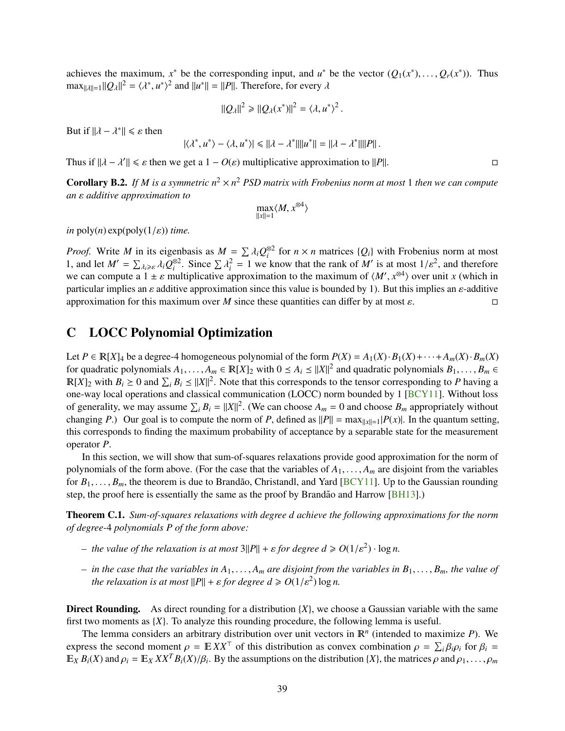achieves the maximum, $x^*$ be the corresponding input, and $u^*$ be the vector $(Q_1(x^*), \dots, Q_r(x^*))$. Thus $\max_{\|\lambda\|=1} \|Q_\lambda\|^2 = \langle \lambda^*, u^* \rangle^2$ and $\|u^*\| = \|P\|$. Therefore, for every $\lambda$

$$\|Q_\lambda\|^2 \geqslant \|Q_\lambda(x^*)\|^2 = \langle \lambda, u^* \rangle^2 \,.$$

But if $\|\lambda - \lambda^*\| \leqslant \varepsilon$ then

$$|\langle \lambda^*, u^* \rangle - \langle \lambda, u^* \rangle| \leqslant \|\lambda - \lambda^*\| \|u^*\| = \|\lambda - \lambda^*\| \|P\| \,.$$

Thus if $\|\lambda - \lambda'\| \leqslant \varepsilon$ then we get a $1 - O(\varepsilon)$ multiplicative approximation to $\|P\|$. □

**Corollary B.2.** *If $M$ is a symmetric $n^2 \times n^2$ PSD matrix with Frobenius norm at most 1 then we can compute an $\varepsilon$ additive approximation to*

$$\max_{\|x\|=1} \langle M, x^{\otimes 4} \rangle$$

*in* $\mathrm{poly}(n) \exp(\mathrm{poly}(1/\varepsilon))$ *time.*

*Proof.* Write $M$ in its eigenbasis as $M = \sum \lambda_i Q_i^{\otimes 2}$ for $n \times n$ matrices $\{Q_i\}$ with Frobenius norm at most 1, and let $M' = \sum_{\lambda_i \geqslant \varepsilon} \lambda_i Q_i^{\otimes 2}$. Since $\sum \lambda_i^2 = 1$ we know that the rank of $M'$ is at most $1/\varepsilon^2$, and therefore we can compute a $1 \pm \varepsilon$ multiplicative approximation to the maximum of $\langle M', x^{\otimes 4} \rangle$ over unit $x$ (which in particular implies an $\varepsilon$ additive approximation since this value is bounded by 1). But this implies an $\varepsilon$-additive approximation for this maximum over $M$ since these quantities can differ by at most $\varepsilon$. □

# C LOCC Polynomial Optimization

Let $P \in \mathbb{R}[X]_4$ be a degree-4 homogeneous polynomial of the form $P(X) = A_1(X) \cdot B_1(X) + \cdots + A_m(X) \cdot B_m(X)$ for quadratic polynomials $A_1, \dots, A_m \in \mathbb{R}[X]_2$ with $0 \preceq A_i \preceq \|X\|^2$ and quadratic polynomials $B_1, \dots, B_m \in \mathbb{R}[X]_2$ with $B_i \succeq 0$ and $\sum_i B_i \preceq \|X\|^2$. Note that this corresponds to the tensor corresponding to $P$ having a one-way local operations and classical communication (LOCC) norm bounded by 1 [BCY11]. Without loss of generality, we may assume $\sum_i B_i = \|X\|^2$. (We can choose $A_m = 0$ and choose $B_m$ appropriately without changing $P$.) Our goal is to compute the norm of $P$, defined as $\|P\| = \max_{\|x\|=1} |P(x)|$. In the quantum setting, this corresponds to finding the maximum probability of acceptance by a separable state for the measurement operator $P$.

In this section, we will show that sum-of-squares relaxations provide good approximation for the norm of polynomials of the form above. (For the case that the variables of $A_1, \dots, A_m$ are disjoint from the variables for $B_1, \dots, B_m$, the theorem is due to Brandão, Christandl, and Yard [BCY11]. Up to the Gaussian rounding step, the proof here is essentially the same as the proof by Brandão and Harrow [BH13].)

**Theorem C.1.** *Sum-of-squares relaxations with degree $d$ achieve the following approximations for the norm of degree-4 polynomials $P$ of the form above:*

- *the value of the relaxation is at most $3\|P\| + \varepsilon$ for degree $d \geqslant O(1/\varepsilon^2) \cdot \log n$.*
- *in the case that the variables in $A_1, \dots, A_m$ are disjoint from the variables in $B_1, \dots, B_m$, the value of the relaxation is at most $\|P\| + \varepsilon$ for degree $d \geqslant O(1/\varepsilon^2) \log n$.*

**Direct Rounding.** As direct rounding for a distribution $\{X\}$, we choose a Gaussian variable with the same first two moments as $\{X\}$. To analyze this rounding procedure, the following lemma is useful.

The lemma considers an arbitrary distribution over unit vectors in $\mathbb{R}^n$ (intended to maximize $P$). We express the second moment $\rho = \mathbb{E}\, XX^\top$ of this distribution as convex combination $\rho = \sum_i \beta_i \rho_i$ for $\beta_i = \mathbb{E}_X B_i(X)$ and $\rho_i = \mathbb{E}_X XX^T B_i(X)/\beta_i$. By the assumptions on the distribution $\{X\}$, the matrices $\rho$ and $\rho_1, \dots, \rho_m$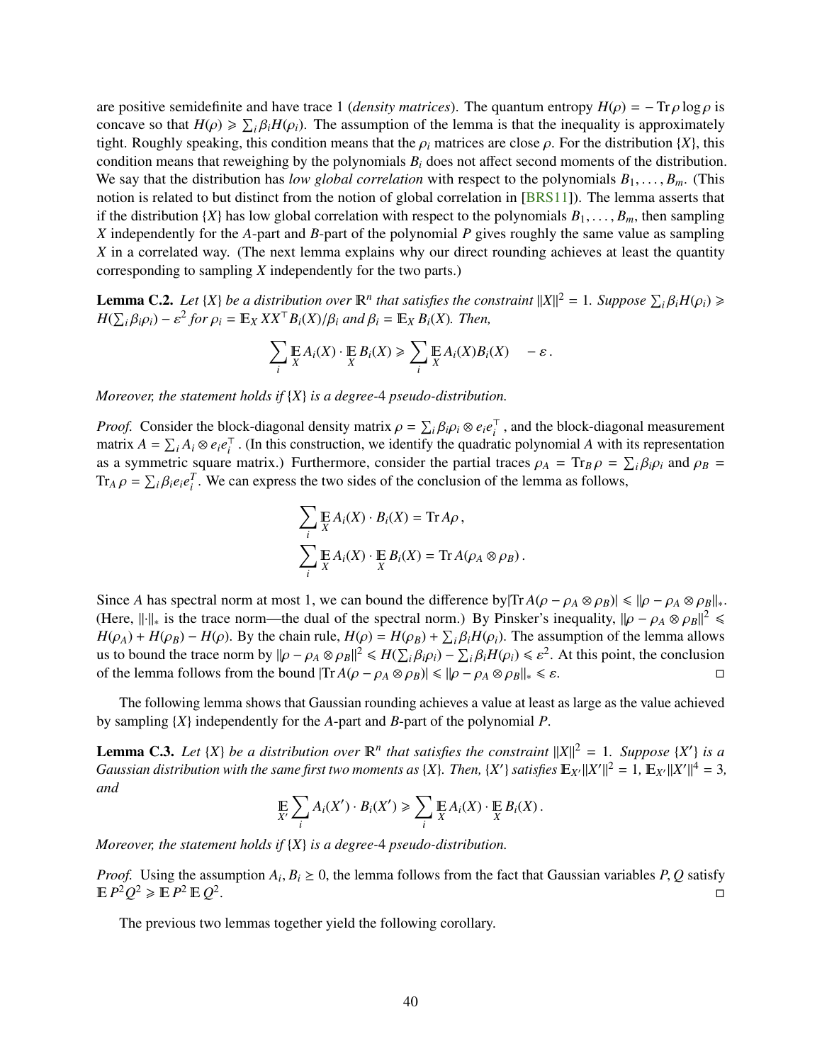are positive semidefinite and have trace 1 (*density matrices*). The quantum entropy $H(\rho) = -\operatorname{Tr} \rho \log \rho$ is concave so that $H(\rho) \geqslant \sum_i \beta_i H(\rho_i)$. The assumption of the lemma is that the inequality is approximately tight. Roughly speaking, this condition means that the $\rho_i$ matrices are close $\rho$. For the distribution $\{X\}$, this condition means that reweighing by the polynomials $B_i$ does not affect second moments of the distribution. We say that the distribution has *low global correlation* with respect to the polynomials $B_1, \ldots, B_m$. (This notion is related to but distinct from the notion of global correlation in [BRS11]). The lemma asserts that if the distribution $\{X\}$ has low global correlation with respect to the polynomials $B_1, \ldots, B_m$, then sampling $X$ independently for the $A$-part and $B$-part of the polynomial $P$ gives roughly the same value as sampling $X$ in a correlated way. (The next lemma explains why our direct rounding achieves at least the quantity corresponding to sampling $X$ independently for the two parts.)

**Lemma C.2.** *Let $\{X\}$ be a distribution over $\mathbb{R}^n$ that satisfies the constraint $\|X\|^2 = 1$. Suppose $\sum_i \beta_i H(\rho_i) \geqslant H(\sum_i \beta_i \rho_i) - \varepsilon^2$ for $\rho_i = \mathbb{E}_X XX^\top B_i(X)/\beta_i$ and $\beta_i = \mathbb{E}_X B_i(X)$. Then,*

$$\sum_i \mathop{\mathbb{E}}_X A_i(X) \cdot \mathop{\mathbb{E}}_X B_i(X) \geqslant \sum_i \mathop{\mathbb{E}}_X A_i(X) B_i(X) \quad - \varepsilon \,.$$

*Moreover, the statement holds if $\{X\}$ is a degree-4 pseudo-distribution.*

*Proof.* Consider the block-diagonal density matrix $\rho = \sum_i \beta_i \rho_i \otimes e_i e_i^\top$, and the block-diagonal measurement matrix $A = \sum_i A_i \otimes e_i e_i^\top$. (In this construction, we identify the quadratic polynomial $A$ with its representation as a symmetric square matrix.) Furthermore, consider the partial traces $\rho_A = \operatorname{Tr}_B \rho = \sum_i \beta_i \rho_i$ and $\rho_B = \operatorname{Tr}_A \rho = \sum_i \beta_i e_i e_i^T$. We can express the two sides of the conclusion of the lemma as follows,

$$\sum_i \mathop{\mathbb{E}}_X A_i(X) \cdot B_i(X) = \operatorname{Tr} A\rho \,,$$
$$\sum_i \mathop{\mathbb{E}}_X A_i(X) \cdot \mathop{\mathbb{E}}_X B_i(X) = \operatorname{Tr} A(\rho_A \otimes \rho_B) \,.$$

Since $A$ has spectral norm at most 1, we can bound the difference by$|\operatorname{Tr} A(\rho - \rho_A \otimes \rho_B)| \leqslant \|\rho - \rho_A \otimes \rho_B\|_*$. (Here, $\|\cdot\|_*$ is the trace norm—the dual of the spectral norm.) By Pinsker's inequality, $\|\rho - \rho_A \otimes \rho_B\|^2 \leqslant H(\rho_A) + H(\rho_B) - H(\rho)$. By the chain rule, $H(\rho) = H(\rho_B) + \sum_i \beta_i H(\rho_i)$. The assumption of the lemma allows us to bound the trace norm by $\|\rho - \rho_A \otimes \rho_B\|^2 \leqslant H(\sum_i \beta_i \rho_i) - \sum_i \beta_i H(\rho_i) \leqslant \varepsilon^2$. At this point, the conclusion of the lemma follows from the bound $|\operatorname{Tr} A(\rho - \rho_A \otimes \rho_B)| \leqslant \|\rho - \rho_A \otimes \rho_B\|_* \leqslant \varepsilon$. □

The following lemma shows that Gaussian rounding achieves a value at least as large as the value achieved by sampling $\{X\}$ independently for the $A$-part and $B$-part of the polynomial $P$.

**Lemma C.3.** *Let $\{X\}$ be a distribution over $\mathbb{R}^n$ that satisfies the constraint $\|X\|^2 = 1$. Suppose $\{X'\}$ is a Gaussian distribution with the same first two moments as $\{X\}$. Then, $\{X'\}$ satisfies $\mathbb{E}_{X'} \|X'\|^2 = 1$, $\mathbb{E}_{X'} \|X'\|^4 = 3$, and*

$$\mathop{\mathbb{E}}_{X'} \sum_i A_i(X') \cdot B_i(X') \geqslant \sum_i \mathop{\mathbb{E}}_X A_i(X) \cdot \mathop{\mathbb{E}}_X B_i(X) \,.$$

*Moreover, the statement holds if $\{X\}$ is a degree-4 pseudo-distribution.*

*Proof.* Using the assumption $A_i, B_i \succeq 0$, the lemma follows from the fact that Gaussian variables $P, Q$ satisfy $\mathbb{E} P^2 Q^2 \geqslant \mathbb{E} P^2 \, \mathbb{E} Q^2$. □

The previous two lemmas together yield the following corollary.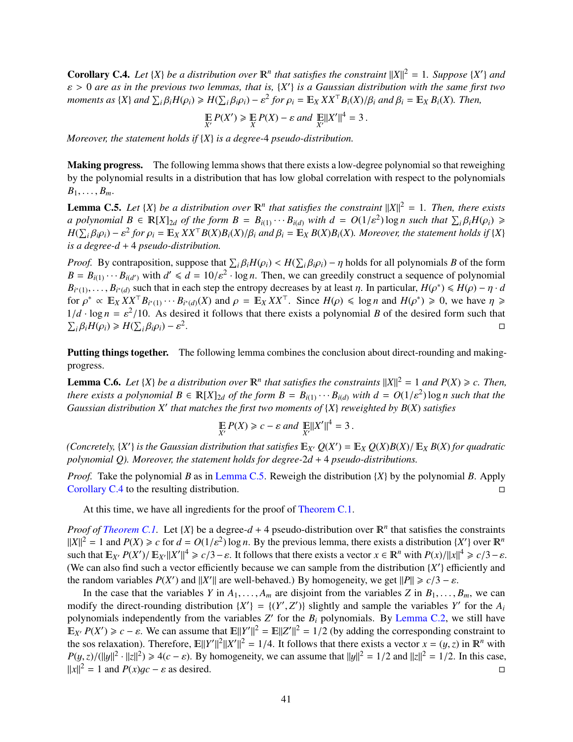**Corollary C.4.** *Let $\{X\}$ be a distribution over $\mathbb{R}^n$ that satisfies the constraint $\|X\|^2 = 1$. Suppose $\{X'\}$ and $\varepsilon > 0$ are as in the previous two lemmas, that is, $\{X'\}$ is a Gaussian distribution with the same first two moments as $\{X\}$ and $\sum_i \beta_i H(\rho_i) \geqslant H(\sum_i \beta_i \rho_i) - \varepsilon^2$ for $\rho_i = \mathbb{E}_X XX^\top B_i(X)/\beta_i$ and $\beta_i = \mathbb{E}_X B_i(X)$. Then,*

$$\mathop{\mathbb{E}}_{X'} P(X') \geqslant \mathop{\mathbb{E}}_{X} P(X) - \varepsilon \text{ and } \mathop{\mathbb{E}}_{X'} \|X'\|^4 = 3\,.$$

*Moreover, the statement holds if $\{X\}$ is a degree-4 pseudo-distribution.*

**Making progress.** The following lemma shows that there exists a low-degree polynomial so that reweighing by the polynomial results in a distribution that has low global correlation with respect to the polynomials $B_1, \ldots, B_m$.

**Lemma C.5.** *Let $\{X\}$ be a distribution over $\mathbb{R}^n$ that satisfies the constraint $\|X\|^2 = 1$. Then, there exists a polynomial $B \in \mathbb{R}[X]_{2d}$ of the form $B = B_{i(1)} \cdots B_{i(d)}$ with $d = O(1/\varepsilon^2)\log n$ such that $\sum_i \beta_i H(\rho_i) \geqslant H(\sum_i \beta_i \rho_i) - \varepsilon^2$ for $\rho_i = \mathbb{E}_X XX^\top B(X) B_i(X)/\beta_i$ and $\beta_i = \mathbb{E}_X B(X) B_i(X)$. Moreover, the statement holds if $\{X\}$ is a degree-$d+4$ pseudo-distribution.*

*Proof.* By contraposition, suppose that $\sum_i \beta_i H(\rho_i) < H(\sum_i \beta_i \rho_i) - \eta$ holds for all polynomials $B$ of the form $B = B_{i(1)} \cdots B_{i(d')}$ with $d' \leqslant d = 10/\varepsilon^2 \cdot \log n$. Then, we can greedily construct a sequence of polynomial $B_{i^*(1)}, \ldots, B_{i^*(d)}$ such that in each step the entropy decreases by at least $\eta$. In particular, $H(\rho^*) \leqslant H(\rho) - \eta \cdot d$ for $\rho^* \propto \mathbb{E}_X XX^\top B_{i^*(1)} \cdots B_{i^*(d)}(X)$ and $\rho = \mathbb{E}_X XX^\top$. Since $H(\rho) \leqslant \log n$ and $H(\rho^*) \geqslant 0$, we have $\eta \geqslant 1/d \cdot \log n = \varepsilon^2/10$. As desired it follows that there exists a polynomial $B$ of the desired form such that $\sum_i \beta_i H(\rho_i) \geqslant H(\sum_i \beta_i \rho_i) - \varepsilon^2$. □

**Putting things together.** The following lemma combines the conclusion about direct-rounding and making-progress.

**Lemma C.6.** *Let $\{X\}$ be a distribution over $\mathbb{R}^n$ that satisfies the constraints $\|X\|^2 = 1$ and $P(X) \geqslant c$. Then, there exists a polynomial $B \in \mathbb{R}[X]_{2d}$ of the form $B = B_{i(1)} \cdots B_{i(d)}$ with $d = O(1/\varepsilon^2)\log n$ such that the Gaussian distribution $X'$ that matches the first two moments of $\{X\}$ reweighted by $B(X)$ satisfies*

$$\mathop{\mathbb{E}}_{X'} P(X) \geqslant c - \varepsilon \text{ and } \mathop{\mathbb{E}}_{X'} \|X'\|^4 = 3\,.$$

*(Concretely, $\{X'\}$ is the Gaussian distribution that satisfies $\mathbb{E}_{X'} Q(X') = \mathbb{E}_X Q(X) B(X) / \mathbb{E}_X B(X)$ for quadratic polynomial $Q$). Moreover, the statement holds for degree-$2d+4$ pseudo-distributions.*

*Proof.* Take the polynomial $B$ as in Lemma C.5. Reweigh the distribution $\{X\}$ by the polynomial $B$. Apply Corollary C.4 to the resulting distribution. □

At this time, we have all ingredients for the proof of Theorem C.1.

*Proof of Theorem C.1.* Let $\{X\}$ be a degree-$d+4$ pseudo-distribution over $\mathbb{R}^n$ that satisfies the constraints $\|X\|^2 = 1$ and $P(X) \geqslant c$ for $d = O(1/\varepsilon^2)\log n$. By the previous lemma, there exists a distribution $\{X'\}$ over $\mathbb{R}^n$ such that $\mathbb{E}_{X'} P(X') / \mathbb{E}_{X'} \|X'\|^4 \geqslant c/3 - \varepsilon$. It follows that there exists a vector $x \in \mathbb{R}^n$ with $P(x)/\|x\|^4 \geqslant c/3 - \varepsilon$. (We can also find such a vector efficiently because we can sample from the distribution $\{X'\}$ efficiently and the random variables $P(X')$ and $\|X'\|$ are well-behaved.) By homogeneity, we get $\|P\| \geqslant c/3 - \varepsilon$.

In the case that the variables $Y$ in $A_1, \ldots, A_m$ are disjoint from the variables $Z$ in $B_1, \ldots, B_m$, we can modify the direct-rounding distribution $\{X'\} = \{(Y', Z')\}$ slightly and sample the variables $Y'$ for the $A_i$ polynomials independently from the variables $Z'$ for the $B_i$ polynomials. By Lemma C.2, we still have $\mathbb{E}_{X'} P(X') \geqslant c - \varepsilon$. We can assume that $\mathbb{E}\|Y'\|^2 = \mathbb{E}\|Z'\|^2 = 1/2$ (by adding the corresponding constraint to the sos relaxation). Therefore, $\mathbb{E}\|Y'\|^2 \|X'\|^2 = 1/4$. It follows that there exists a vector $x = (y, z)$ in $\mathbb{R}^n$ with $P(y,z)/(\|y\|^2 \cdot \|z\|^2) \geqslant 4(c - \varepsilon)$. By homogeneity, we can assume that $\|y\|^2 = 1/2$ and $\|z\|^2 = 1/2$. In this case, $\|x\|^2 = 1$ and $P(x) g c - \varepsilon$ as desired. □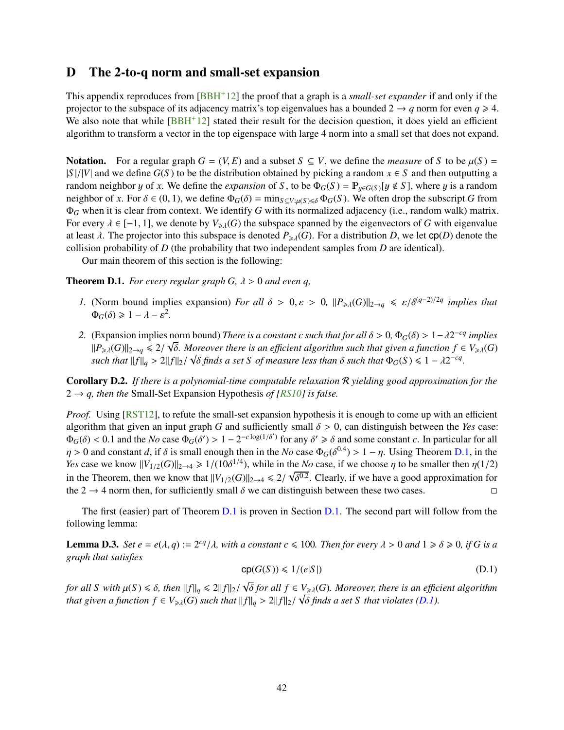# D The 2-to-q norm and small-set expansion

This appendix reproduces from [BBH+12] the proof that a graph is a *small-set expander* if and only if the projector to the subspace of its adjacency matrix's top eigenvalues has a bounded $2 \to q$ norm for even $q \geqslant 4$. We also note that while [BBH+12] stated their result for the decision question, it does yield an efficient algorithm to transform a vector in the top eigenspace with large 4 norm into a small set that does not expand.

**Notation.** For a regular graph $G = (V, E)$ and a subset $S \subseteq V$, we define the *measure* of $S$ to be $\mu(S) = |S|/|V|$ and we define $G(S)$ to be the distribution obtained by picking a random $x \in S$ and then outputting a random neighbor $y$ of $x$. We define the *expansion* of $S$, to be $\Phi_G(S) = \mathbb{P}_{y \in G(S)}[y \notin S]$, where $y$ is a random neighbor of $x$. For $\delta \in (0, 1)$, we define $\Phi_G(\delta) = \min_{S \subseteq V : \mu(S) \leqslant \delta} \Phi_G(S)$. We often drop the subscript $G$ from $\Phi_G$ when it is clear from context. We identify $G$ with its normalized adjacency (i.e., random walk) matrix. For every $\lambda \in [-1, 1]$, we denote by $V_{\geqslant\lambda}(G)$ the subspace spanned by the eigenvectors of $G$ with eigenvalue at least $\lambda$. The projector into this subspace is denoted $P_{\geqslant\lambda}(G)$. For a distribution $D$, we let $\mathsf{cp}(D)$ denote the collision probability of $D$ (the probability that two independent samples from $D$ are identical).

Our main theorem of this section is the following:

**Theorem D.1.** *For every regular graph $G$, $\lambda > 0$ and even $q$,*

1. (Norm bound implies expansion) *For all $\delta > 0, \varepsilon > 0$, $\|P_{\geqslant\lambda}(G)\|_{2\to q} \leqslant \varepsilon/\delta^{(q-2)/2q}$ implies that $\Phi_G(\delta) \geqslant 1 - \lambda - \varepsilon^2$.*
2. (Expansion implies norm bound) *There is a constant $c$ such that for all $\delta > 0$, $\Phi_G(\delta) > 1 - \lambda 2^{-cq}$ implies $\|P_{\geqslant\lambda}(G)\|_{2\to q} \leqslant 2/\sqrt{\delta}$. Moreover there is an efficient algorithm such that given a function $f \in V_{\geqslant\lambda}(G)$ such that $\|f\|_q > 2\|f\|_2/\sqrt{\delta}$ finds a set $S$ of measure less than $\delta$ such that $\Phi_G(S) \leqslant 1 - \lambda 2^{-cq}$.*

**Corollary D.2.** *If there is a polynomial-time computable relaxation $\mathcal{R}$ yielding good approximation for the $2 \to q$, then the* Small-Set Expansion Hypothesis *of [RS10] is false.*

*Proof.* Using [RST12], to refute the small-set expansion hypothesis it is enough to come up with an efficient algorithm that given an input graph $G$ and sufficiently small $\delta > 0$, can distinguish between the *Yes* case: $\Phi_G(\delta) < 0.1$ and the *No* case $\Phi_G(\delta') > 1 - 2^{-c\log(1/\delta')}$ for any $\delta' \geqslant \delta$ and some constant $c$. In particular for all $\eta > 0$ and constant $d$, if $\delta$ is small enough then in the *No* case $\Phi_G(\delta^{0.4}) > 1 - \eta$. Using Theorem D.1, in the *Yes* case we know $\|V_{1/2}(G)\|_{2\to 4} \geqslant 1/(10\delta^{1/4})$, while in the *No* case, if we choose $\eta$ to be smaller then $\eta(1/2)$ in the Theorem, then we know that $\|V_{1/2}(G)\|_{2\to 4} \leqslant 2/\sqrt{\delta^{0.2}}$. Clearly, if we have a good approximation for the $2 \to 4$ norm then, for sufficiently small $\delta$ we can distinguish between these two cases. □

The first (easier) part of Theorem D.1 is proven in Section D.1. The second part will follow from the following lemma:

**Lemma D.3.** *Set $e = e(\lambda, q) := 2^{cq}/\lambda$, with a constant $c \leqslant 100$. Then for every $\lambda > 0$ and $1 \geqslant \delta \geqslant 0$, if $G$ is a graph that satisfies*

$$\mathsf{cp}(G(S)) \leqslant 1/(e|S|) \tag{D.1}$$

*for all $S$ with $\mu(S) \leqslant \delta$, then $\|f\|_q \leqslant 2\|f\|_2/\sqrt{\delta}$ for all $f \in V_{\geqslant\lambda}(G)$. Moreover, there is an efficient algorithm that given a function $f \in V_{\geqslant\lambda}(G)$ such that $\|f\|_q > 2\|f\|_2/\sqrt{\delta}$ finds a set $S$ that violates (D.1).*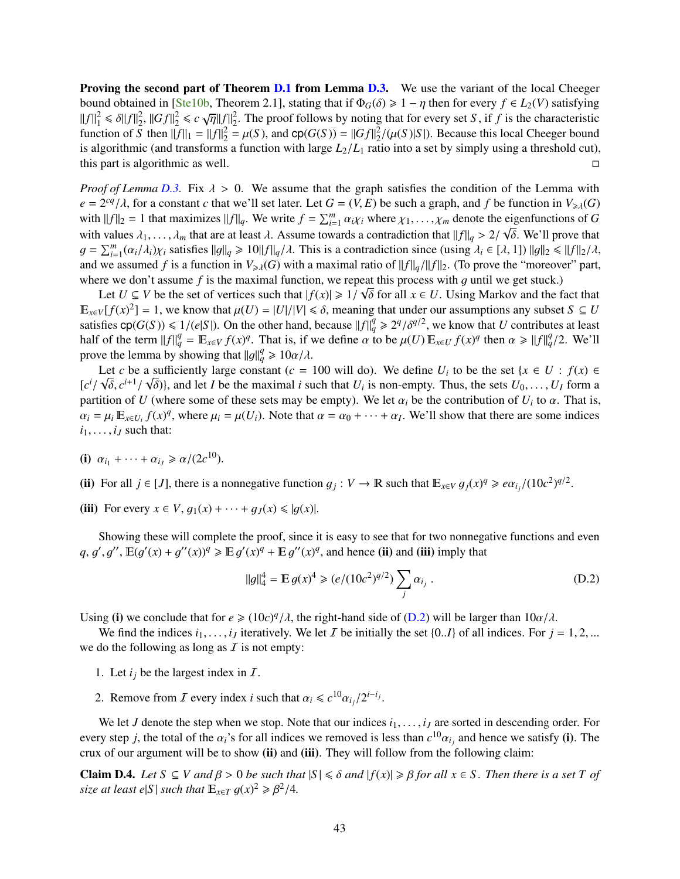**Proving the second part of Theorem D.1 from Lemma D.3.** We use the variant of the local Cheeger bound obtained in [Ste10b, Theorem 2.1], stating that if $\Phi_G(\delta) \geqslant 1 - \eta$ then for every $f \in L_2(V)$ satisfying $\|f\|_1^2 \leqslant \delta\|f\|_2^2$, $\|Gf\|_2^2 \leqslant c\sqrt{\eta}\|f\|_2^2$. The proof follows by noting that for every set $S$, if $f$ is the characteristic function of $S$ then $\|f\|_1 = \|f\|_2^2 = \mu(S)$, and $\mathsf{cp}(G(S)) = \|Gf\|_2^2/(\mu(S)|S|)$. Because this local Cheeger bound is algorithmic (and transforms a function with large $L_2/L_1$ ratio into a set by simply using a threshold cut), this part is algorithmic as well. □

*Proof of Lemma D.3.* Fix $\lambda > 0$. We assume that the graph satisfies the condition of the Lemma with $e = 2^{cq}/\lambda$, for a constant $c$ that we'll set later. Let $G = (V, E)$ be such a graph, and $f$ be function in $V_{\geqslant\lambda}(G)$ with $\|f\|_2 = 1$ that maximizes $\|f\|_q$. We write $f = \sum_{i=1}^m \alpha_i\chi_i$ where $\chi_1, \ldots, \chi_m$ denote the eigenfunctions of $G$ with values $\lambda_1, \ldots, \lambda_m$ that are at least $\lambda$. Assume towards a contradiction that $\|f\|_q > 2/\sqrt{\delta}$. We'll prove that $g = \sum_{i=1}^m (\alpha_i/\lambda_i)\chi_i$ satisfies $\|g\|_q \geqslant 10\|f\|_q/\lambda$. This is a contradiction since (using $\lambda_i \in [\lambda, 1]$) $\|g\|_2 \leqslant \|f\|_2/\lambda$, and we assumed $f$ is a function in $V_{\geqslant\lambda}(G)$ with a maximal ratio of $\|f\|_q/\|f\|_2$. (To prove the "moreover" part, where we don't assume $f$ is the maximal function, we repeat this process with $g$ until we get stuck.)

Let $U \subseteq V$ be the set of vertices such that $|f(x)| \geqslant 1/\sqrt{\delta}$ for all $x \in U$. Using Markov and the fact that $\mathbb{E}_{x\in V}[f(x)^2] = 1$, we know that $\mu(U) = |U|/|V| \leqslant \delta$, meaning that under our assumptions any subset $S \subseteq U$ satisfies $\mathsf{cp}(G(S)) \leqslant 1/(e|S|)$. On the other hand, because $\|f\|_q^q \geqslant 2^q/\delta^{q/2}$, we know that $U$ contributes at least half of the term $\|f\|_q^q = \mathbb{E}_{x\in V} f(x)^q$. That is, if we define $\alpha$ to be $\mu(U)\,\mathbb{E}_{x\in U} f(x)^q$ then $\alpha \geqslant \|f\|_q^q/2$. We'll prove the lemma by showing that $\|g\|_q^q \geqslant 10\alpha/\lambda$.

Let $c$ be a sufficiently large constant ($c = 100$ will do). We define $U_i$ to be the set $\{x \in U : f(x) \in [c^i/\sqrt{\delta}, c^{i+1}/\sqrt{\delta})\}$, and let $I$ be the maximal $i$ such that $U_i$ is non-empty. Thus, the sets $U_0, \ldots, U_I$ form a partition of $U$ (where some of these sets may be empty). We let $\alpha_i$ be the contribution of $U_i$ to $\alpha$. That is, $\alpha_i = \mu_i\,\mathbb{E}_{x\in U_i} f(x)^q$, where $\mu_i = \mu(U_i)$. Note that $\alpha = \alpha_0 + \cdots + \alpha_I$. We'll show that there are some indices $i_1, \ldots, i_J$ such that:

**(i)** $\alpha_{i_1} + \cdots + \alpha_{i_J} \geqslant \alpha/(2c^{10})$.

**(ii)** For all $j \in [J]$, there is a nonnegative function $g_j : V \to \mathbb{R}$ such that $\mathbb{E}_{x\in V}\, g_j(x)^q \geqslant e\alpha_{i_j}/(10c^2)^{q/2}$.

**(iii)** For every $x \in V$, $g_1(x) + \cdots + g_J(x) \leqslant |g(x)|$.

Showing these will complete the proof, since it is easy to see that for two nonnegative functions and even $q$, $g', g''$, $\mathbb{E}(g'(x) + g''(x))^q \geqslant \mathbb{E}\, g'(x)^q + \mathbb{E}\, g''(x)^q$, and hence **(ii)** and **(iii)** imply that

$$\|g\|_4^4 = \mathbb{E}\, g(x)^4 \geqslant (e/(10c^2)^{q/2}) \sum_j \alpha_{i_j}\,. \tag{D.2}$$

Using **(i)** we conclude that for $e \geqslant (10c)^q/\lambda$, the right-hand side of (D.2) will be larger than $10\alpha/\lambda$.

We find the indices $i_1, \ldots, i_J$ iteratively. We let $\mathcal{I}$ be initially the set $\{0..I\}$ of all indices. For $j = 1, 2, ...$ we do the following as long as $\mathcal{I}$ is not empty:

1. Let $i_j$ be the largest index in $\mathcal{I}$.
2. Remove from $\mathcal{I}$ every index $i$ such that $\alpha_i \leqslant c^{10}\alpha_{i_j}/2^{i-i_j}$.

We let $J$ denote the step when we stop. Note that our indices $i_1, \ldots, i_J$ are sorted in descending order. For every step $j$, the total of the $\alpha_i$'s for all indices we removed is less than $c^{10}\alpha_{i_j}$ and hence we satisfy **(i)**. The crux of our argument will be to show **(ii)** and **(iii)**. They will follow from the following claim:

**Claim D.4.** *Let $S \subseteq V$ and $\beta > 0$ be such that $|S| \leqslant \delta$ and $|f(x)| \geqslant \beta$ for all $x \in S$. Then there is a set $T$ of size at least $e|S|$ such that $\mathbb{E}_{x\in T}\, g(x)^2 \geqslant \beta^2/4$.*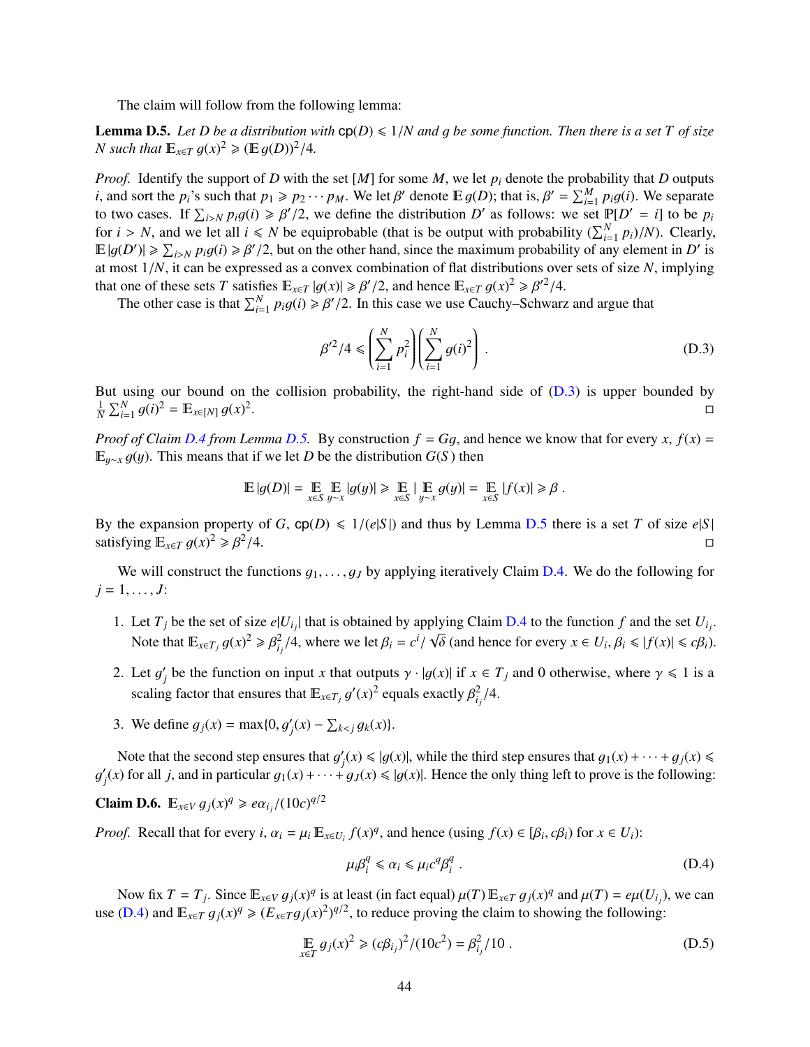The claim will follow from the following lemma:

**Lemma D.5.** *Let $D$ be a distribution with $\mathsf{cp}(D) \leqslant 1/N$ and $g$ be some function. Then there is a set $T$ of size $N$ such that $\mathbb{E}_{x\in T}\, g(x)^2 \geqslant (\mathbb{E}\, g(D))^2/4$.*

*Proof.* Identify the support of $D$ with the set $[M]$ for some $M$, we let $p_i$ denote the probability that $D$ outputs $i$, and sort the $p_i$'s such that $p_1 \geqslant p_2 \cdots p_M$. We let $\beta'$ denote $\mathbb{E}\, g(D)$; that is, $\beta' = \sum_{i=1}^{M} p_i g(i)$. We separate to two cases. If $\sum_{i>N} p_i g(i) \geqslant \beta'/2$, we define the distribution $D'$ as follows: we set $\mathbb{P}[D' = i]$ to be $p_i$ for $i > N$, and we let all $i \leqslant N$ be equiprobable (that is be output with probability $(\sum_{i=1}^{N} p_i)/N$). Clearly, $\mathbb{E}\,|g(D')| \geqslant \sum_{i>N} p_i g(i) \geqslant \beta'/2$, but on the other hand, since the maximum probability of any element in $D'$ is at most $1/N$, it can be expressed as a convex combination of flat distributions over sets of size $N$, implying that one of these sets $T$ satisfies $\mathbb{E}_{x\in T}\,|g(x)| \geqslant \beta'/2$, and hence $\mathbb{E}_{x\in T}\, g(x)^2 \geqslant \beta'^2/4$.

The other case is that $\sum_{i=1}^{N} p_i g(i) \geqslant \beta'/2$. In this case we use Cauchy–Schwarz and argue that

$$\beta'^2/4 \leqslant \left(\sum_{i=1}^{N} p_i^2\right)\left(\sum_{i=1}^{N} g(i)^2\right). \tag{D.3}$$

But using our bound on the collision probability, the right-hand side of (D.3) is upper bounded by $\frac{1}{N}\sum_{i=1}^{N} g(i)^2 = \mathbb{E}_{x\in[N]}\, g(x)^2$. ◻

*Proof of Claim D.4 from Lemma D.5.* By construction $f = Gg$, and hence we know that for every $x$, $f(x) = \mathbb{E}_{y\sim x}\, g(y)$. This means that if we let $D$ be the distribution $G(S)$ then

$$\mathbb{E}\,|g(D)| = \mathop{\mathbb{E}}_{x\in S}\mathop{\mathbb{E}}_{y\sim x}|g(y)| \geqslant \mathop{\mathbb{E}}_{x\in S}|\mathop{\mathbb{E}}_{y\sim x} g(y)| = \mathop{\mathbb{E}}_{x\in S}|f(x)| \geqslant \beta\,.$$

By the expansion property of $G$, $\mathsf{cp}(D) \leqslant 1/(e|S|)$ and thus by Lemma D.5 there is a set $T$ of size $e|S|$ satisfying $\mathbb{E}_{x\in T}\, g(x)^2 \geqslant \beta^2/4$. ◻

We will construct the functions $g_1,\ldots,g_J$ by applying iteratively Claim D.4. We do the following for $j = 1,\ldots,J$:

1. Let $T_j$ be the set of size $e|U_{i_j}|$ that is obtained by applying Claim D.4 to the function $f$ and the set $U_{i_j}$. Note that $\mathbb{E}_{x\in T_j}\, g(x)^2 \geqslant \beta_{i_j}^2/4$, where we let $\beta_i = c^i/\sqrt{\delta}$ (and hence for every $x \in U_i$, $\beta_i \leqslant |f(x)| \leqslant c\beta_i$).
2. Let $g'_j$ be the function on input $x$ that outputs $\gamma\cdot|g(x)|$ if $x \in T_j$ and 0 otherwise, where $\gamma \leqslant 1$ is a scaling factor that ensures that $\mathbb{E}_{x\in T_j}\, g'(x)^2$ equals exactly $\beta_{i_j}^2/4$.
3. We define $g_j(x) = \max\{0, g'_j(x) - \sum_{k<j} g_k(x)\}$.

Note that the second step ensures that $g'_j(x) \leqslant |g(x)|$, while the third step ensures that $g_1(x)+\cdots+g_j(x) \leqslant g'_j(x)$ for all $j$, and in particular $g_1(x)+\cdots+g_J(x) \leqslant |g(x)|$. Hence the only thing left to prove is the following:

**Claim D.6.** $\mathbb{E}_{x\in V}\, g_j(x)^q \geqslant e\alpha_{i_j}/(10c)^{q/2}$

*Proof.* Recall that for every $i$, $\alpha_i = \mu_i\,\mathbb{E}_{x\in U_i} f(x)^q$, and hence (using $f(x) \in [\beta_i, c\beta_i)$ for $x \in U_i$):

$$\mu_i\beta_i^q \leqslant \alpha_i \leqslant \mu_i c^q \beta_i^q\,. \tag{D.4}$$

Now fix $T = T_j$. Since $\mathbb{E}_{x\in V}\, g_j(x)^q$ is at least (in fact equal) $\mu(T)\,\mathbb{E}_{x\in T}\, g_j(x)^q$ and $\mu(T) = e\mu(U_{i_j})$, we can use (D.4) and $\mathbb{E}_{x\in T}\, g_j(x)^q \geqslant (E_{x\in T} g_j(x)^2)^{q/2}$, to reduce proving the claim to showing the following:

$$\mathop{\mathbb{E}}_{x\in T} g_j(x)^2 \geqslant (c\beta_{i_j})^2/(10c^2) = \beta_{i_j}^2/10\,. \tag{D.5}$$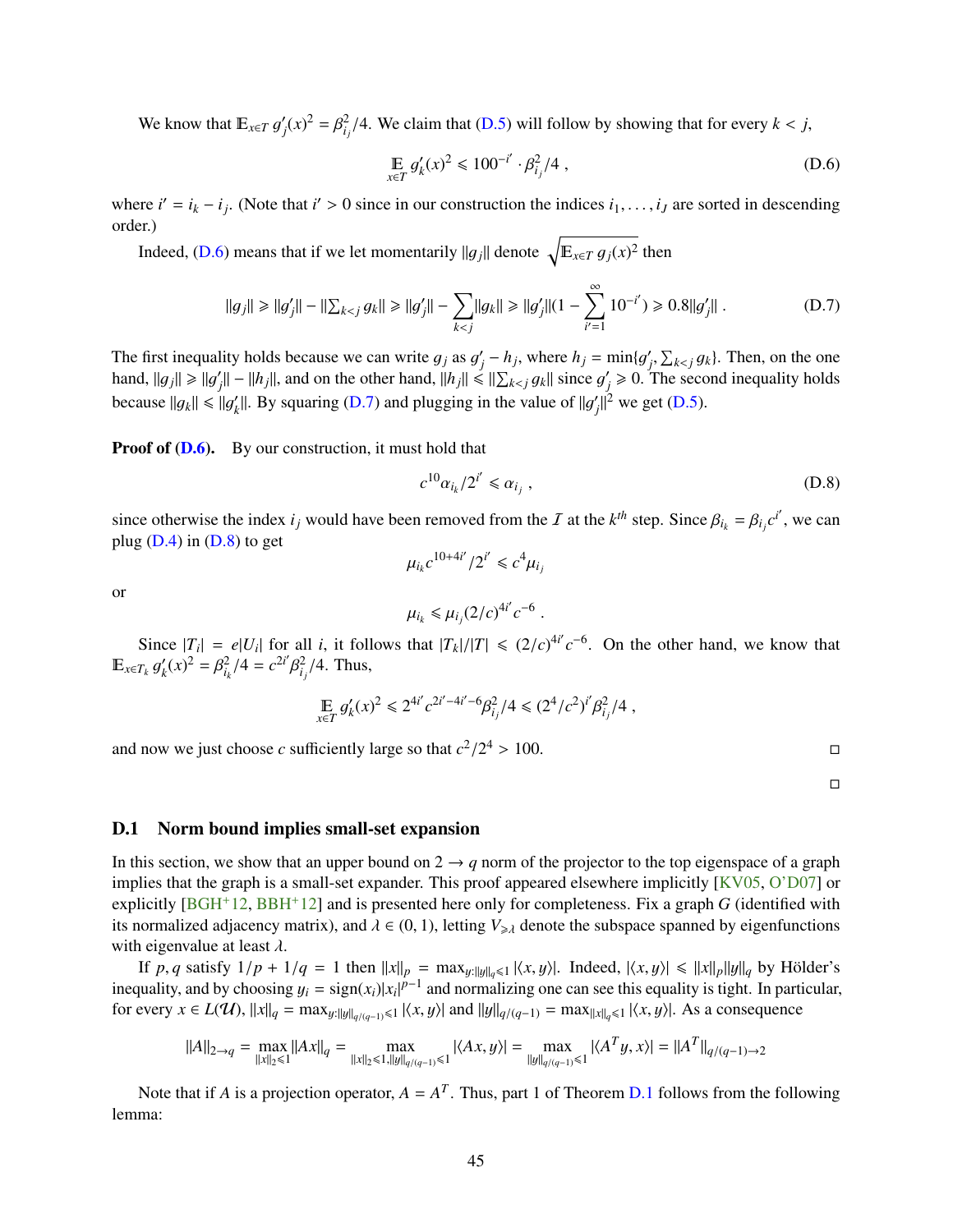We know that $\mathbb{E}_{x\in T}\, g'_j(x)^2 = \beta_{i_j}^2/4$. We claim that (D.5) will follow by showing that for every $k < j$,

$$\mathop{\mathbb{E}}_{x\in T} g'_k(x)^2 \leqslant 100^{-i'} \cdot \beta_{i_j}^2/4\ , \tag{D.6}$$

where $i' = i_k - i_j$. (Note that $i' > 0$ since in our construction the indices $i_1, \ldots, i_J$ are sorted in descending order.)

Indeed, (D.6) means that if we let momentarily $\|g_j\|$ denote $\sqrt{\mathbb{E}_{x\in T}\, g_j(x)^2}$ then

$$\|g_j\| \geqslant \|g'_j\| - \|\textstyle\sum_{k<j} g_k\| \geqslant \|g'_j\| - \displaystyle\sum_{k<j}\|g_k\| \geqslant \|g'_j\|(1 - \sum_{i'=1}^{\infty} 10^{-i'}) \geqslant 0.8\|g'_j\|\ . \tag{D.7}$$

The first inequality holds because we can write $g_j$ as $g'_j - h_j$, where $h_j = \min\{g'_j, \sum_{k<j} g_k\}$. Then, on the one hand, $\|g_j\| \geqslant \|g'_j\| - \|h_j\|$, and on the other hand, $\|h_j\| \leqslant \|\sum_{k<j} g_k\|$ since $g'_j \geqslant 0$. The second inequality holds because $\|g_k\| \leqslant \|g'_k\|$. By squaring (D.7) and plugging in the value of $\|g'_j\|^2$ we get (D.5).

**Proof of (D.6).** By our construction, it must hold that

$$c^{10}\alpha_{i_k}/2^{i'} \leqslant \alpha_{i_j}\ , \tag{D.8}$$

since otherwise the index $i_j$ would have been removed from the $\mathcal{I}$ at the $k^{th}$ step. Since $\beta_{i_k} = \beta_{i_j} c^{i'}$, we can plug (D.4) in (D.8) to get

$$\mu_{i_k} c^{10+4i'}/2^{i'} \leqslant c^4 \mu_{i_j}$$

or

$$\mu_{i_k} \leqslant \mu_{i_j}(2/c)^{4i'} c^{-6}\ .$$

Since $|T_i| = e|U_i|$ for all $i$, it follows that $|T_k|/|T| \leqslant (2/c)^{4i'}c^{-6}$. On the other hand, we know that $\mathbb{E}_{x\in T_k}\, g'_k(x)^2 = \beta_{i_k}^2/4 = c^{2i'}\beta_{i_j}^2/4$. Thus,

$$\mathop{\mathbb{E}}_{x\in T} g'_k(x)^2 \leqslant 2^{4i'} c^{2i'-4i'-6}\beta_{i_j}^2/4 \leqslant (2^4/c^2)^{i'}\beta_{i_j}^2/4\ ,$$

and now we just choose $c$ sufficiently large so that $c^2/2^4 > 100$. □

□

## D.1 Norm bound implies small-set expansion

In this section, we show that an upper bound on $2 \to q$ norm of the projector to the top eigenspace of a graph implies that the graph is a small-set expander. This proof appeared elsewhere implicitly [KV05, O'D07] or explicitly [BGH+12, BBH+12] and is presented here only for completeness. Fix a graph $G$ (identified with its normalized adjacency matrix), and $\lambda \in (0, 1)$, letting $V_{\geqslant\lambda}$ denote the subspace spanned by eigenfunctions with eigenvalue at least $\lambda$.

If $p, q$ satisfy $1/p + 1/q = 1$ then $\|x\|_p = \max_{y:\|y\|_q\leqslant 1} |\langle x, y\rangle|$. Indeed, $|\langle x, y\rangle| \leqslant \|x\|_p\|y\|_q$ by Hölder's inequality, and by choosing $y_i = \mathrm{sign}(x_i)|x_i|^{p-1}$ and normalizing one can see this equality is tight. In particular, for every $x \in L(\mathcal{U})$, $\|x\|_q = \max_{y:\|y\|_{q/(q-1)}\leqslant 1} |\langle x, y\rangle|$ and $\|y\|_{q/(q-1)} = \max_{\|x\|_q\leqslant 1} |\langle x, y\rangle|$. As a consequence

$$\|A\|_{2\to q} = \max_{\|x\|_2\leqslant 1} \|Ax\|_q = \max_{\|x\|_2\leqslant 1, \|y\|_{q/(q-1)}\leqslant 1} |\langle Ax, y\rangle| = \max_{\|y\|_{q/(q-1)}\leqslant 1} |\langle A^T y, x\rangle| = \|A^T\|_{q/(q-1)\to 2}$$

Note that if $A$ is a projection operator, $A = A^T$. Thus, part 1 of Theorem D.1 follows from the following lemma: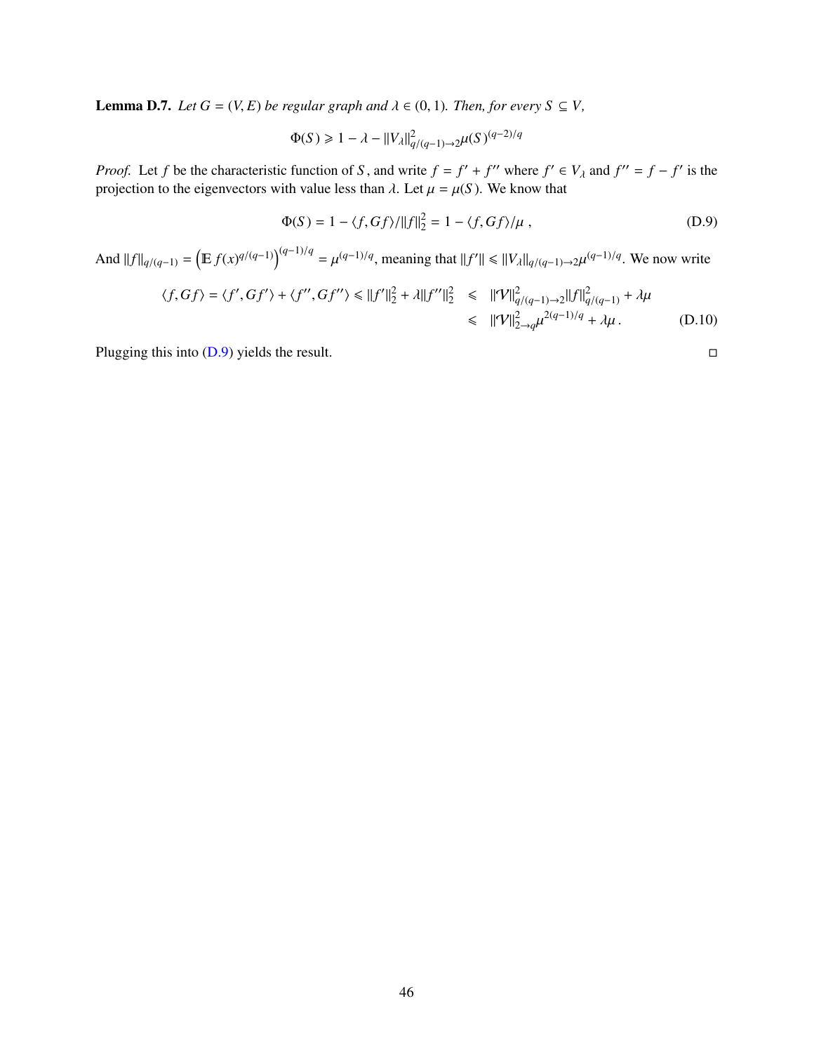**Lemma D.7.** *Let $G = (V, E)$ be regular graph and $\lambda \in (0, 1)$. Then, for every $S \subseteq V$,*

$$\Phi(S) \geqslant 1 - \lambda - \|V_\lambda\|^2_{q/(q-1)\to 2}\mu(S)^{(q-2)/q}$$

*Proof.* Let $f$ be the characteristic function of $S$, and write $f = f' + f''$ where $f' \in V_\lambda$ and $f'' = f - f'$ is the projection to the eigenvectors with value less than $\lambda$. Let $\mu = \mu(S)$. We know that

$$\Phi(S) = 1 - \langle f, Gf\rangle / \|f\|_2^2 = 1 - \langle f, Gf\rangle / \mu \,, \tag{D.9}$$

And $\|f\|_{q/(q-1)} = \left(\mathbb{E} f(x)^{q/(q-1)}\right)^{(q-1)/q} = \mu^{(q-1)/q}$, meaning that $\|f'\| \leqslant \|V_\lambda\|_{q/(q-1)\to 2}\mu^{(q-1)/q}$. We now write

$$\begin{aligned}\langle f, Gf\rangle = \langle f', Gf'\rangle + \langle f'', Gf''\rangle \leqslant \|f'\|_2^2 + \lambda\|f''\|_2^2 &\leqslant \|\mathcal{V}\|^2_{q/(q-1)\to 2}\|f\|^2_{q/(q-1)} + \lambda\mu \\ &\leqslant \|\mathcal{V}\|^2_{2\to q}\mu^{2(q-1)/q} + \lambda\mu \,. \end{aligned} \tag{D.10}$$

Plugging this into (D.9) yields the result. ◻